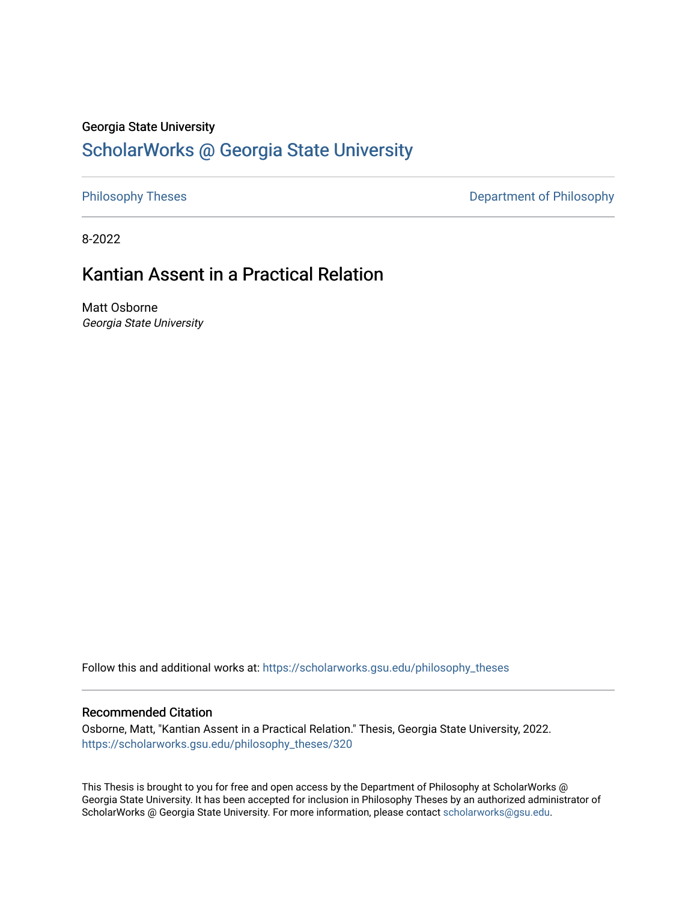Georgia State University

# ScholarWorks @ Georgia State University

Philosophy Theses

Department of Philosophy

8-2022

## Kantian Assent in a Practical Relation

Matt Osborne

*Georgia State University*

Follow this and additional works at: https://scholarworks.gsu.edu/philosophy_theses

### Recommended Citation

Osborne, Matt, "Kantian Assent in a Practical Relation." Thesis, Georgia State University, 2022.
https://scholarworks.gsu.edu/philosophy_theses/320

This Thesis is brought to you for free and open access by the Department of Philosophy at ScholarWorks @ Georgia State University. It has been accepted for inclusion in Philosophy Theses by an authorized administrator of ScholarWorks @ Georgia State University. For more information, please contact scholarworks@gsu.edu.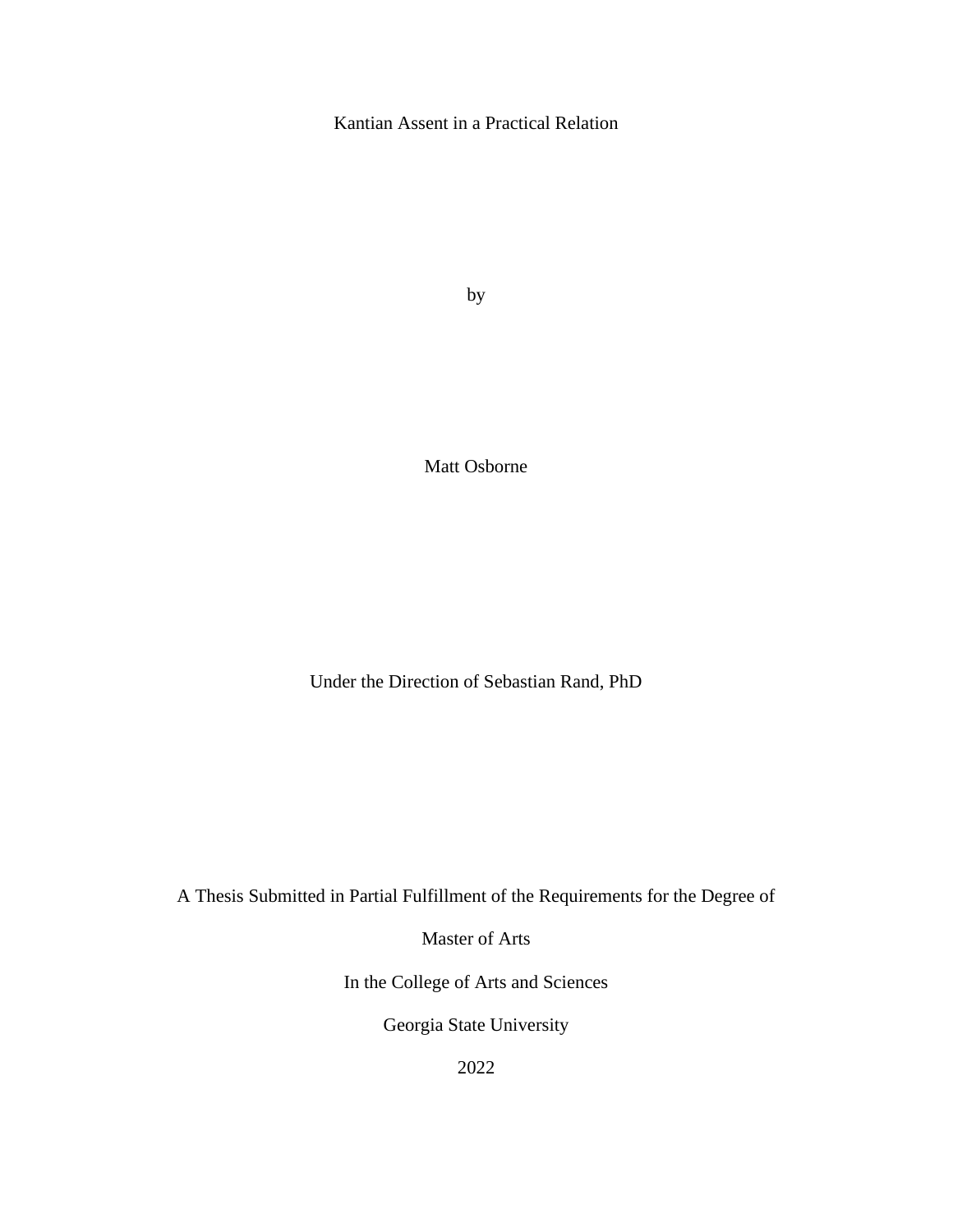Kantian Assent in a Practical Relation

by

Matt Osborne

Under the Direction of Sebastian Rand, PhD

A Thesis Submitted in Partial Fulfillment of the Requirements for the Degree of

Master of Arts

In the College of Arts and Sciences

Georgia State University

2022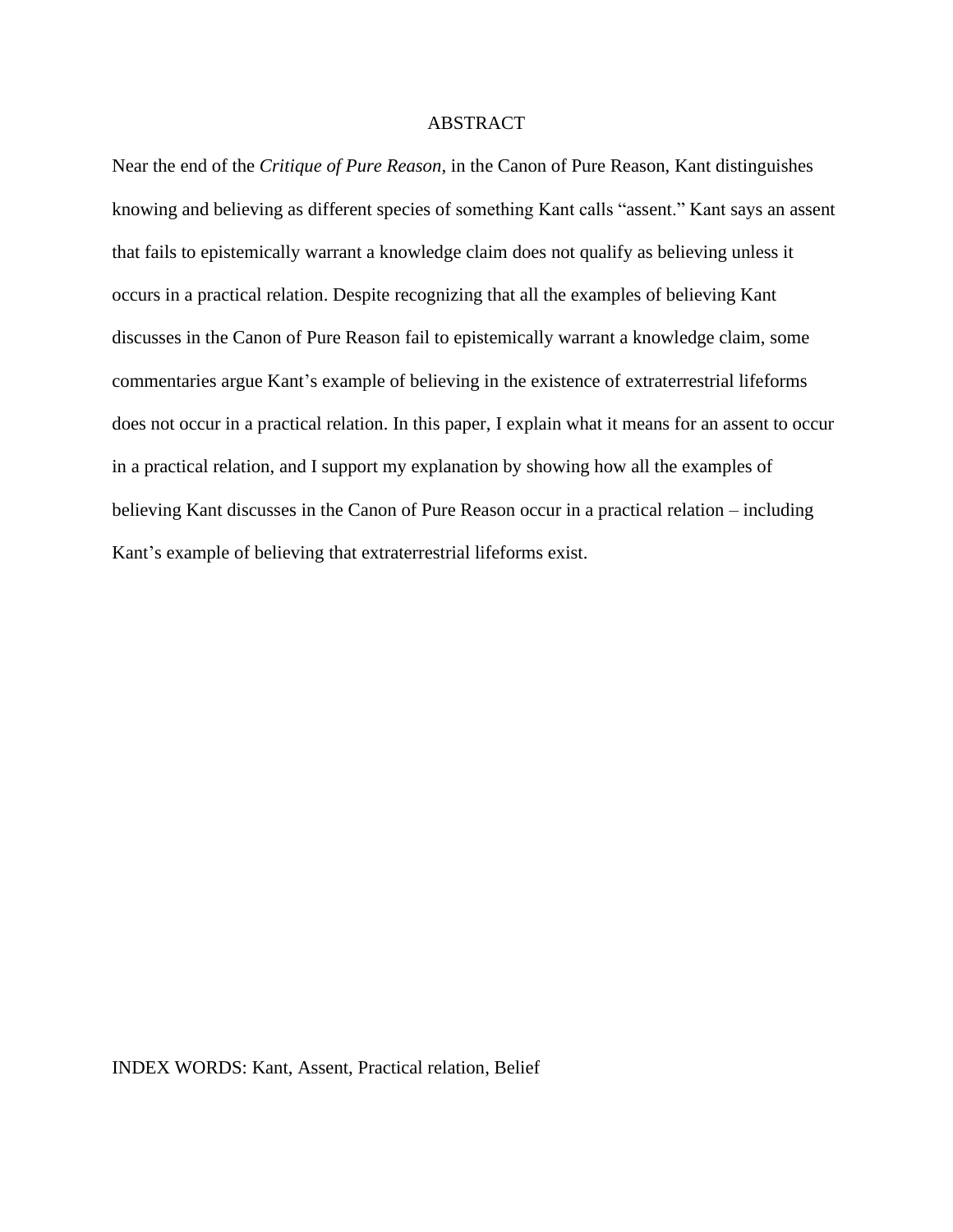# ABSTRACT

Near the end of the *Critique of Pure Reason*, in the Canon of Pure Reason, Kant distinguishes knowing and believing as different species of something Kant calls "assent." Kant says an assent that fails to epistemically warrant a knowledge claim does not qualify as believing unless it occurs in a practical relation. Despite recognizing that all the examples of believing Kant discusses in the Canon of Pure Reason fail to epistemically warrant a knowledge claim, some commentaries argue Kant's example of believing in the existence of extraterrestrial lifeforms does not occur in a practical relation. In this paper, I explain what it means for an assent to occur in a practical relation, and I support my explanation by showing how all the examples of believing Kant discusses in the Canon of Pure Reason occur in a practical relation – including Kant's example of believing that extraterrestrial lifeforms exist.

INDEX WORDS: Kant, Assent, Practical relation, Belief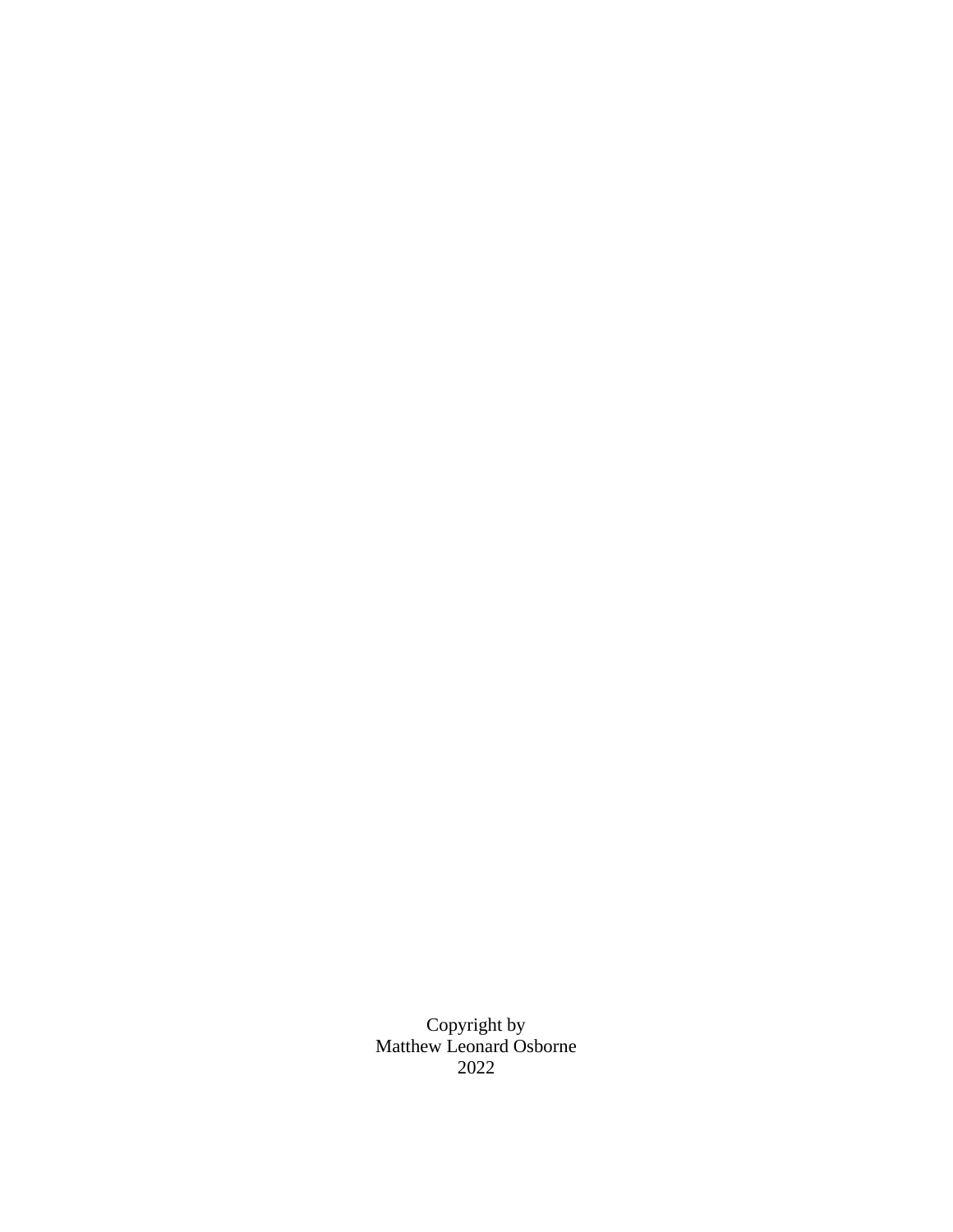Copyright by
Matthew Leonard Osborne
2022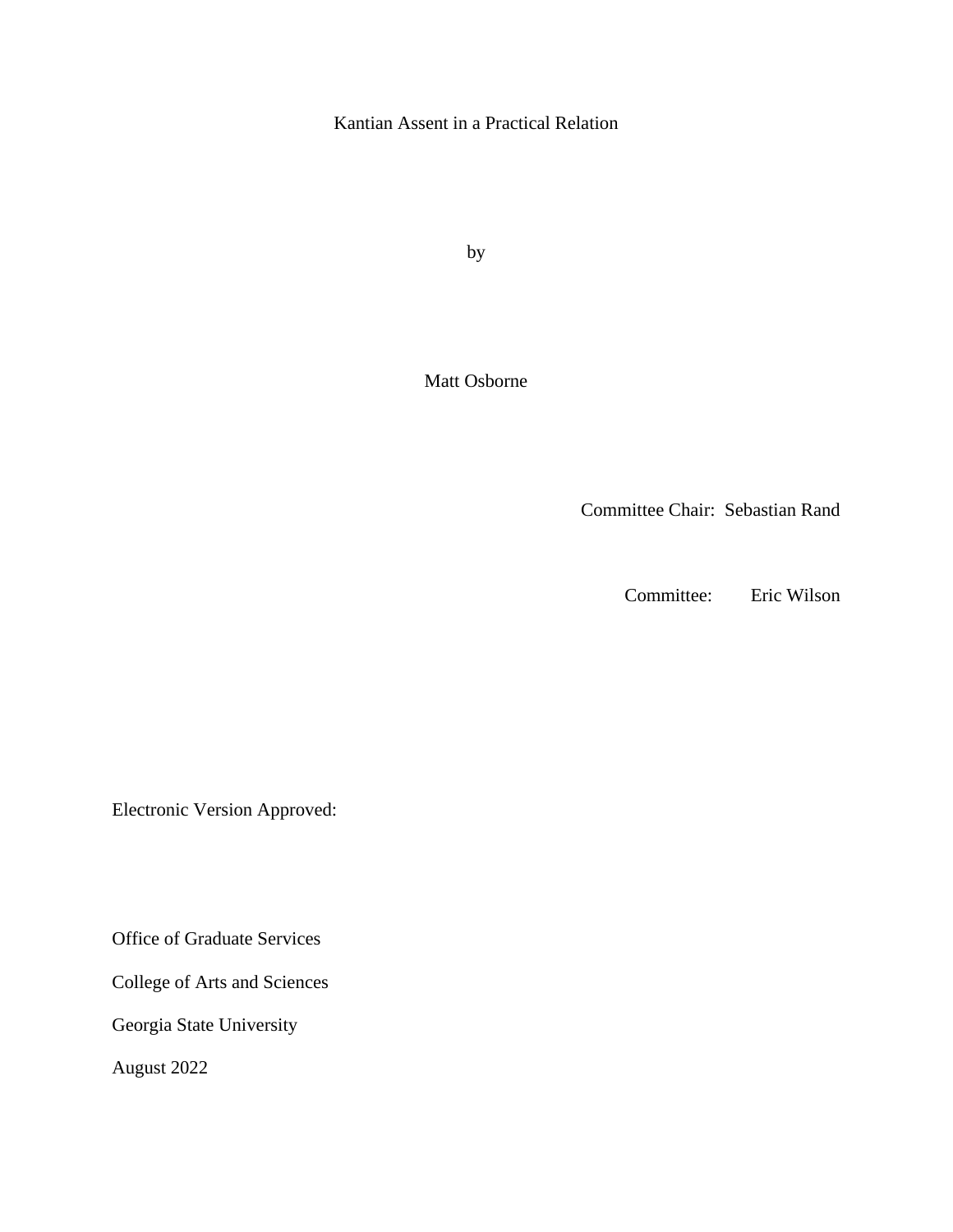Kantian Assent in a Practical Relation

by

Matt Osborne

Committee Chair: Sebastian Rand

Committee: Eric Wilson

Electronic Version Approved:

Office of Graduate Services

College of Arts and Sciences

Georgia State University

August 2022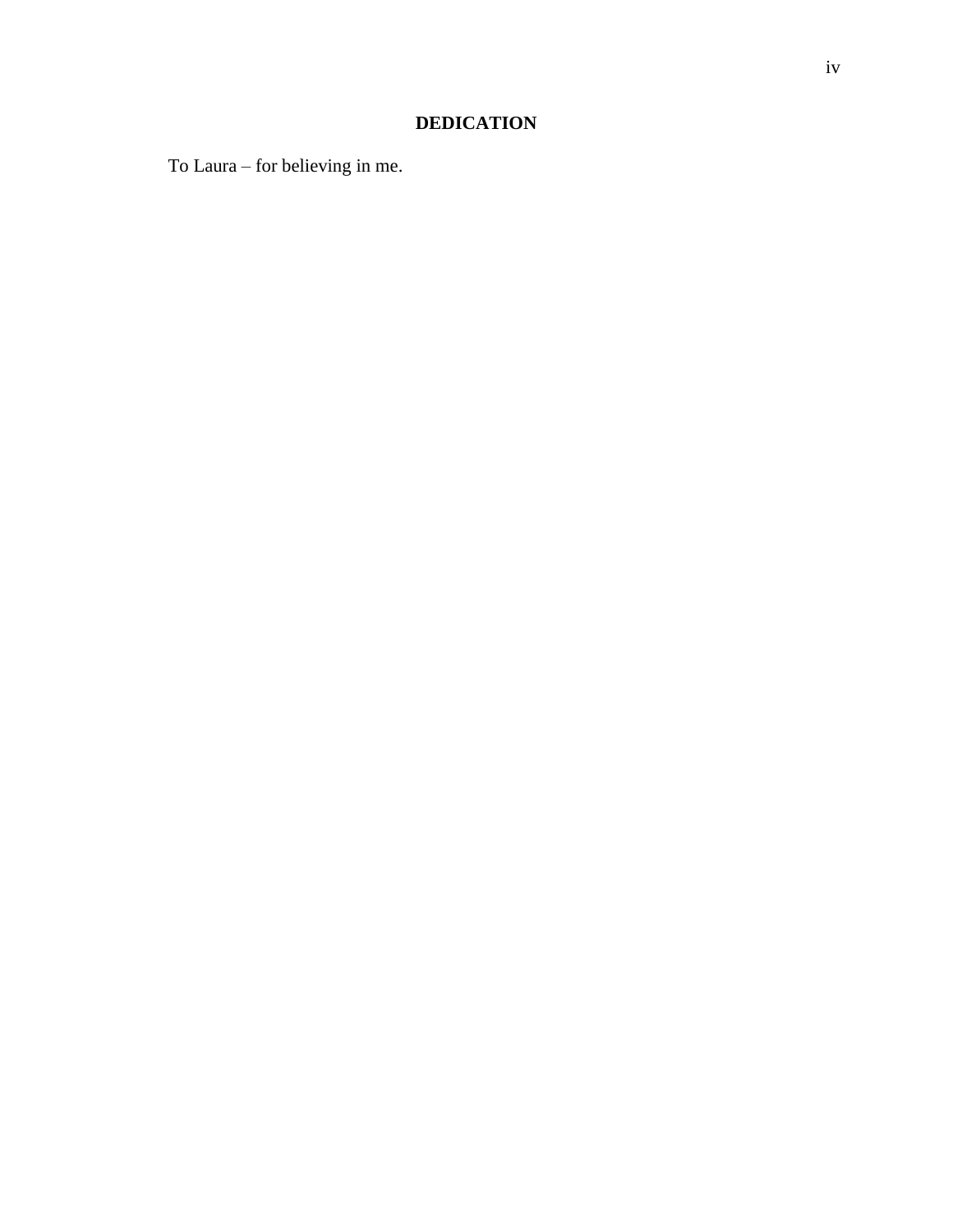## DEDICATION

To Laura – for believing in me.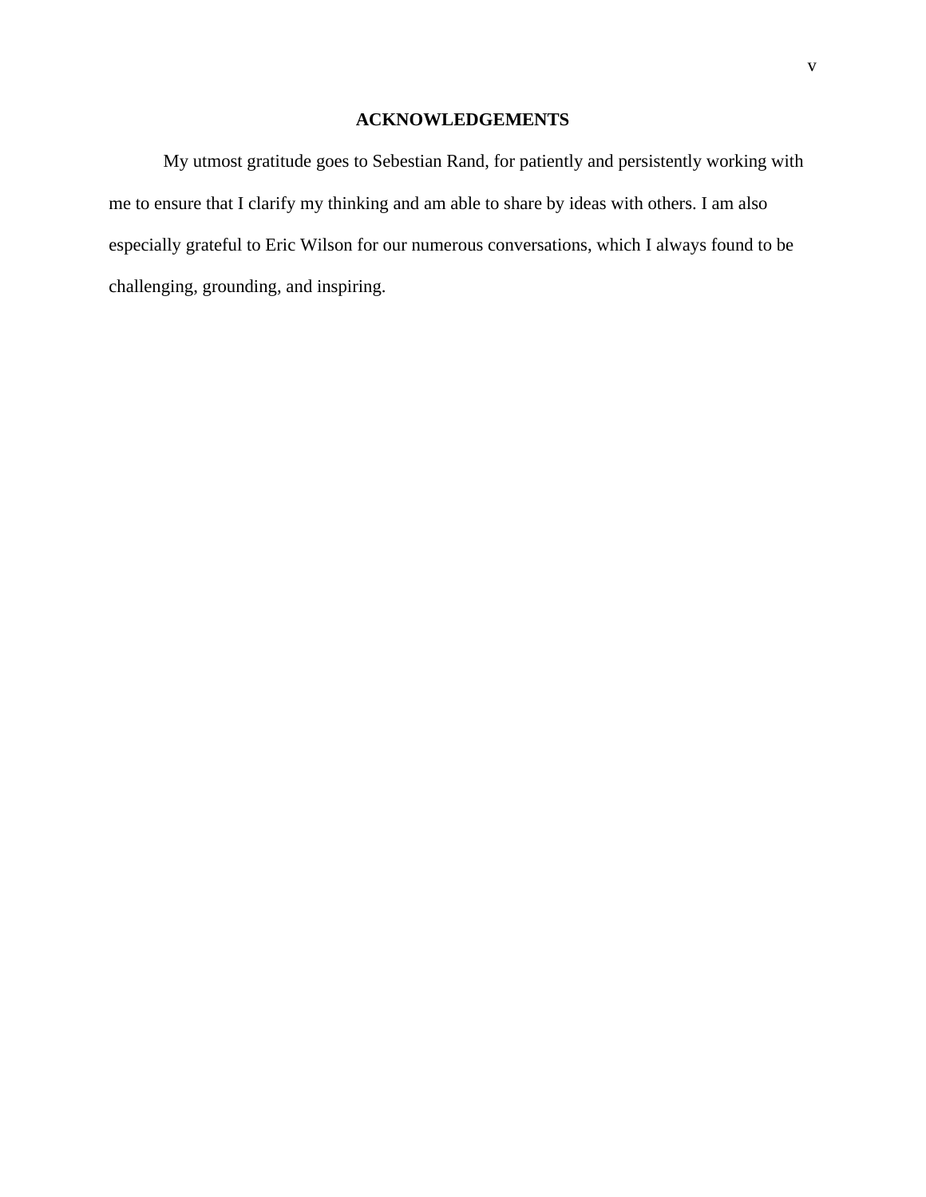# ACKNOWLEDGEMENTS

My utmost gratitude goes to Sebestian Rand, for patiently and persistently working with me to ensure that I clarify my thinking and am able to share by ideas with others. I am also especially grateful to Eric Wilson for our numerous conversations, which I always found to be challenging, grounding, and inspiring.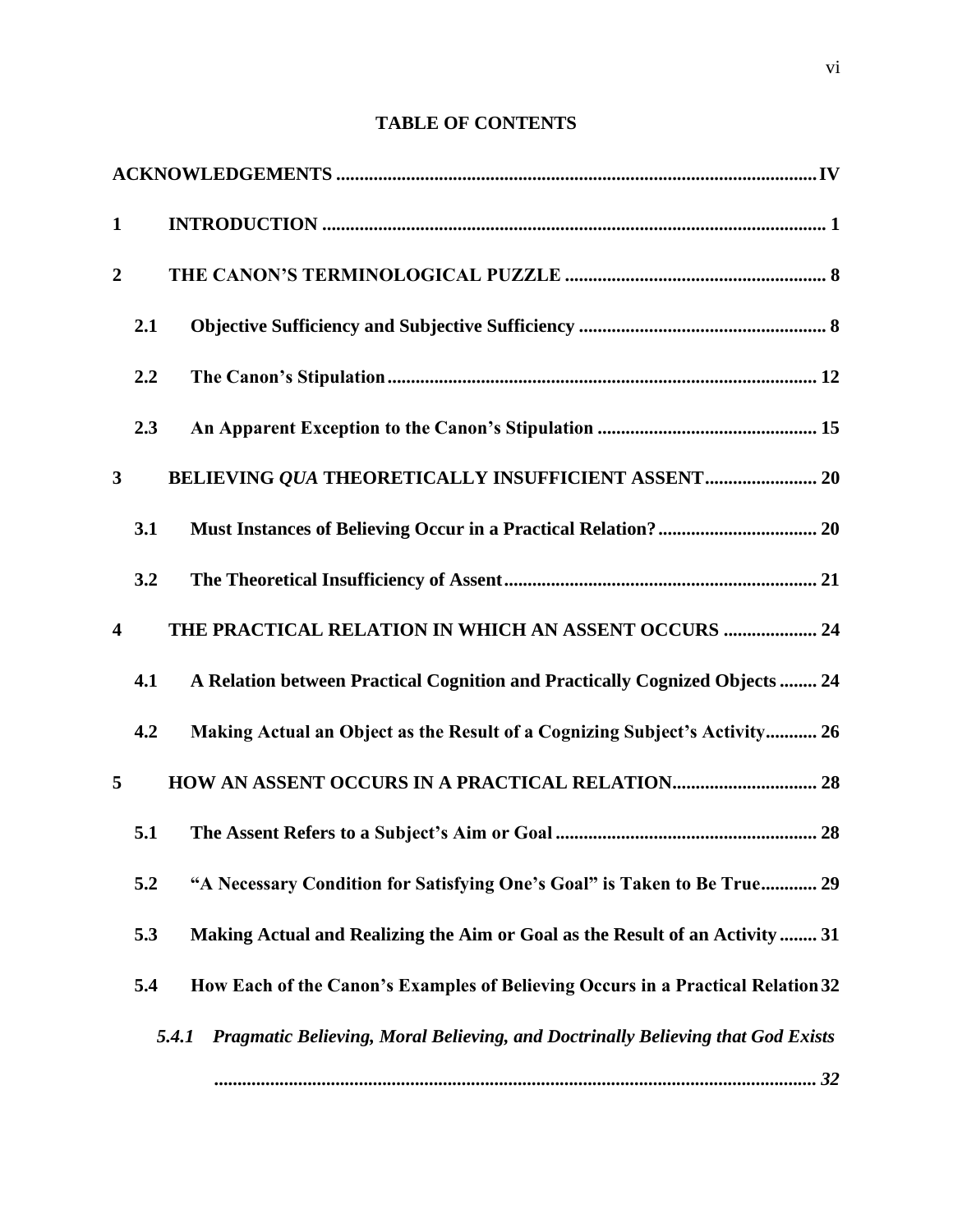# TABLE OF CONTENTS

**ACKNOWLEDGEMENTS** ........................................................................................................ **IV**

**1 INTRODUCTION** ........................................................................................................ **1**

**2 THE CANON'S TERMINOLOGICAL PUZZLE** ........................................................ **8**

- **2.1 Objective Sufficiency and Subjective Sufficiency** ................................................ **8**
- **2.2 The Canon's Stipulation** ........................................................................................ **12**
- **2.3 An Apparent Exception to the Canon's Stipulation** ............................................ **15**

**3 BELIEVING *QUA* THEORETICALLY INSUFFICIENT ASSENT** ....................... **20**

- **3.1 Must Instances of Believing Occur in a Practical Relation?** ............................... **20**
- **3.2 The Theoretical Insufficiency of Assent** ............................................................... **21**

**4 THE PRACTICAL RELATION IN WHICH AN ASSENT OCCURS** .................... **24**

- **4.1 A Relation between Practical Cognition and Practically Cognized Objects** ........ **24**
- **4.2 Making Actual an Object as the Result of a Cognizing Subject's Activity** ........... **26**

**5 HOW AN ASSENT OCCURS IN A PRACTICAL RELATION** ............................... **28**

- **5.1 The Assent Refers to a Subject's Aim or Goal** ...................................................... **28**
- **5.2 "A Necessary Condition for Satisfying One's Goal" is Taken to Be True** ............ **29**
- **5.3 Making Actual and Realizing the Aim or Goal as the Result of an Activity** ........ **31**
- **5.4 How Each of the Canon's Examples of Believing Occurs in a Practical Relation** **32**
  - ***5.4.1 Pragmatic Believing, Moral Believing, and Doctrinally Believing that God Exists*** ........................................................................................................................ ***32***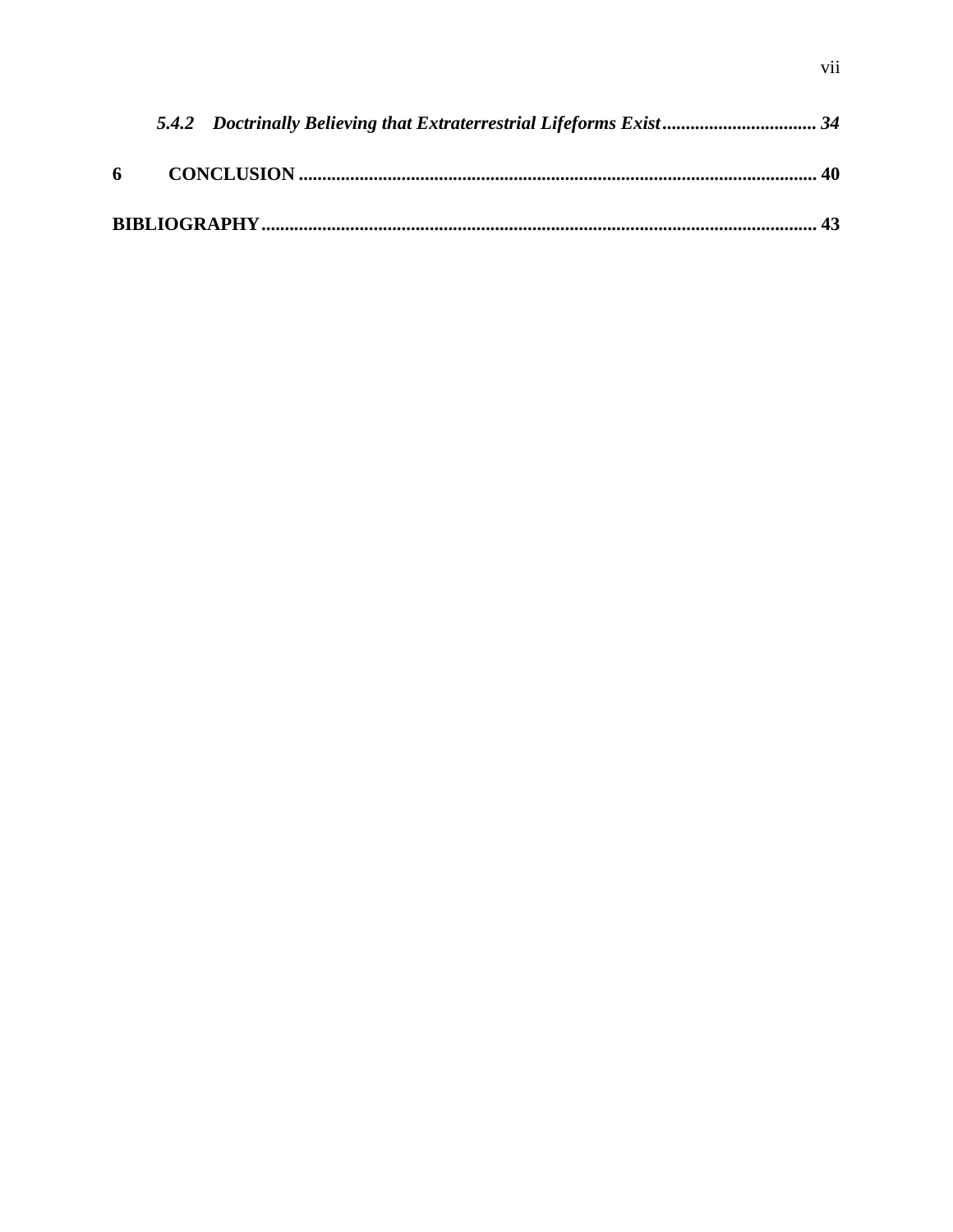*5.4.2 Doctrinally Believing that Extraterrestrial Lifeforms Exist ................................. 34*

**6 CONCLUSION ............................................................................................................ 40**

**BIBLIOGRAPHY ........................................................................................................... 43**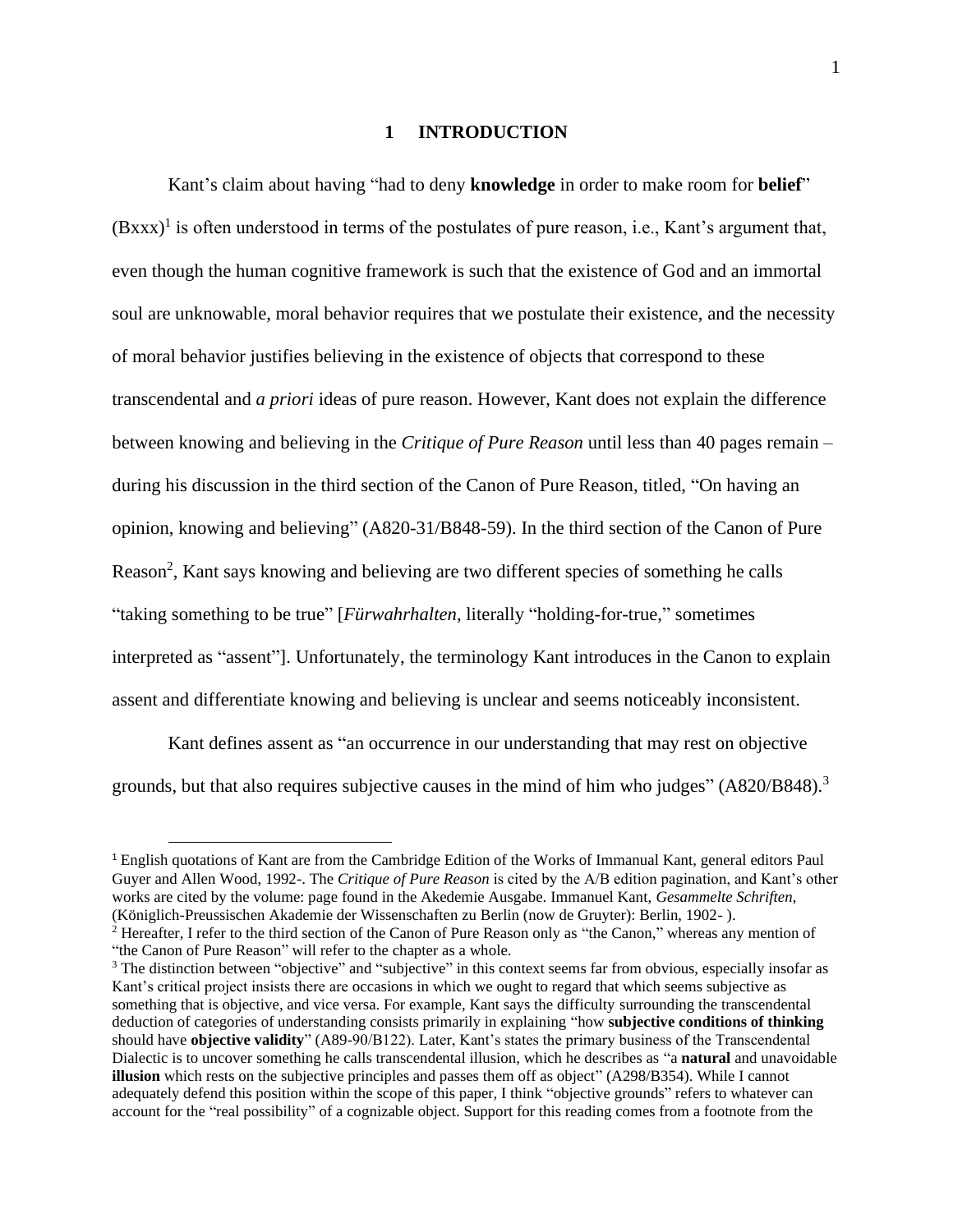# 1 INTRODUCTION

Kant's claim about having "had to deny **knowledge** in order to make room for **belief**" (Bxxx)[1] is often understood in terms of the postulates of pure reason, i.e., Kant's argument that, even though the human cognitive framework is such that the existence of God and an immortal soul are unknowable, moral behavior requires that we postulate their existence, and the necessity of moral behavior justifies believing in the existence of objects that correspond to these transcendental and *a priori* ideas of pure reason. However, Kant does not explain the difference between knowing and believing in the *Critique of Pure Reason* until less than 40 pages remain – during his discussion in the third section of the Canon of Pure Reason, titled, "On having an opinion, knowing and believing" (A820-31/B848-59). In the third section of the Canon of Pure Reason[2], Kant says knowing and believing are two different species of something he calls "taking something to be true" [*Fürwahrhalten*, literally "holding-for-true," sometimes interpreted as "assent"]. Unfortunately, the terminology Kant introduces in the Canon to explain assent and differentiate knowing and believing is unclear and seems noticeably inconsistent.

Kant defines assent as "an occurrence in our understanding that may rest on objective grounds, but that also requires subjective causes in the mind of him who judges" (A820/B848).[3]

[1] English quotations of Kant are from the Cambridge Edition of the Works of Immanual Kant, general editors Paul Guyer and Allen Wood, 1992-. The *Critique of Pure Reason* is cited by the A/B edition pagination, and Kant's other works are cited by the volume: page found in the Akedemie Ausgabe. Immanuel Kant, *Gesammelte Schriften*, (Königlich-Preussischen Akademie der Wissenschaften zu Berlin (now de Gruyter): Berlin, 1902- ).

[2] Hereafter, I refer to the third section of the Canon of Pure Reason only as "the Canon," whereas any mention of "the Canon of Pure Reason" will refer to the chapter as a whole.

[3] The distinction between "objective" and "subjective" in this context seems far from obvious, especially insofar as Kant's critical project insists there are occasions in which we ought to regard that which seems subjective as something that is objective, and vice versa. For example, Kant says the difficulty surrounding the transcendental deduction of categories of understanding consists primarily in explaining "how **subjective conditions of thinking** should have **objective validity**" (A89-90/B122). Later, Kant's states the primary business of the Transcendental Dialectic is to uncover something he calls transcendental illusion, which he describes as "a **natural** and unavoidable **illusion** which rests on the subjective principles and passes them off as object" (A298/B354). While I cannot adequately defend this position within the scope of this paper, I think "objective grounds" refers to whatever can account for the "real possibility" of a cognizable object. Support for this reading comes from a footnote from the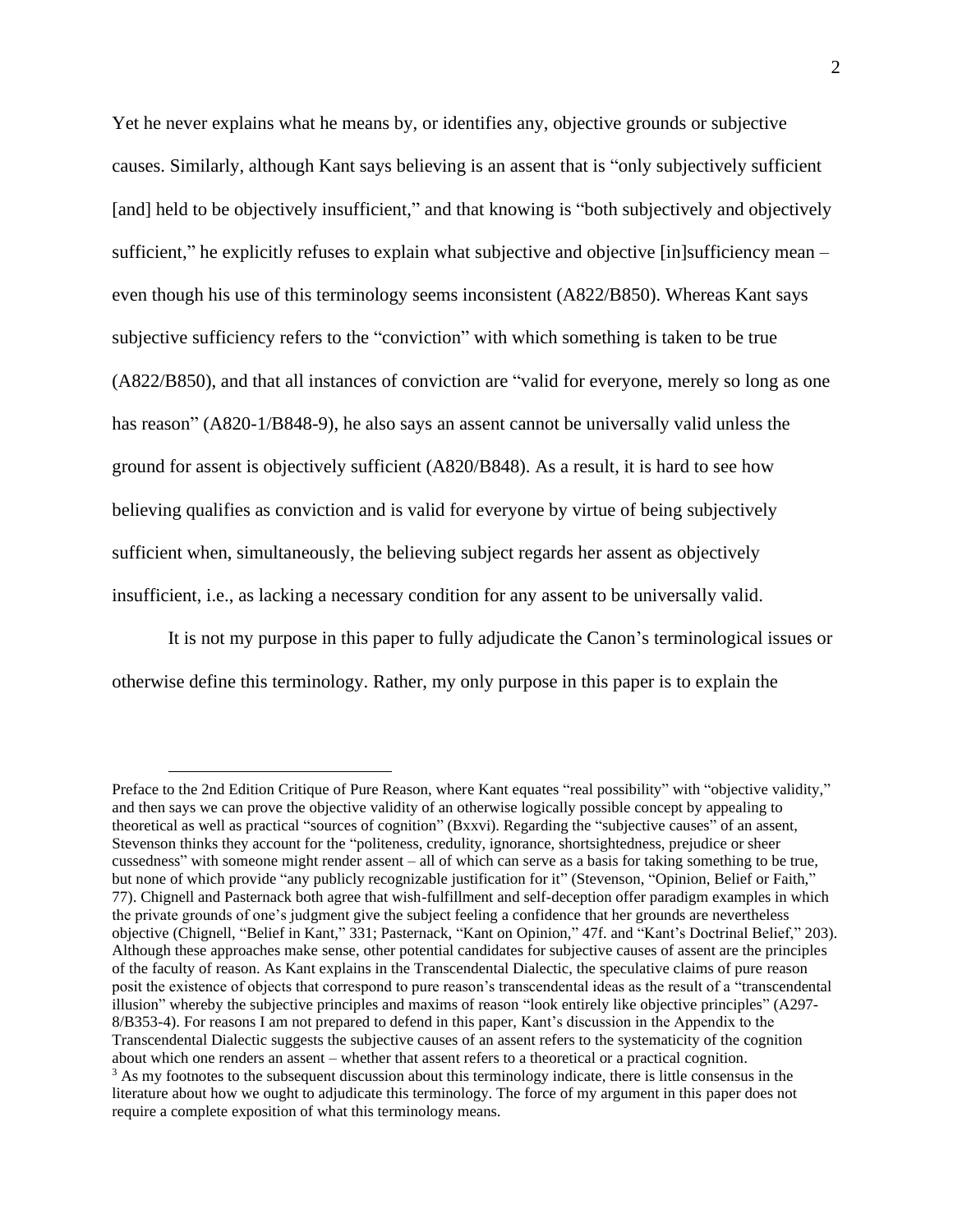Yet he never explains what he means by, or identifies any, objective grounds or subjective causes. Similarly, although Kant says believing is an assent that is "only subjectively sufficient [and] held to be objectively insufficient," and that knowing is "both subjectively and objectively sufficient," he explicitly refuses to explain what subjective and objective [in]sufficiency mean – even though his use of this terminology seems inconsistent (A822/B850). Whereas Kant says subjective sufficiency refers to the "conviction" with which something is taken to be true (A822/B850), and that all instances of conviction are "valid for everyone, merely so long as one has reason" (A820-1/B848-9), he also says an assent cannot be universally valid unless the ground for assent is objectively sufficient (A820/B848). As a result, it is hard to see how believing qualifies as conviction and is valid for everyone by virtue of being subjectively sufficient when, simultaneously, the believing subject regards her assent as objectively insufficient, i.e., as lacking a necessary condition for any assent to be universally valid.

It is not my purpose in this paper to fully adjudicate the Canon's terminological issues or otherwise define this terminology. Rather, my only purpose in this paper is to explain the

---

Preface to the 2nd Edition Critique of Pure Reason, where Kant equates "real possibility" with "objective validity," and then says we can prove the objective validity of an otherwise logically possible concept by appealing to theoretical as well as practical "sources of cognition" (Bxxvi). Regarding the "subjective causes" of an assent, Stevenson thinks they account for the "politeness, credulity, ignorance, shortsightedness, prejudice or sheer cussedness" with someone might render assent – all of which can serve as a basis for taking something to be true, but none of which provide "any publicly recognizable justification for it" (Stevenson, "Opinion, Belief or Faith," 77). Chignell and Pasternack both agree that wish-fulfillment and self-deception offer paradigm examples in which the private grounds of one's judgment give the subject feeling a confidence that her grounds are nevertheless objective (Chignell, "Belief in Kant," 331; Pasternack, "Kant on Opinion," 47f. and "Kant's Doctrinal Belief," 203). Although these approaches make sense, other potential candidates for subjective causes of assent are the principles of the faculty of reason. As Kant explains in the Transcendental Dialectic, the speculative claims of pure reason posit the existence of objects that correspond to pure reason's transcendental ideas as the result of a "transcendental illusion" whereby the subjective principles and maxims of reason "look entirely like objective principles" (A297-8/B353-4). For reasons I am not prepared to defend in this paper, Kant's discussion in the Appendix to the Transcendental Dialectic suggests the subjective causes of an assent refers to the systematicity of the cognition about which one renders an assent – whether that assent refers to a theoretical or a practical cognition.

[3] As my footnotes to the subsequent discussion about this terminology indicate, there is little consensus in the literature about how we ought to adjudicate this terminology. The force of my argument in this paper does not require a complete exposition of what this terminology means.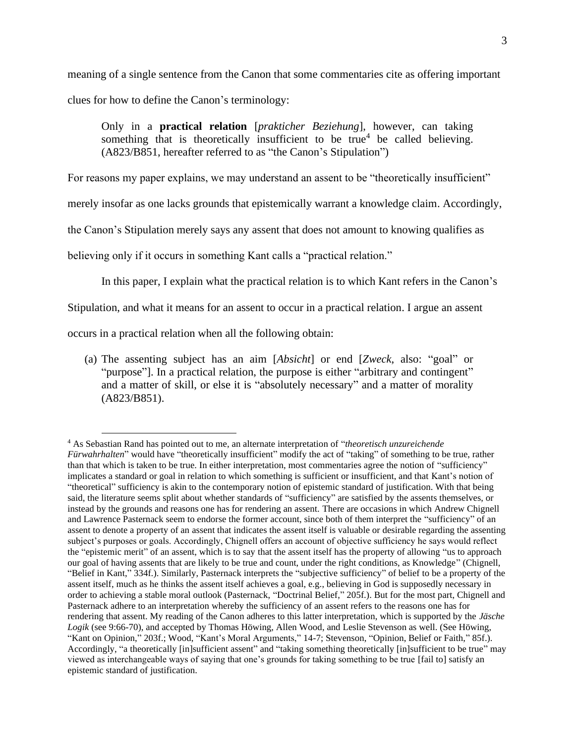meaning of a single sentence from the Canon that some commentaries cite as offering important clues for how to define the Canon's terminology:

> Only in a **practical relation** [*prakticher Beziehung*], however, can taking something that is theoretically insufficient to be true[4] be called believing. (A823/B851, hereafter referred to as "the Canon's Stipulation")

For reasons my paper explains, we may understand an assent to be "theoretically insufficient" merely insofar as one lacks grounds that epistemically warrant a knowledge claim. Accordingly, the Canon's Stipulation merely says any assent that does not amount to knowing qualifies as believing only if it occurs in something Kant calls a "practical relation."

In this paper, I explain what the practical relation is to which Kant refers in the Canon's Stipulation, and what it means for an assent to occur in a practical relation. I argue an assent occurs in a practical relation when all the following obtain:

(a) The assenting subject has an aim [*Absicht*] or end [*Zweck*, also: "goal" or "purpose"]. In a practical relation, the purpose is either "arbitrary and contingent" and a matter of skill, or else it is "absolutely necessary" and a matter of morality (A823/B851).

---

[4] As Sebastian Rand has pointed out to me, an alternate interpretation of "*theoretisch unzureichende Fürwahrhalten*" would have "theoretically insufficient" modify the act of "taking" of something to be true, rather than that which is taken to be true. In either interpretation, most commentaries agree the notion of "sufficiency" implicates a standard or goal in relation to which something is sufficient or insufficient, and that Kant's notion of "theoretical" sufficiency is akin to the contemporary notion of epistemic standard of justification. With that being said, the literature seems split about whether standards of "sufficiency" are satisfied by the assents themselves, or instead by the grounds and reasons one has for rendering an assent. There are occasions in which Andrew Chignell and Lawrence Pasternack seem to endorse the former account, since both of them interpret the "sufficiency" of an assent to denote a property of an assent that indicates the assent itself is valuable or desirable regarding the assenting subject's purposes or goals. Accordingly, Chignell offers an account of objective sufficiency he says would reflect the "epistemic merit" of an assent, which is to say that the assent itself has the property of allowing "us to approach our goal of having assents that are likely to be true and count, under the right conditions, as Knowledge" (Chignell, "Belief in Kant," 334f.). Similarly, Pasternack interprets the "subjective sufficiency" of belief to be a property of the assent itself, much as he thinks the assent itself achieves a goal, e.g., believing in God is supposedly necessary in order to achieving a stable moral outlook (Pasternack, "Doctrinal Belief," 205f.). But for the most part, Chignell and Pasternack adhere to an interpretation whereby the sufficiency of an assent refers to the reasons one has for rendering that assent. My reading of the Canon adheres to this latter interpretation, which is supported by the *Jäsche Logik* (see 9:66-70), and accepted by Thomas Höwing, Allen Wood, and Leslie Stevenson as well. (See Höwing, "Kant on Opinion," 203f.; Wood, "Kant's Moral Arguments," 14-7; Stevenson, "Opinion, Belief or Faith," 85f.). Accordingly, "a theoretically [in]sufficient assent" and "taking something theoretically [in]sufficient to be true" may viewed as interchangeable ways of saying that one's grounds for taking something to be true [fail to] satisfy an epistemic standard of justification.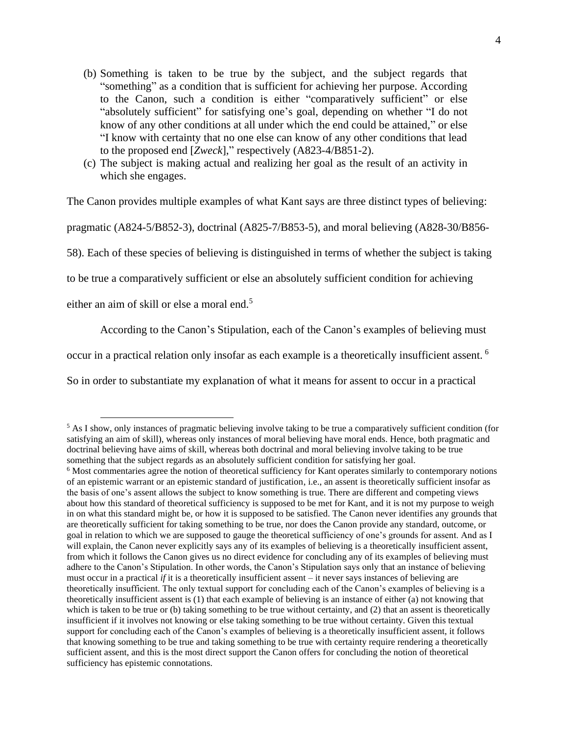(b) Something is taken to be true by the subject, and the subject regards that "something" as a condition that is sufficient for achieving her purpose. According to the Canon, such a condition is either "comparatively sufficient" or else "absolutely sufficient" for satisfying one's goal, depending on whether "I do not know of any other conditions at all under which the end could be attained," or else "I know with certainty that no one else can know of any other conditions that lead to the proposed end [*Zweck*]," respectively (A823-4/B851-2).

(c) The subject is making actual and realizing her goal as the result of an activity in which she engages.

The Canon provides multiple examples of what Kant says are three distinct types of believing: pragmatic (A824-5/B852-3), doctrinal (A825-7/B853-5), and moral believing (A828-30/B856-58). Each of these species of believing is distinguished in terms of whether the subject is taking to be true a comparatively sufficient or else an absolutely sufficient condition for achieving either an aim of skill or else a moral end.[5]

According to the Canon's Stipulation, each of the Canon's examples of believing must occur in a practical relation only insofar as each example is a theoretically insufficient assent.[6] So in order to substantiate my explanation of what it means for assent to occur in a practical

---

[5] As I show, only instances of pragmatic believing involve taking to be true a comparatively sufficient condition (for satisfying an aim of skill), whereas only instances of moral believing have moral ends. Hence, both pragmatic and doctrinal believing have aims of skill, whereas both doctrinal and moral believing involve taking to be true something that the subject regards as an absolutely sufficient condition for satisfying her goal.

[6] Most commentaries agree the notion of theoretical sufficiency for Kant operates similarly to contemporary notions of an epistemic warrant or an epistemic standard of justification, i.e., an assent is theoretically sufficient insofar as the basis of one's assent allows the subject to know something is true. There are different and competing views about how this standard of theoretical sufficiency is supposed to be met for Kant, and it is not my purpose to weigh in on what this standard might be, or how it is supposed to be satisfied. The Canon never identifies any grounds that are theoretically sufficient for taking something to be true, nor does the Canon provide any standard, outcome, or goal in relation to which we are supposed to gauge the theoretical sufficiency of one's grounds for assent. And as I will explain, the Canon never explicitly says any of its examples of believing is a theoretically insufficient assent, from which it follows the Canon gives us no direct evidence for concluding any of its examples of believing must adhere to the Canon's Stipulation. In other words, the Canon's Stipulation says only that an instance of believing must occur in a practical *if* it is a theoretically insufficient assent – it never says instances of believing are theoretically insufficient. The only textual support for concluding each of the Canon's examples of believing is a theoretically insufficient assent is (1) that each example of believing is an instance of either (a) not knowing that which is taken to be true or (b) taking something to be true without certainty, and (2) that an assent is theoretically insufficient if it involves not knowing or else taking something to be true without certainty. Given this textual support for concluding each of the Canon's examples of believing is a theoretically insufficient assent, it follows that knowing something to be true and taking something to be true with certainty require rendering a theoretically sufficient assent, and this is the most direct support the Canon offers for concluding the notion of theoretical sufficiency has epistemic connotations.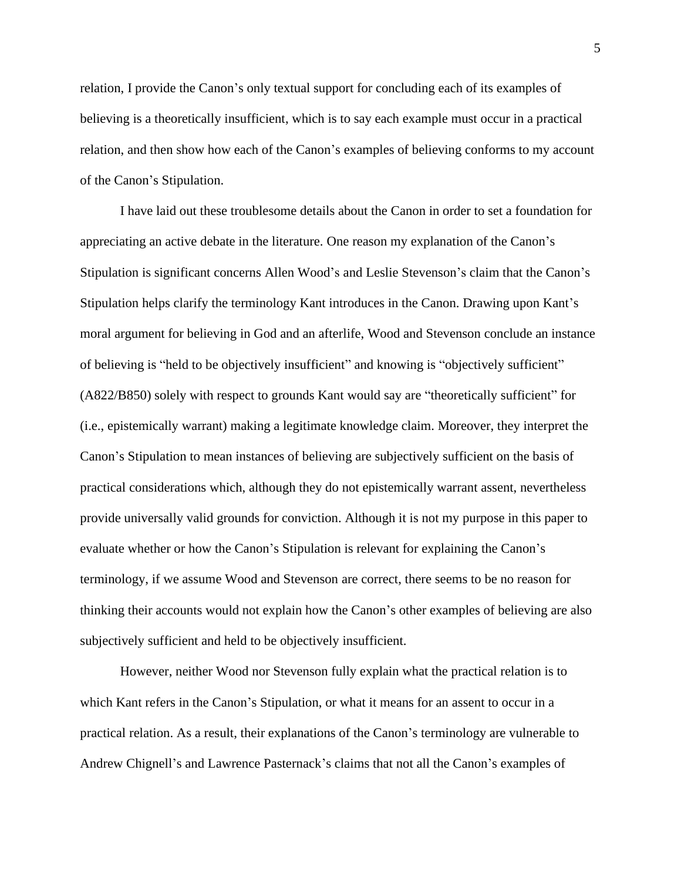relation, I provide the Canon's only textual support for concluding each of its examples of believing is a theoretically insufficient, which is to say each example must occur in a practical relation, and then show how each of the Canon's examples of believing conforms to my account of the Canon's Stipulation.

I have laid out these troublesome details about the Canon in order to set a foundation for appreciating an active debate in the literature. One reason my explanation of the Canon's Stipulation is significant concerns Allen Wood's and Leslie Stevenson's claim that the Canon's Stipulation helps clarify the terminology Kant introduces in the Canon. Drawing upon Kant's moral argument for believing in God and an afterlife, Wood and Stevenson conclude an instance of believing is "held to be objectively insufficient" and knowing is "objectively sufficient" (A822/B850) solely with respect to grounds Kant would say are "theoretically sufficient" for (i.e., epistemically warrant) making a legitimate knowledge claim. Moreover, they interpret the Canon's Stipulation to mean instances of believing are subjectively sufficient on the basis of practical considerations which, although they do not epistemically warrant assent, nevertheless provide universally valid grounds for conviction. Although it is not my purpose in this paper to evaluate whether or how the Canon's Stipulation is relevant for explaining the Canon's terminology, if we assume Wood and Stevenson are correct, there seems to be no reason for thinking their accounts would not explain how the Canon's other examples of believing are also subjectively sufficient and held to be objectively insufficient.

However, neither Wood nor Stevenson fully explain what the practical relation is to which Kant refers in the Canon's Stipulation, or what it means for an assent to occur in a practical relation. As a result, their explanations of the Canon's terminology are vulnerable to Andrew Chignell's and Lawrence Pasternack's claims that not all the Canon's examples of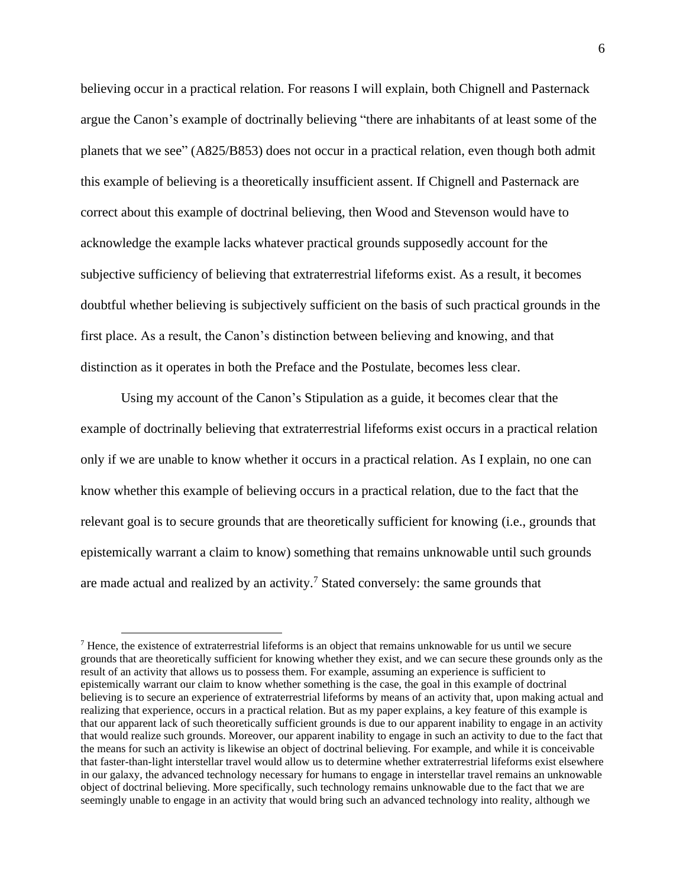believing occur in a practical relation. For reasons I will explain, both Chignell and Pasternack argue the Canon's example of doctrinally believing "there are inhabitants of at least some of the planets that we see" (A825/B853) does not occur in a practical relation, even though both admit this example of believing is a theoretically insufficient assent. If Chignell and Pasternack are correct about this example of doctrinal believing, then Wood and Stevenson would have to acknowledge the example lacks whatever practical grounds supposedly account for the subjective sufficiency of believing that extraterrestrial lifeforms exist. As a result, it becomes doubtful whether believing is subjectively sufficient on the basis of such practical grounds in the first place. As a result, the Canon's distinction between believing and knowing, and that distinction as it operates in both the Preface and the Postulate, becomes less clear.

Using my account of the Canon's Stipulation as a guide, it becomes clear that the example of doctrinally believing that extraterrestrial lifeforms exist occurs in a practical relation only if we are unable to know whether it occurs in a practical relation. As I explain, no one can know whether this example of believing occurs in a practical relation, due to the fact that the relevant goal is to secure grounds that are theoretically sufficient for knowing (i.e., grounds that epistemically warrant a claim to know) something that remains unknowable until such grounds are made actual and realized by an activity.[7] Stated conversely: the same grounds that

[7] Hence, the existence of extraterrestrial lifeforms is an object that remains unknowable for us until we secure grounds that are theoretically sufficient for knowing whether they exist, and we can secure these grounds only as the result of an activity that allows us to possess them. For example, assuming an experience is sufficient to epistemically warrant our claim to know whether something is the case, the goal in this example of doctrinal believing is to secure an experience of extraterrestrial lifeforms by means of an activity that, upon making actual and realizing that experience, occurs in a practical relation. But as my paper explains, a key feature of this example is that our apparent lack of such theoretically sufficient grounds is due to our apparent inability to engage in an activity that would realize such grounds. Moreover, our apparent inability to engage in such an activity to due to the fact that the means for such an activity is likewise an object of doctrinal believing. For example, and while it is conceivable that faster-than-light interstellar travel would allow us to determine whether extraterrestrial lifeforms exist elsewhere in our galaxy, the advanced technology necessary for humans to engage in interstellar travel remains an unknowable object of doctrinal believing. More specifically, such technology remains unknowable due to the fact that we are seemingly unable to engage in an activity that would bring such an advanced technology into reality, although we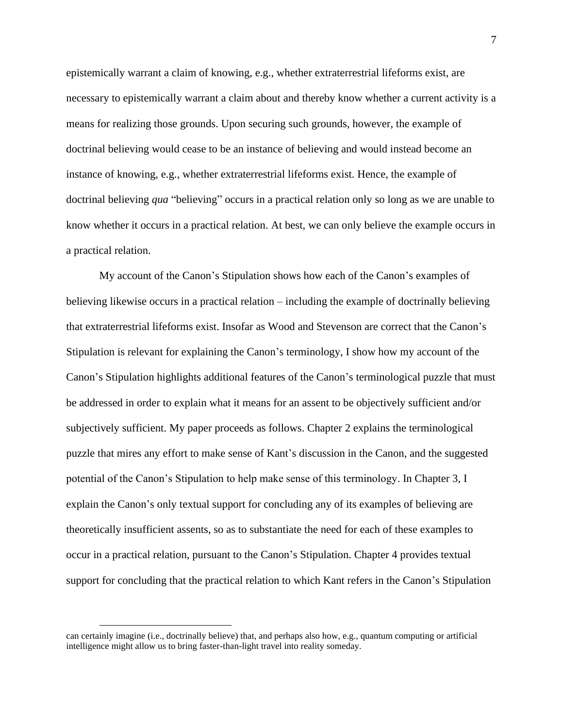epistemically warrant a claim of knowing, e.g., whether extraterrestrial lifeforms exist, are necessary to epistemically warrant a claim about and thereby know whether a current activity is a means for realizing those grounds. Upon securing such grounds, however, the example of doctrinal believing would cease to be an instance of believing and would instead become an instance of knowing, e.g., whether extraterrestrial lifeforms exist. Hence, the example of doctrinal believing *qua* "believing" occurs in a practical relation only so long as we are unable to know whether it occurs in a practical relation. At best, we can only believe the example occurs in a practical relation.

My account of the Canon's Stipulation shows how each of the Canon's examples of believing likewise occurs in a practical relation – including the example of doctrinally believing that extraterrestrial lifeforms exist. Insofar as Wood and Stevenson are correct that the Canon's Stipulation is relevant for explaining the Canon's terminology, I show how my account of the Canon's Stipulation highlights additional features of the Canon's terminological puzzle that must be addressed in order to explain what it means for an assent to be objectively sufficient and/or subjectively sufficient. My paper proceeds as follows. Chapter 2 explains the terminological puzzle that mires any effort to make sense of Kant's discussion in the Canon, and the suggested potential of the Canon's Stipulation to help make sense of this terminology. In Chapter 3, I explain the Canon's only textual support for concluding any of its examples of believing are theoretically insufficient assents, so as to substantiate the need for each of these examples to occur in a practical relation, pursuant to the Canon's Stipulation. Chapter 4 provides textual support for concluding that the practical relation to which Kant refers in the Canon's Stipulation

can certainly imagine (i.e., doctrinally believe) that, and perhaps also how, e.g., quantum computing or artificial intelligence might allow us to bring faster-than-light travel into reality someday.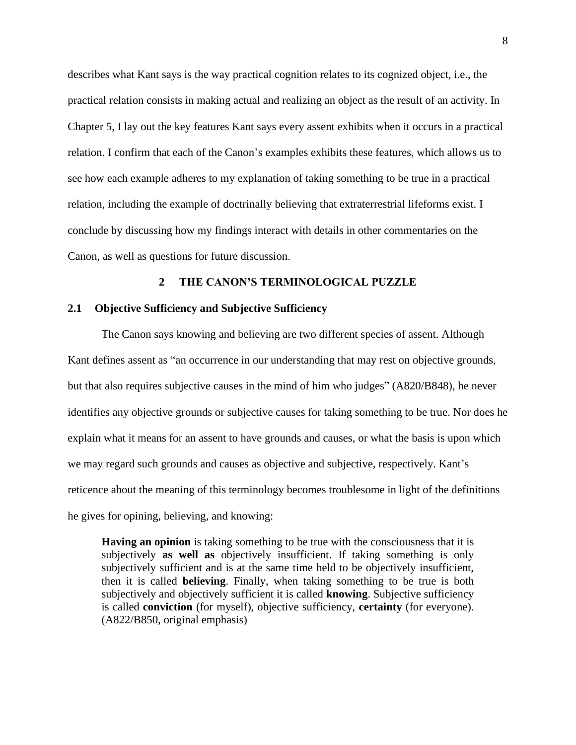describes what Kant says is the way practical cognition relates to its cognized object, i.e., the practical relation consists in making actual and realizing an object as the result of an activity. In Chapter 5, I lay out the key features Kant says every assent exhibits when it occurs in a practical relation. I confirm that each of the Canon's examples exhibits these features, which allows us to see how each example adheres to my explanation of taking something to be true in a practical relation, including the example of doctrinally believing that extraterrestrial lifeforms exist. I conclude by discussing how my findings interact with details in other commentaries on the Canon, as well as questions for future discussion.

# 2 THE CANON'S TERMINOLOGICAL PUZZLE

## 2.1 Objective Sufficiency and Subjective Sufficiency

The Canon says knowing and believing are two different species of assent. Although Kant defines assent as "an occurrence in our understanding that may rest on objective grounds, but that also requires subjective causes in the mind of him who judges" (A820/B848), he never identifies any objective grounds or subjective causes for taking something to be true. Nor does he explain what it means for an assent to have grounds and causes, or what the basis is upon which we may regard such grounds and causes as objective and subjective, respectively. Kant's reticence about the meaning of this terminology becomes troublesome in light of the definitions he gives for opining, believing, and knowing:

> **Having an opinion** is taking something to be true with the consciousness that it is subjectively **as well as** objectively insufficient. If taking something is only subjectively sufficient and is at the same time held to be objectively insufficient, then it is called **believing**. Finally, when taking something to be true is both subjectively and objectively sufficient it is called **knowing**. Subjective sufficiency is called **conviction** (for myself), objective sufficiency, **certainty** (for everyone). (A822/B850, original emphasis)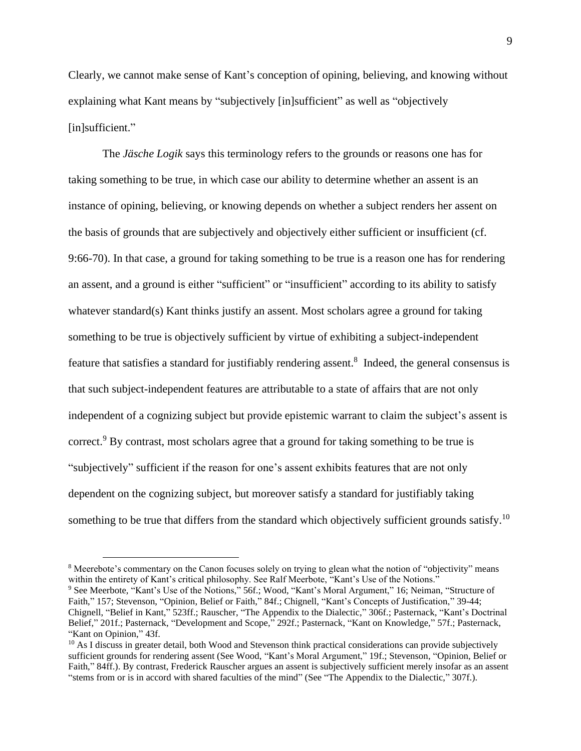Clearly, we cannot make sense of Kant's conception of opining, believing, and knowing without explaining what Kant means by "subjectively [in]sufficient" as well as "objectively [in]sufficient."

The *Jäsche Logik* says this terminology refers to the grounds or reasons one has for taking something to be true, in which case our ability to determine whether an assent is an instance of opining, believing, or knowing depends on whether a subject renders her assent on the basis of grounds that are subjectively and objectively either sufficient or insufficient (cf. 9:66-70). In that case, a ground for taking something to be true is a reason one has for rendering an assent, and a ground is either "sufficient" or "insufficient" according to its ability to satisfy whatever standard(s) Kant thinks justify an assent. Most scholars agree a ground for taking something to be true is objectively sufficient by virtue of exhibiting a subject-independent feature that satisfies a standard for justifiably rendering assent.[8] Indeed, the general consensus is that such subject-independent features are attributable to a state of affairs that are not only independent of a cognizing subject but provide epistemic warrant to claim the subject's assent is correct.[9] By contrast, most scholars agree that a ground for taking something to be true is "subjectively" sufficient if the reason for one's assent exhibits features that are not only dependent on the cognizing subject, but moreover satisfy a standard for justifiably taking something to be true that differs from the standard which objectively sufficient grounds satisfy.[10]

[8] Meerebote's commentary on the Canon focuses solely on trying to glean what the notion of "objectivity" means within the entirety of Kant's critical philosophy. See Ralf Meerbote, "Kant's Use of the Notions."

[9] See Meerbote, "Kant's Use of the Notions," 56f.; Wood, "Kant's Moral Argument," 16; Neiman, "Structure of Faith," 157; Stevenson, "Opinion, Belief or Faith," 84f.; Chignell, "Kant's Concepts of Justification," 39-44; Chignell, "Belief in Kant," 523ff.; Rauscher, "The Appendix to the Dialectic," 306f.; Pasternack, "Kant's Doctrinal Belief," 201f.; Pasternack, "Development and Scope," 292f.; Pasternack, "Kant on Knowledge," 57f.; Pasternack, "Kant on Opinion," 43f.

[10] As I discuss in greater detail, both Wood and Stevenson think practical considerations can provide subjectively sufficient grounds for rendering assent (See Wood, "Kant's Moral Argument," 19f.; Stevenson, "Opinion, Belief or Faith," 84ff.). By contrast, Frederick Rauscher argues an assent is subjectively sufficient merely insofar as an assent "stems from or is in accord with shared faculties of the mind" (See "The Appendix to the Dialectic," 307f.).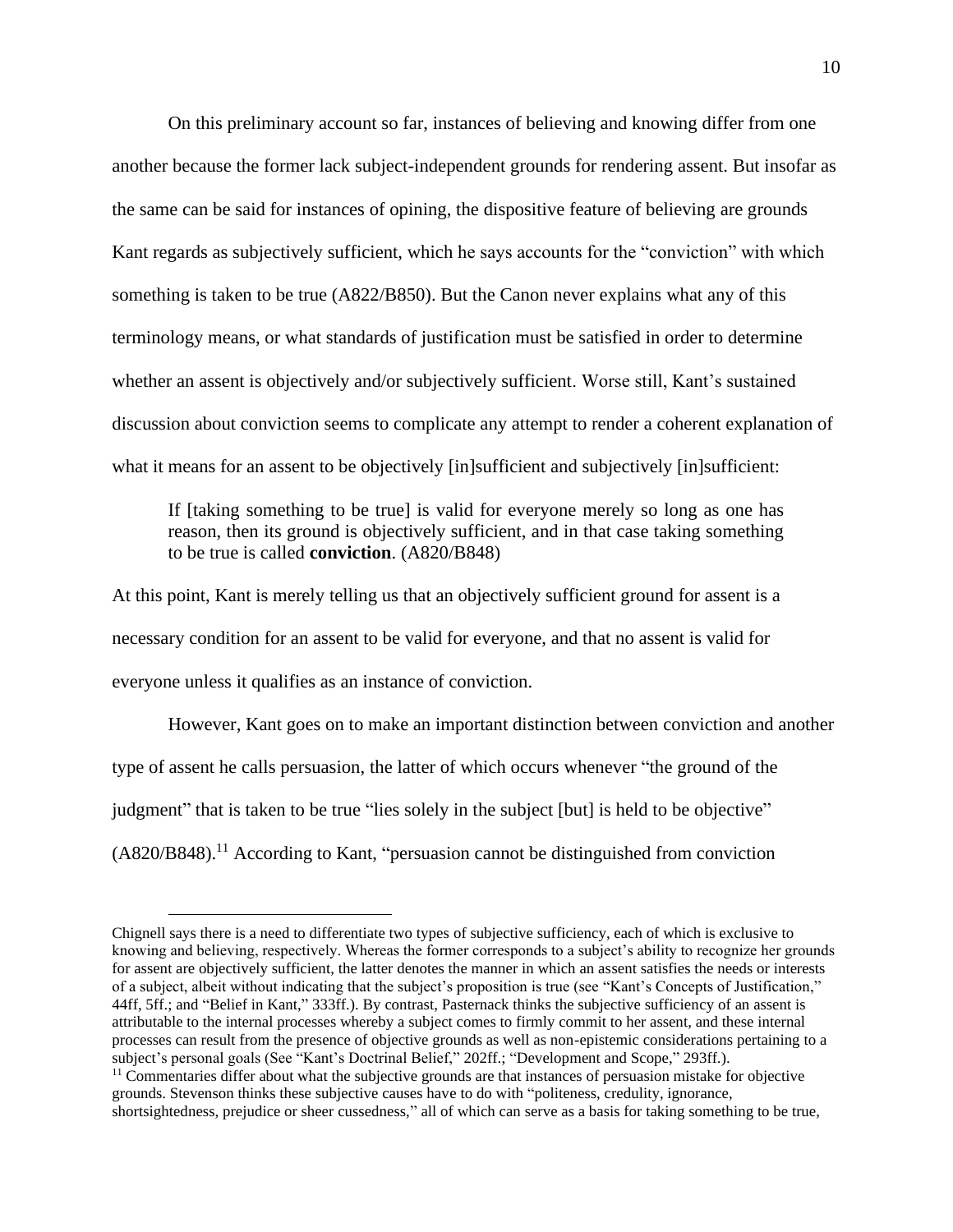On this preliminary account so far, instances of believing and knowing differ from one another because the former lack subject-independent grounds for rendering assent. But insofar as the same can be said for instances of opining, the dispositive feature of believing are grounds Kant regards as subjectively sufficient, which he says accounts for the "conviction" with which something is taken to be true (A822/B850). But the Canon never explains what any of this terminology means, or what standards of justification must be satisfied in order to determine whether an assent is objectively and/or subjectively sufficient. Worse still, Kant's sustained discussion about conviction seems to complicate any attempt to render a coherent explanation of what it means for an assent to be objectively [in]sufficient and subjectively [in]sufficient:

> If [taking something to be true] is valid for everyone merely so long as one has reason, then its ground is objectively sufficient, and in that case taking something to be true is called **conviction**. (A820/B848)

At this point, Kant is merely telling us that an objectively sufficient ground for assent is a necessary condition for an assent to be valid for everyone, and that no assent is valid for everyone unless it qualifies as an instance of conviction.

However, Kant goes on to make an important distinction between conviction and another type of assent he calls persuasion, the latter of which occurs whenever "the ground of the judgment" that is taken to be true "lies solely in the subject [but] is held to be objective" (A820/B848).[11] According to Kant, "persuasion cannot be distinguished from conviction

---

Chignell says there is a need to differentiate two types of subjective sufficiency, each of which is exclusive to knowing and believing, respectively. Whereas the former corresponds to a subject's ability to recognize her grounds for assent are objectively sufficient, the latter denotes the manner in which an assent satisfies the needs or interests of a subject, albeit without indicating that the subject's proposition is true (see "Kant's Concepts of Justification," 44ff, 5ff.; and "Belief in Kant," 333ff.). By contrast, Pasternack thinks the subjective sufficiency of an assent is attributable to the internal processes whereby a subject comes to firmly commit to her assent, and these internal processes can result from the presence of objective grounds as well as non-epistemic considerations pertaining to a subject's personal goals (See "Kant's Doctrinal Belief," 202ff.; "Development and Scope," 293ff.).

[11] Commentaries differ about what the subjective grounds are that instances of persuasion mistake for objective grounds. Stevenson thinks these subjective causes have to do with "politeness, credulity, ignorance, shortsightedness, prejudice or sheer cussedness," all of which can serve as a basis for taking something to be true,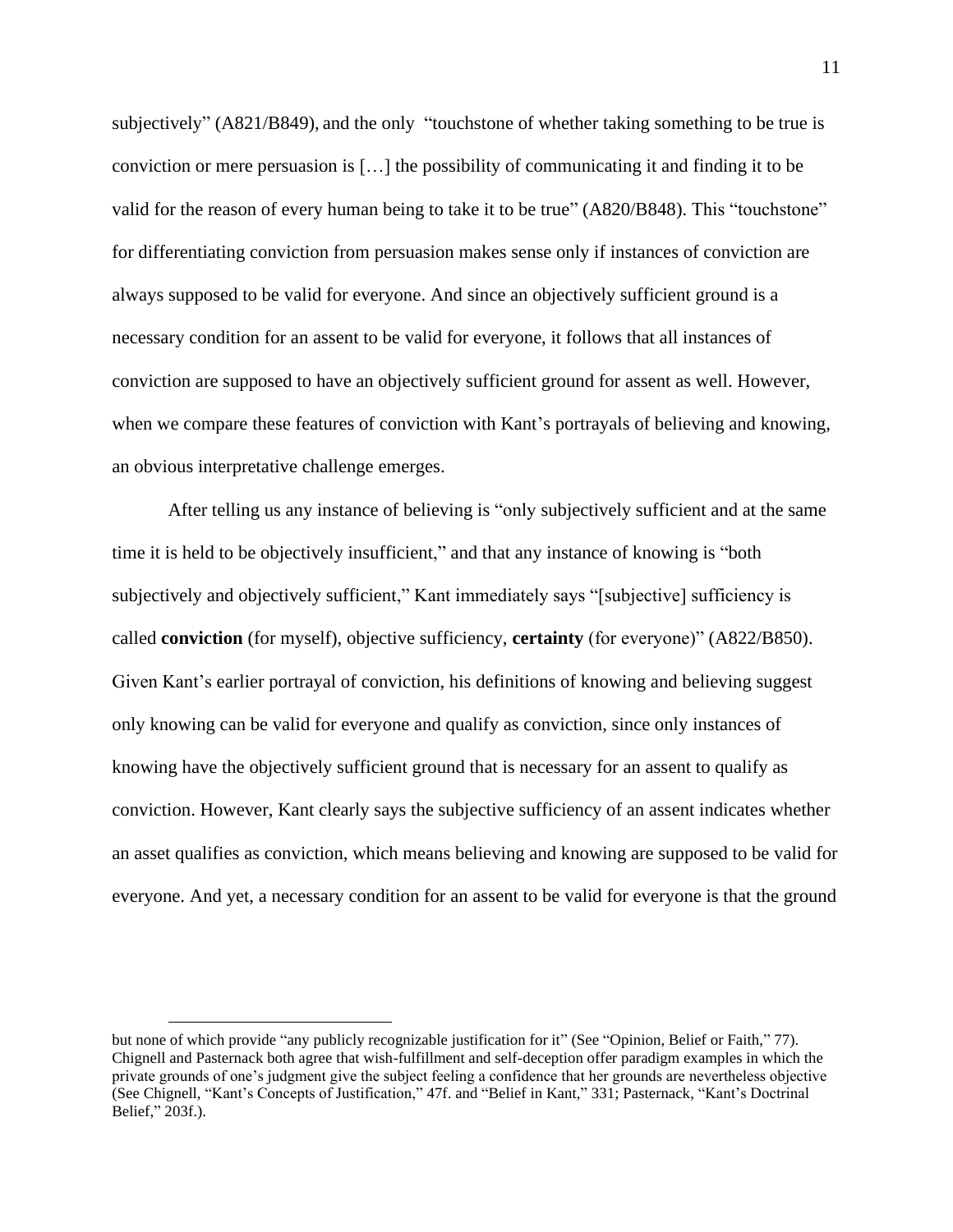subjectively" (A821/B849), and the only "touchstone of whether taking something to be true is conviction or mere persuasion is […] the possibility of communicating it and finding it to be valid for the reason of every human being to take it to be true" (A820/B848). This "touchstone" for differentiating conviction from persuasion makes sense only if instances of conviction are always supposed to be valid for everyone. And since an objectively sufficient ground is a necessary condition for an assent to be valid for everyone, it follows that all instances of conviction are supposed to have an objectively sufficient ground for assent as well. However, when we compare these features of conviction with Kant's portrayals of believing and knowing, an obvious interpretative challenge emerges.

After telling us any instance of believing is "only subjectively sufficient and at the same time it is held to be objectively insufficient," and that any instance of knowing is "both subjectively and objectively sufficient," Kant immediately says "[subjective] sufficiency is called **conviction** (for myself), objective sufficiency, **certainty** (for everyone)" (A822/B850). Given Kant's earlier portrayal of conviction, his definitions of knowing and believing suggest only knowing can be valid for everyone and qualify as conviction, since only instances of knowing have the objectively sufficient ground that is necessary for an assent to qualify as conviction. However, Kant clearly says the subjective sufficiency of an assent indicates whether an asset qualifies as conviction, which means believing and knowing are supposed to be valid for everyone. And yet, a necessary condition for an assent to be valid for everyone is that the ground

---

but none of which provide "any publicly recognizable justification for it" (See "Opinion, Belief or Faith," 77). Chignell and Pasternack both agree that wish-fulfillment and self-deception offer paradigm examples in which the private grounds of one's judgment give the subject feeling a confidence that her grounds are nevertheless objective (See Chignell, "Kant's Concepts of Justification," 47f. and "Belief in Kant," 331; Pasternack, "Kant's Doctrinal Belief," 203f.).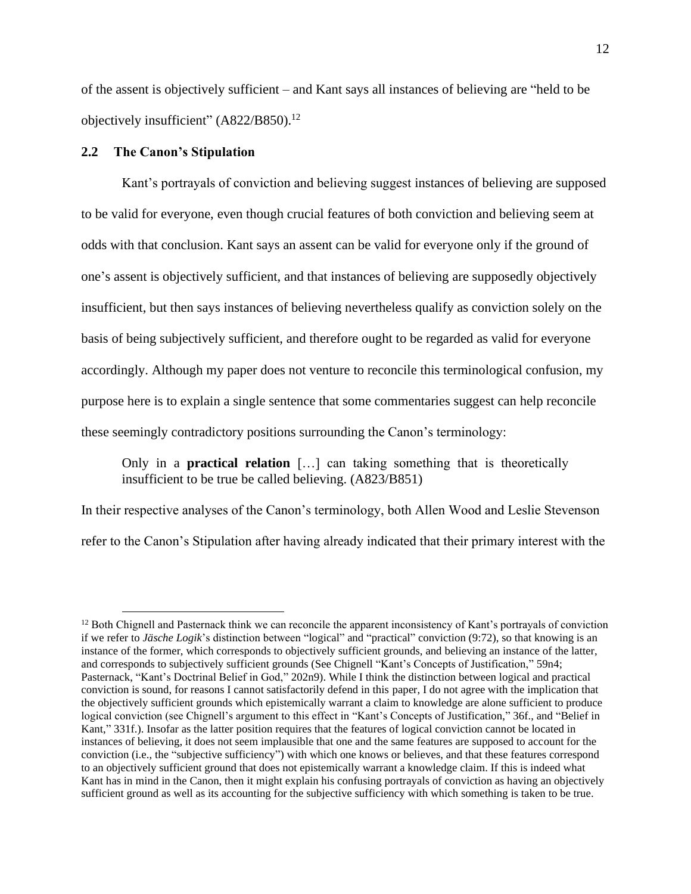of the assent is objectively sufficient – and Kant says all instances of believing are "held to be objectively insufficient" (A822/B850).[12]

### 2.2 The Canon's Stipulation

Kant's portrayals of conviction and believing suggest instances of believing are supposed to be valid for everyone, even though crucial features of both conviction and believing seem at odds with that conclusion. Kant says an assent can be valid for everyone only if the ground of one's assent is objectively sufficient, and that instances of believing are supposedly objectively insufficient, but then says instances of believing nevertheless qualify as conviction solely on the basis of being subjectively sufficient, and therefore ought to be regarded as valid for everyone accordingly. Although my paper does not venture to reconcile this terminological confusion, my purpose here is to explain a single sentence that some commentaries suggest can help reconcile these seemingly contradictory positions surrounding the Canon's terminology:

> Only in a **practical relation** […] can taking something that is theoretically insufficient to be true be called believing. (A823/B851)

In their respective analyses of the Canon's terminology, both Allen Wood and Leslie Stevenson refer to the Canon's Stipulation after having already indicated that their primary interest with the

---

[12] Both Chignell and Pasternack think we can reconcile the apparent inconsistency of Kant's portrayals of conviction if we refer to *Jäsche Logik*'s distinction between "logical" and "practical" conviction (9:72), so that knowing is an instance of the former, which corresponds to objectively sufficient grounds, and believing an instance of the latter, and corresponds to subjectively sufficient grounds (See Chignell "Kant's Concepts of Justification," 59n4; Pasternack, "Kant's Doctrinal Belief in God," 202n9). While I think the distinction between logical and practical conviction is sound, for reasons I cannot satisfactorily defend in this paper, I do not agree with the implication that the objectively sufficient grounds which epistemically warrant a claim to knowledge are alone sufficient to produce logical conviction (see Chignell's argument to this effect in "Kant's Concepts of Justification," 36f., and "Belief in Kant," 331f.). Insofar as the latter position requires that the features of logical conviction cannot be located in instances of believing, it does not seem implausible that one and the same features are supposed to account for the conviction (i.e., the "subjective sufficiency") with which one knows or believes, and that these features correspond to an objectively sufficient ground that does not epistemically warrant a knowledge claim. If this is indeed what Kant has in mind in the Canon, then it might explain his confusing portrayals of conviction as having an objectively sufficient ground as well as its accounting for the subjective sufficiency with which something is taken to be true.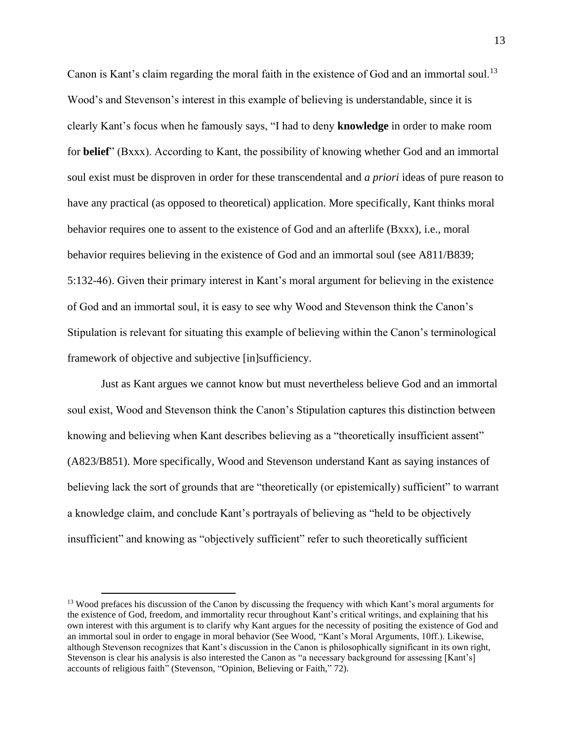Canon is Kant's claim regarding the moral faith in the existence of God and an immortal soul.[13] Wood's and Stevenson's interest in this example of believing is understandable, since it is clearly Kant's focus when he famously says, "I had to deny **knowledge** in order to make room for **belief**" (Bxxx). According to Kant, the possibility of knowing whether God and an immortal soul exist must be disproven in order for these transcendental and *a priori* ideas of pure reason to have any practical (as opposed to theoretical) application. More specifically, Kant thinks moral behavior requires one to assent to the existence of God and an afterlife (Bxxx), i.e., moral behavior requires believing in the existence of God and an immortal soul (see A811/B839; 5:132-46). Given their primary interest in Kant's moral argument for believing in the existence of God and an immortal soul, it is easy to see why Wood and Stevenson think the Canon's Stipulation is relevant for situating this example of believing within the Canon's terminological framework of objective and subjective [in]sufficiency.

Just as Kant argues we cannot know but must nevertheless believe God and an immortal soul exist, Wood and Stevenson think the Canon's Stipulation captures this distinction between knowing and believing when Kant describes believing as a "theoretically insufficient assent" (A823/B851). More specifically, Wood and Stevenson understand Kant as saying instances of believing lack the sort of grounds that are "theoretically (or epistemically) sufficient" to warrant a knowledge claim, and conclude Kant's portrayals of believing as "held to be objectively insufficient" and knowing as "objectively sufficient" refer to such theoretically sufficient

[13] Wood prefaces his discussion of the Canon by discussing the frequency with which Kant's moral arguments for the existence of God, freedom, and immortality recur throughout Kant's critical writings, and explaining that his own interest with this argument is to clarify why Kant argues for the necessity of positing the existence of God and an immortal soul in order to engage in moral behavior (See Wood, "Kant's Moral Arguments, 10ff.). Likewise, although Stevenson recognizes that Kant's discussion in the Canon is philosophically significant in its own right, Stevenson is clear his analysis is also interested the Canon as "a necessary background for assessing [Kant's] accounts of religious faith" (Stevenson, "Opinion, Believing or Faith," 72).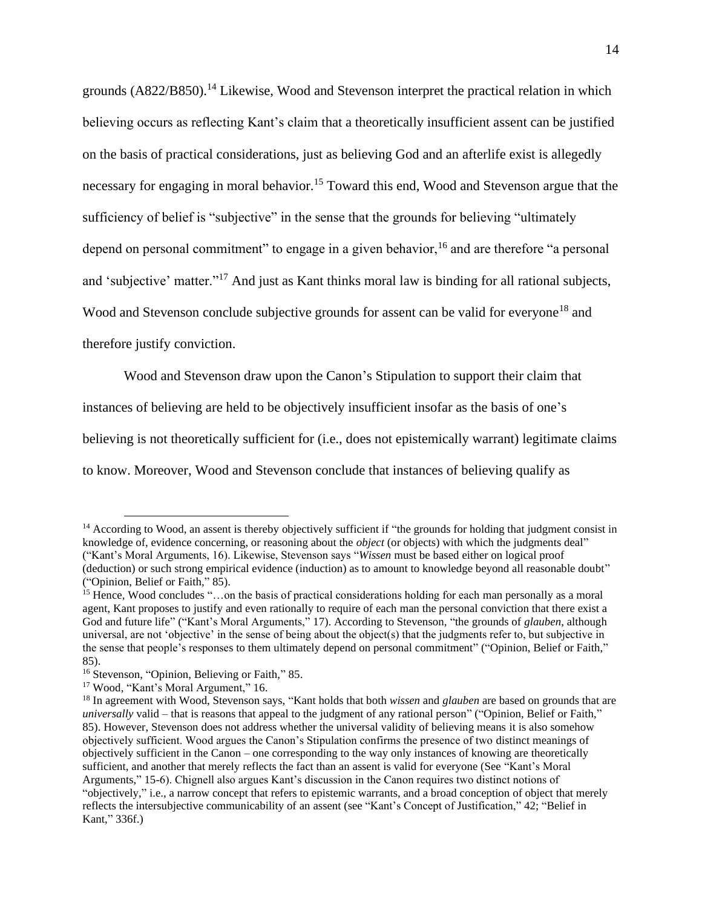grounds (A822/B850).[14] Likewise, Wood and Stevenson interpret the practical relation in which believing occurs as reflecting Kant's claim that a theoretically insufficient assent can be justified on the basis of practical considerations, just as believing God and an afterlife exist is allegedly necessary for engaging in moral behavior.[15] Toward this end, Wood and Stevenson argue that the sufficiency of belief is "subjective" in the sense that the grounds for believing "ultimately depend on personal commitment" to engage in a given behavior,[16] and are therefore "a personal and 'subjective' matter."[17] And just as Kant thinks moral law is binding for all rational subjects, Wood and Stevenson conclude subjective grounds for assent can be valid for everyone[18] and therefore justify conviction.

Wood and Stevenson draw upon the Canon's Stipulation to support their claim that instances of believing are held to be objectively insufficient insofar as the basis of one's believing is not theoretically sufficient for (i.e., does not epistemically warrant) legitimate claims to know. Moreover, Wood and Stevenson conclude that instances of believing qualify as

---

[14] According to Wood, an assent is thereby objectively sufficient if "the grounds for holding that judgment consist in knowledge of, evidence concerning, or reasoning about the *object* (or objects) with which the judgments deal" ("Kant's Moral Arguments, 16). Likewise, Stevenson says "*Wissen* must be based either on logical proof (deduction) or such strong empirical evidence (induction) as to amount to knowledge beyond all reasonable doubt" ("Opinion, Belief or Faith," 85).

[15] Hence, Wood concludes "…on the basis of practical considerations holding for each man personally as a moral agent, Kant proposes to justify and even rationally to require of each man the personal conviction that there exist a God and future life" ("Kant's Moral Arguments," 17). According to Stevenson, "the grounds of *glauben*, although universal, are not 'objective' in the sense of being about the object(s) that the judgments refer to, but subjective in the sense that people's responses to them ultimately depend on personal commitment" ("Opinion, Belief or Faith," 85).

[16] Stevenson, "Opinion, Believing or Faith," 85.

[17] Wood, "Kant's Moral Argument," 16.

[18] In agreement with Wood, Stevenson says, "Kant holds that both *wissen* and *glauben* are based on grounds that are *universally* valid – that is reasons that appeal to the judgment of any rational person" ("Opinion, Belief or Faith," 85). However, Stevenson does not address whether the universal validity of believing means it is also somehow objectively sufficient. Wood argues the Canon's Stipulation confirms the presence of two distinct meanings of objectively sufficient in the Canon – one corresponding to the way only instances of knowing are theoretically sufficient, and another that merely reflects the fact than an assent is valid for everyone (See "Kant's Moral Arguments," 15-6). Chignell also argues Kant's discussion in the Canon requires two distinct notions of "objectively," i.e., a narrow concept that refers to epistemic warrants, and a broad conception of object that merely reflects the intersubjective communicability of an assent (see "Kant's Concept of Justification," 42; "Belief in Kant," 336f.)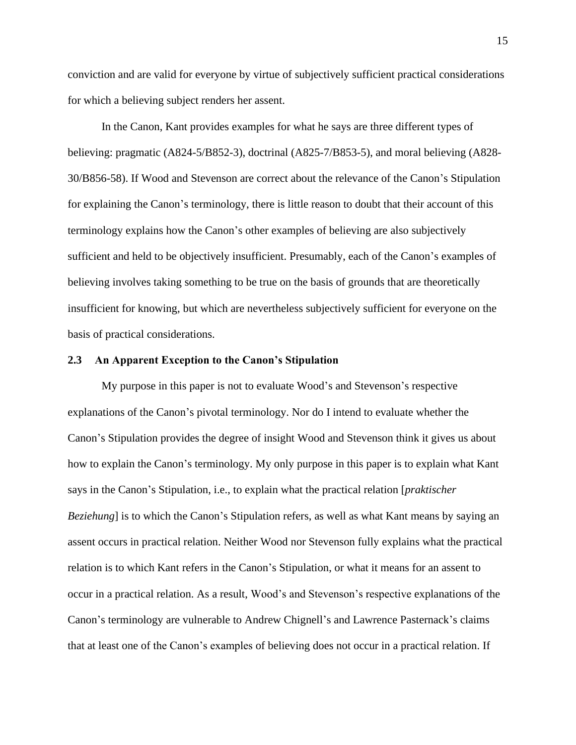conviction and are valid for everyone by virtue of subjectively sufficient practical considerations for which a believing subject renders her assent.

In the Canon, Kant provides examples for what he says are three different types of believing: pragmatic (A824-5/B852-3), doctrinal (A825-7/B853-5), and moral believing (A828-30/B856-58). If Wood and Stevenson are correct about the relevance of the Canon's Stipulation for explaining the Canon's terminology, there is little reason to doubt that their account of this terminology explains how the Canon's other examples of believing are also subjectively sufficient and held to be objectively insufficient. Presumably, each of the Canon's examples of believing involves taking something to be true on the basis of grounds that are theoretically insufficient for knowing, but which are nevertheless subjectively sufficient for everyone on the basis of practical considerations.

### 2.3 An Apparent Exception to the Canon's Stipulation

My purpose in this paper is not to evaluate Wood's and Stevenson's respective explanations of the Canon's pivotal terminology. Nor do I intend to evaluate whether the Canon's Stipulation provides the degree of insight Wood and Stevenson think it gives us about how to explain the Canon's terminology. My only purpose in this paper is to explain what Kant says in the Canon's Stipulation, i.e., to explain what the practical relation [*praktischer Beziehung*] is to which the Canon's Stipulation refers, as well as what Kant means by saying an assent occurs in practical relation. Neither Wood nor Stevenson fully explains what the practical relation is to which Kant refers in the Canon's Stipulation, or what it means for an assent to occur in a practical relation. As a result, Wood's and Stevenson's respective explanations of the Canon's terminology are vulnerable to Andrew Chignell's and Lawrence Pasternack's claims that at least one of the Canon's examples of believing does not occur in a practical relation. If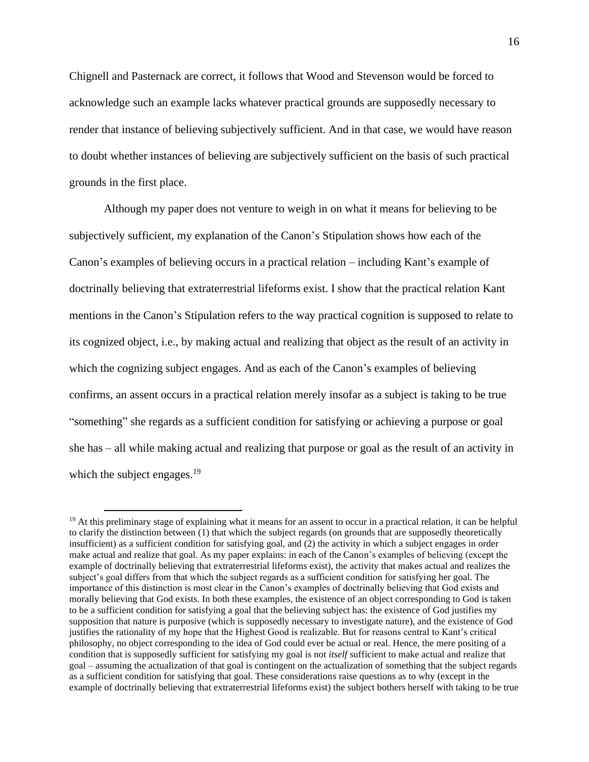Chignell and Pasternack are correct, it follows that Wood and Stevenson would be forced to acknowledge such an example lacks whatever practical grounds are supposedly necessary to render that instance of believing subjectively sufficient. And in that case, we would have reason to doubt whether instances of believing are subjectively sufficient on the basis of such practical grounds in the first place.

Although my paper does not venture to weigh in on what it means for believing to be subjectively sufficient, my explanation of the Canon's Stipulation shows how each of the Canon's examples of believing occurs in a practical relation – including Kant's example of doctrinally believing that extraterrestrial lifeforms exist. I show that the practical relation Kant mentions in the Canon's Stipulation refers to the way practical cognition is supposed to relate to its cognized object, i.e., by making actual and realizing that object as the result of an activity in which the cognizing subject engages. And as each of the Canon's examples of believing confirms, an assent occurs in a practical relation merely insofar as a subject is taking to be true "something" she regards as a sufficient condition for satisfying or achieving a purpose or goal she has – all while making actual and realizing that purpose or goal as the result of an activity in which the subject engages.[19]

[19] At this preliminary stage of explaining what it means for an assent to occur in a practical relation, it can be helpful to clarify the distinction between (1) that which the subject regards (on grounds that are supposedly theoretically insufficient) as a sufficient condition for satisfying goal, and (2) the activity in which a subject engages in order make actual and realize that goal. As my paper explains: in each of the Canon's examples of believing (except the example of doctrinally believing that extraterrestrial lifeforms exist), the activity that makes actual and realizes the subject's goal differs from that which the subject regards as a sufficient condition for satisfying her goal. The importance of this distinction is most clear in the Canon's examples of doctrinally believing that God exists and morally believing that God exists. In both these examples, the existence of an object corresponding to God is taken to be a sufficient condition for satisfying a goal that the believing subject has: the existence of God justifies my supposition that nature is purposive (which is supposedly necessary to investigate nature), and the existence of God justifies the rationality of my hope that the Highest Good is realizable. But for reasons central to Kant's critical philosophy, no object corresponding to the idea of God could ever be actual or real. Hence, the mere positing of a condition that is supposedly sufficient for satisfying my goal is not *itself* sufficient to make actual and realize that goal – assuming the actualization of that goal is contingent on the actualization of something that the subject regards as a sufficient condition for satisfying that goal. These considerations raise questions as to why (except in the example of doctrinally believing that extraterrestrial lifeforms exist) the subject bothers herself with taking to be true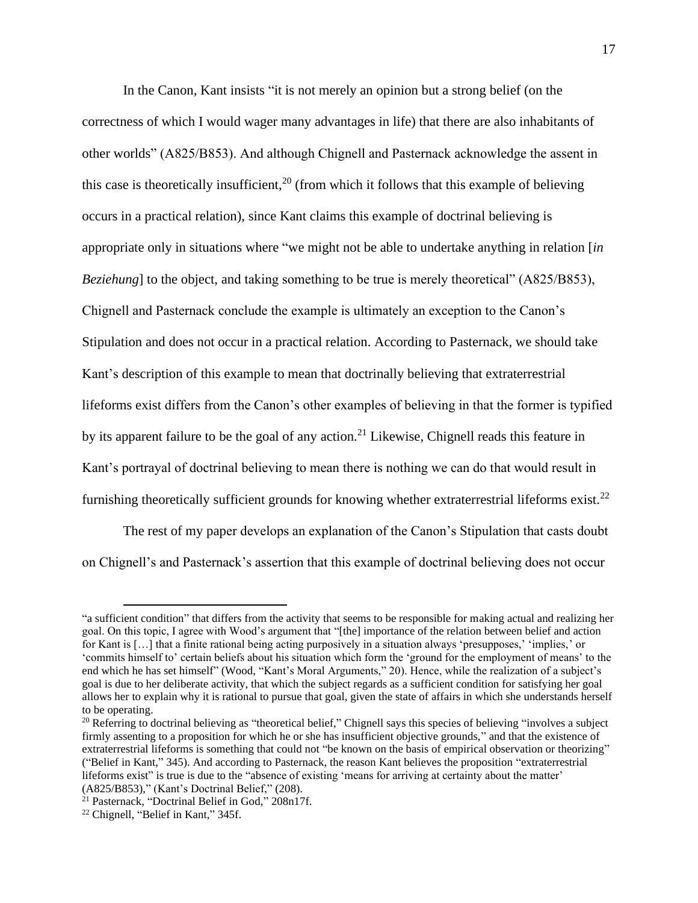In the Canon, Kant insists "it is not merely an opinion but a strong belief (on the correctness of which I would wager many advantages in life) that there are also inhabitants of other worlds" (A825/B853). And although Chignell and Pasternack acknowledge the assent in this case is theoretically insufficient,[20] (from which it follows that this example of believing occurs in a practical relation), since Kant claims this example of doctrinal believing is appropriate only in situations where "we might not be able to undertake anything in relation [*in Beziehung*] to the object, and taking something to be true is merely theoretical" (A825/B853), Chignell and Pasternack conclude the example is ultimately an exception to the Canon's Stipulation and does not occur in a practical relation. According to Pasternack, we should take Kant's description of this example to mean that doctrinally believing that extraterrestrial lifeforms exist differs from the Canon's other examples of believing in that the former is typified by its apparent failure to be the goal of any action.[21] Likewise, Chignell reads this feature in Kant's portrayal of doctrinal believing to mean there is nothing we can do that would result in furnishing theoretically sufficient grounds for knowing whether extraterrestrial lifeforms exist.[22]

The rest of my paper develops an explanation of the Canon's Stipulation that casts doubt on Chignell's and Pasternack's assertion that this example of doctrinal believing does not occur

---

"a sufficient condition" that differs from the activity that seems to be responsible for making actual and realizing her goal. On this topic, I agree with Wood's argument that "[the] importance of the relation between belief and action for Kant is […] that a finite rational being acting purposively in a situation always 'presupposes,' 'implies,' or 'commits himself to' certain beliefs about his situation which form the 'ground for the employment of means' to the end which he has set himself" (Wood, "Kant's Moral Arguments," 20). Hence, while the realization of a subject's goal is due to her deliberate activity, that which the subject regards as a sufficient condition for satisfying her goal allows her to explain why it is rational to pursue that goal, given the state of affairs in which she understands herself to be operating.

[20] Referring to doctrinal believing as "theoretical belief," Chignell says this species of believing "involves a subject firmly assenting to a proposition for which he or she has insufficient objective grounds," and that the existence of extraterrestrial lifeforms is something that could not "be known on the basis of empirical observation or theorizing" ("Belief in Kant," 345). And according to Pasternack, the reason Kant believes the proposition "extraterrestrial lifeforms exist" is true is due to the "absence of existing 'means for arriving at certainty about the matter' (A825/B853)," (Kant's Doctrinal Belief," (208).

[21] Pasternack, "Doctrinal Belief in God," 208n17f.

[22] Chignell, "Belief in Kant," 345f.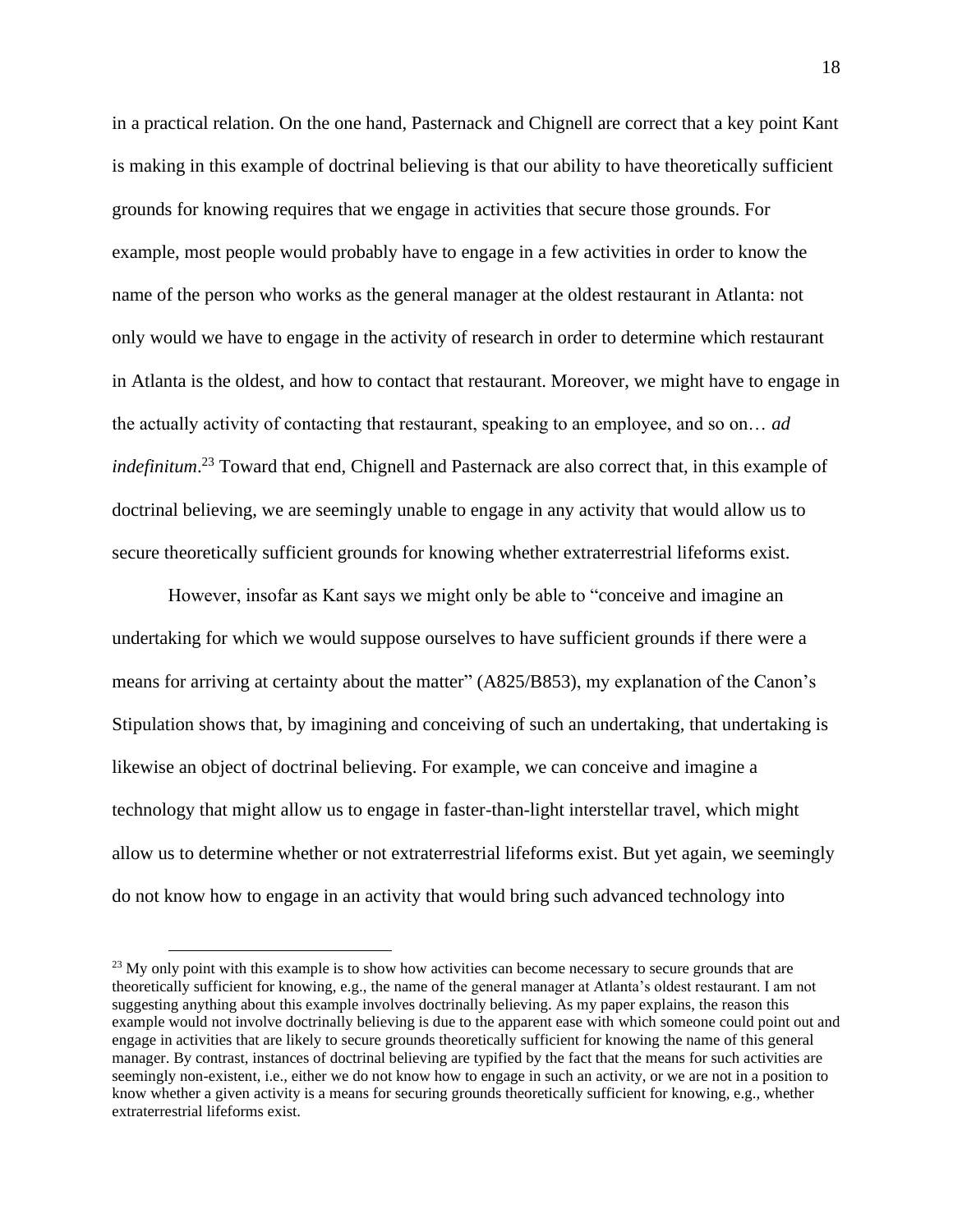in a practical relation. On the one hand, Pasternack and Chignell are correct that a key point Kant is making in this example of doctrinal believing is that our ability to have theoretically sufficient grounds for knowing requires that we engage in activities that secure those grounds. For example, most people would probably have to engage in a few activities in order to know the name of the person who works as the general manager at the oldest restaurant in Atlanta: not only would we have to engage in the activity of research in order to determine which restaurant in Atlanta is the oldest, and how to contact that restaurant. Moreover, we might have to engage in the actually activity of contacting that restaurant, speaking to an employee, and so on… *ad indefinitum*.[23] Toward that end, Chignell and Pasternack are also correct that, in this example of doctrinal believing, we are seemingly unable to engage in any activity that would allow us to secure theoretically sufficient grounds for knowing whether extraterrestrial lifeforms exist.

However, insofar as Kant says we might only be able to "conceive and imagine an undertaking for which we would suppose ourselves to have sufficient grounds if there were a means for arriving at certainty about the matter" (A825/B853), my explanation of the Canon's Stipulation shows that, by imagining and conceiving of such an undertaking, that undertaking is likewise an object of doctrinal believing. For example, we can conceive and imagine a technology that might allow us to engage in faster-than-light interstellar travel, which might allow us to determine whether or not extraterrestrial lifeforms exist. But yet again, we seemingly do not know how to engage in an activity that would bring such advanced technology into

---

[23] My only point with this example is to show how activities can become necessary to secure grounds that are theoretically sufficient for knowing, e.g., the name of the general manager at Atlanta's oldest restaurant. I am not suggesting anything about this example involves doctrinally believing. As my paper explains, the reason this example would not involve doctrinally believing is due to the apparent ease with which someone could point out and engage in activities that are likely to secure grounds theoretically sufficient for knowing the name of this general manager. By contrast, instances of doctrinal believing are typified by the fact that the means for such activities are seemingly non-existent, i.e., either we do not know how to engage in such an activity, or we are not in a position to know whether a given activity is a means for securing grounds theoretically sufficient for knowing, e.g., whether extraterrestrial lifeforms exist.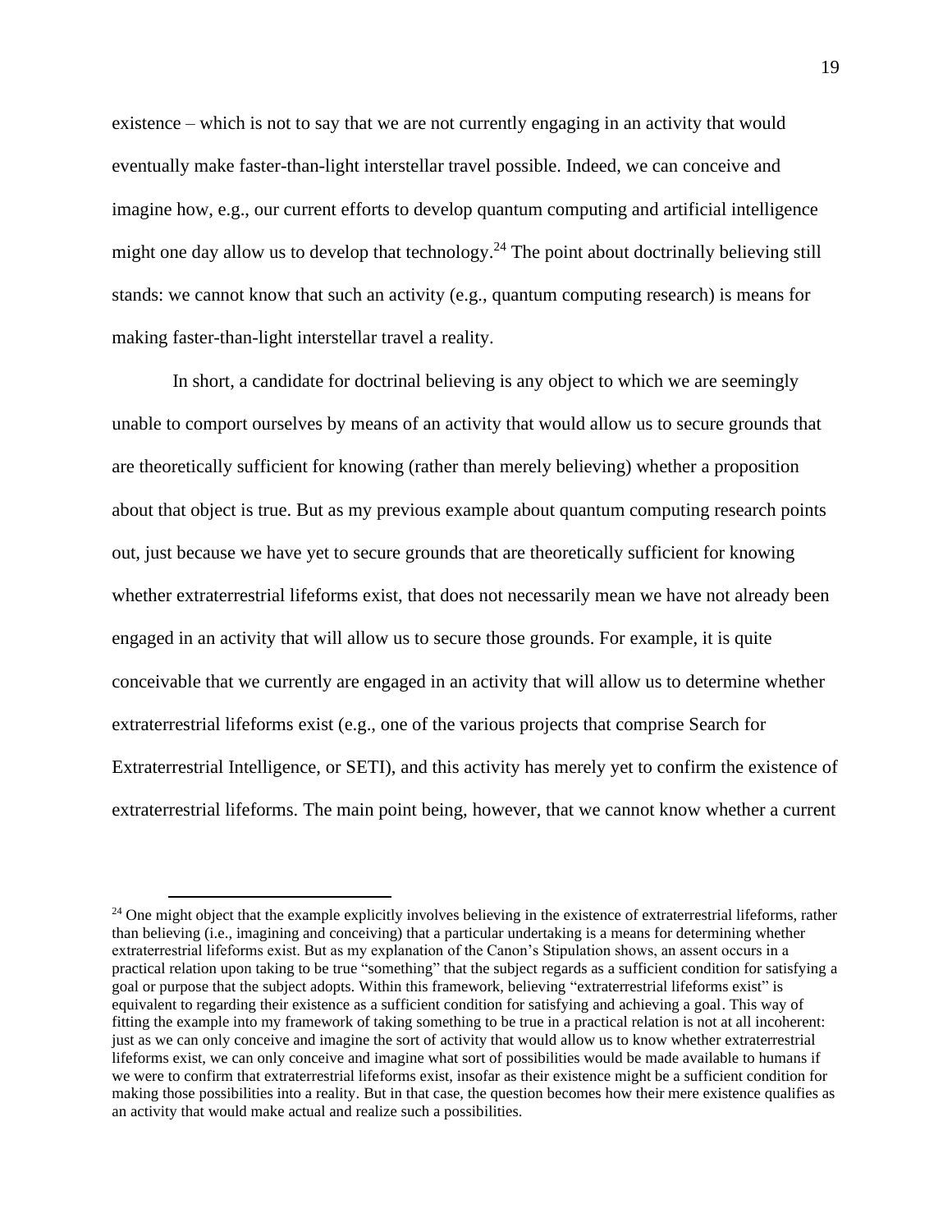existence – which is not to say that we are not currently engaging in an activity that would eventually make faster-than-light interstellar travel possible. Indeed, we can conceive and imagine how, e.g., our current efforts to develop quantum computing and artificial intelligence might one day allow us to develop that technology.[24] The point about doctrinally believing still stands: we cannot know that such an activity (e.g., quantum computing research) is means for making faster-than-light interstellar travel a reality.

In short, a candidate for doctrinal believing is any object to which we are seemingly unable to comport ourselves by means of an activity that would allow us to secure grounds that are theoretically sufficient for knowing (rather than merely believing) whether a proposition about that object is true. But as my previous example about quantum computing research points out, just because we have yet to secure grounds that are theoretically sufficient for knowing whether extraterrestrial lifeforms exist, that does not necessarily mean we have not already been engaged in an activity that will allow us to secure those grounds. For example, it is quite conceivable that we currently are engaged in an activity that will allow us to determine whether extraterrestrial lifeforms exist (e.g., one of the various projects that comprise Search for Extraterrestrial Intelligence, or SETI), and this activity has merely yet to confirm the existence of extraterrestrial lifeforms. The main point being, however, that we cannot know whether a current

[24] One might object that the example explicitly involves believing in the existence of extraterrestrial lifeforms, rather than believing (i.e., imagining and conceiving) that a particular undertaking is a means for determining whether extraterrestrial lifeforms exist. But as my explanation of the Canon's Stipulation shows, an assent occurs in a practical relation upon taking to be true "something" that the subject regards as a sufficient condition for satisfying a goal or purpose that the subject adopts. Within this framework, believing "extraterrestrial lifeforms exist" is equivalent to regarding their existence as a sufficient condition for satisfying and achieving a goal. This way of fitting the example into my framework of taking something to be true in a practical relation is not at all incoherent: just as we can only conceive and imagine the sort of activity that would allow us to know whether extraterrestrial lifeforms exist, we can only conceive and imagine what sort of possibilities would be made available to humans if we were to confirm that extraterrestrial lifeforms exist, insofar as their existence might be a sufficient condition for making those possibilities into a reality. But in that case, the question becomes how their mere existence qualifies as an activity that would make actual and realize such a possibilities.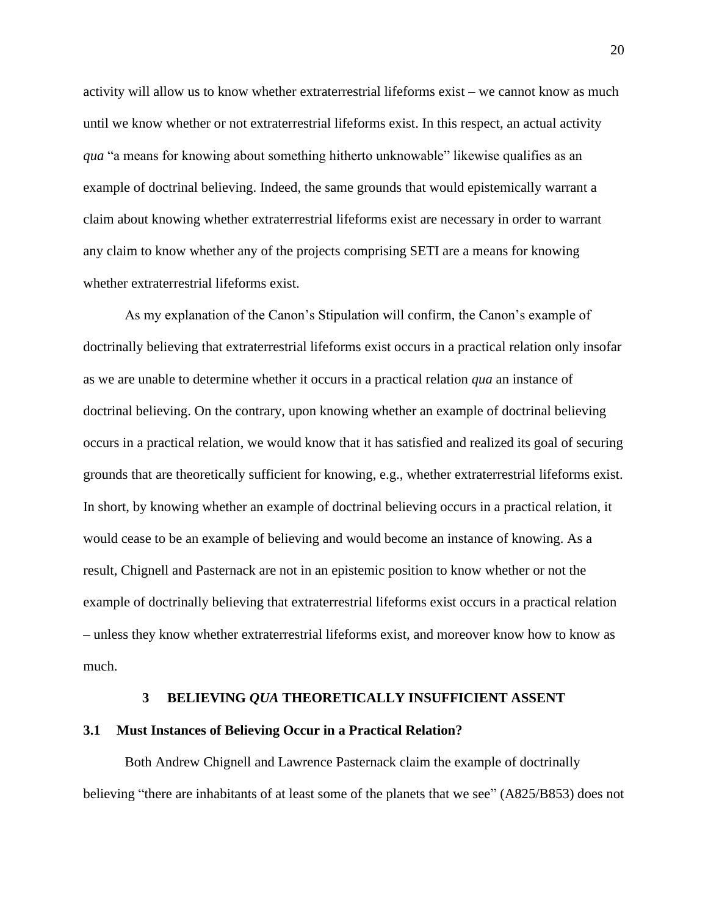activity will allow us to know whether extraterrestrial lifeforms exist – we cannot know as much until we know whether or not extraterrestrial lifeforms exist. In this respect, an actual activity *qua* "a means for knowing about something hitherto unknowable" likewise qualifies as an example of doctrinal believing. Indeed, the same grounds that would epistemically warrant a claim about knowing whether extraterrestrial lifeforms exist are necessary in order to warrant any claim to know whether any of the projects comprising SETI are a means for knowing whether extraterrestrial lifeforms exist.

As my explanation of the Canon's Stipulation will confirm, the Canon's example of doctrinally believing that extraterrestrial lifeforms exist occurs in a practical relation only insofar as we are unable to determine whether it occurs in a practical relation *qua* an instance of doctrinal believing. On the contrary, upon knowing whether an example of doctrinal believing occurs in a practical relation, we would know that it has satisfied and realized its goal of securing grounds that are theoretically sufficient for knowing, e.g., whether extraterrestrial lifeforms exist. In short, by knowing whether an example of doctrinal believing occurs in a practical relation, it would cease to be an example of believing and would become an instance of knowing. As a result, Chignell and Pasternack are not in an epistemic position to know whether or not the example of doctrinally believing that extraterrestrial lifeforms exist occurs in a practical relation – unless they know whether extraterrestrial lifeforms exist, and moreover know how to know as much.

## 3 BELIEVING *QUA* THEORETICALLY INSUFFICIENT ASSENT

### 3.1 Must Instances of Believing Occur in a Practical Relation?

Both Andrew Chignell and Lawrence Pasternack claim the example of doctrinally believing "there are inhabitants of at least some of the planets that we see" (A825/B853) does not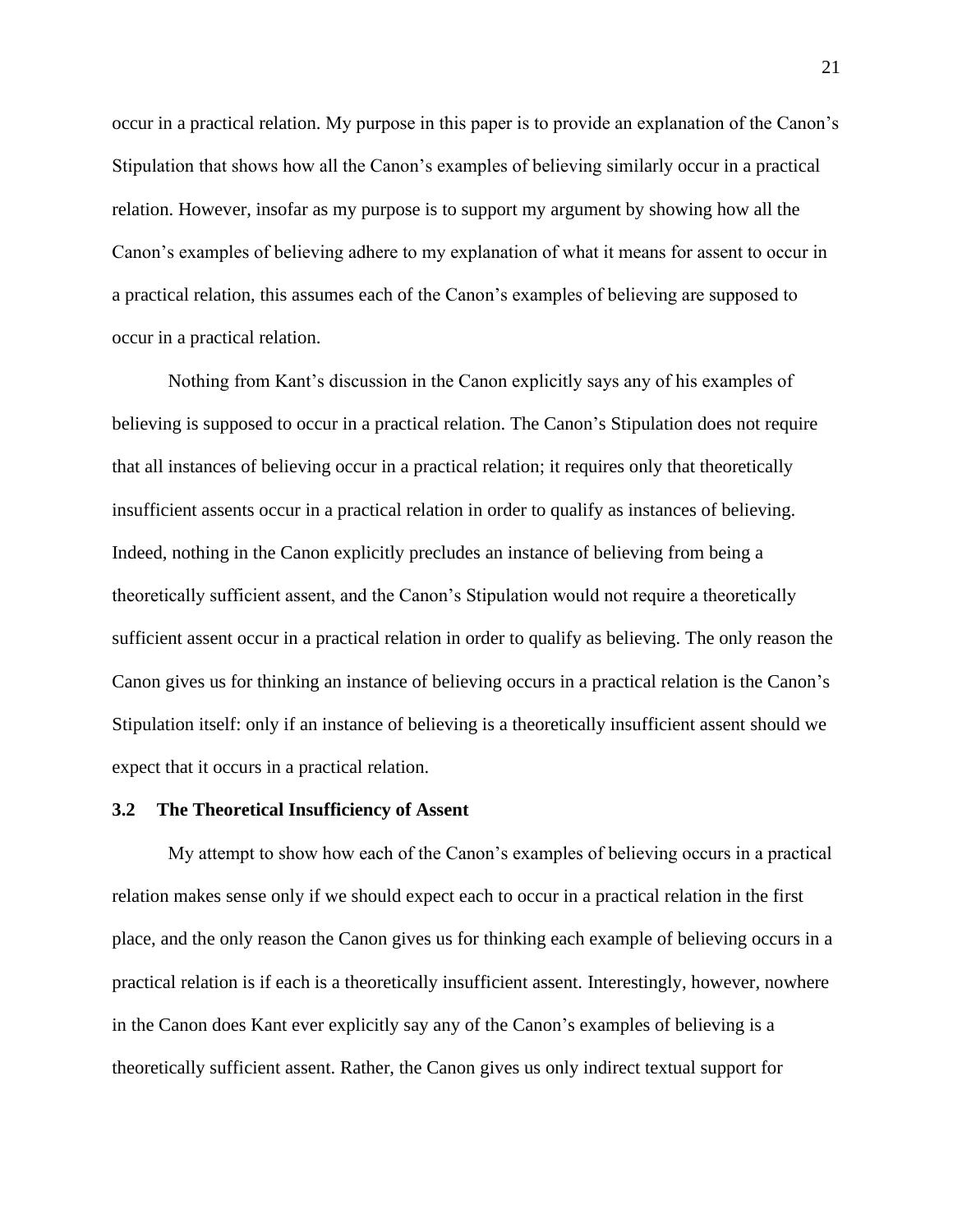occur in a practical relation. My purpose in this paper is to provide an explanation of the Canon's Stipulation that shows how all the Canon's examples of believing similarly occur in a practical relation. However, insofar as my purpose is to support my argument by showing how all the Canon's examples of believing adhere to my explanation of what it means for assent to occur in a practical relation, this assumes each of the Canon's examples of believing are supposed to occur in a practical relation.

Nothing from Kant's discussion in the Canon explicitly says any of his examples of believing is supposed to occur in a practical relation. The Canon's Stipulation does not require that all instances of believing occur in a practical relation; it requires only that theoretically insufficient assents occur in a practical relation in order to qualify as instances of believing. Indeed, nothing in the Canon explicitly precludes an instance of believing from being a theoretically sufficient assent, and the Canon's Stipulation would not require a theoretically sufficient assent occur in a practical relation in order to qualify as believing. The only reason the Canon gives us for thinking an instance of believing occurs in a practical relation is the Canon's Stipulation itself: only if an instance of believing is a theoretically insufficient assent should we expect that it occurs in a practical relation.

### 3.2 The Theoretical Insufficiency of Assent

My attempt to show how each of the Canon's examples of believing occurs in a practical relation makes sense only if we should expect each to occur in a practical relation in the first place, and the only reason the Canon gives us for thinking each example of believing occurs in a practical relation is if each is a theoretically insufficient assent. Interestingly, however, nowhere in the Canon does Kant ever explicitly say any of the Canon's examples of believing is a theoretically sufficient assent. Rather, the Canon gives us only indirect textual support for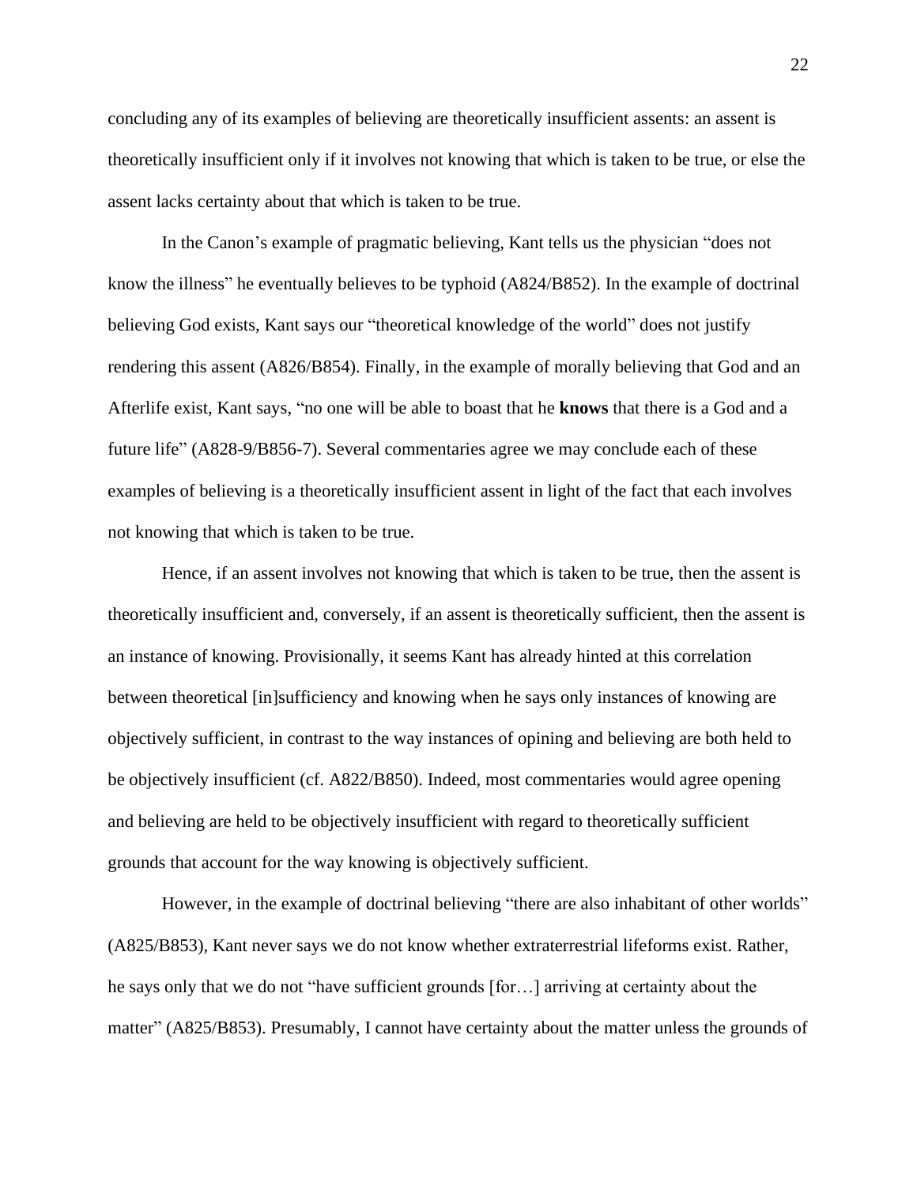concluding any of its examples of believing are theoretically insufficient assents: an assent is theoretically insufficient only if it involves not knowing that which is taken to be true, or else the assent lacks certainty about that which is taken to be true.

In the Canon's example of pragmatic believing, Kant tells us the physician "does not know the illness" he eventually believes to be typhoid (A824/B852). In the example of doctrinal believing God exists, Kant says our "theoretical knowledge of the world" does not justify rendering this assent (A826/B854). Finally, in the example of morally believing that God and an Afterlife exist, Kant says, "no one will be able to boast that he **knows** that there is a God and a future life" (A828-9/B856-7). Several commentaries agree we may conclude each of these examples of believing is a theoretically insufficient assent in light of the fact that each involves not knowing that which is taken to be true.

Hence, if an assent involves not knowing that which is taken to be true, then the assent is theoretically insufficient and, conversely, if an assent is theoretically sufficient, then the assent is an instance of knowing. Provisionally, it seems Kant has already hinted at this correlation between theoretical [in]sufficiency and knowing when he says only instances of knowing are objectively sufficient, in contrast to the way instances of opining and believing are both held to be objectively insufficient (cf. A822/B850). Indeed, most commentaries would agree opening and believing are held to be objectively insufficient with regard to theoretically sufficient grounds that account for the way knowing is objectively sufficient.

However, in the example of doctrinal believing "there are also inhabitant of other worlds" (A825/B853), Kant never says we do not know whether extraterrestrial lifeforms exist. Rather, he says only that we do not "have sufficient grounds [for…] arriving at certainty about the matter" (A825/B853). Presumably, I cannot have certainty about the matter unless the grounds of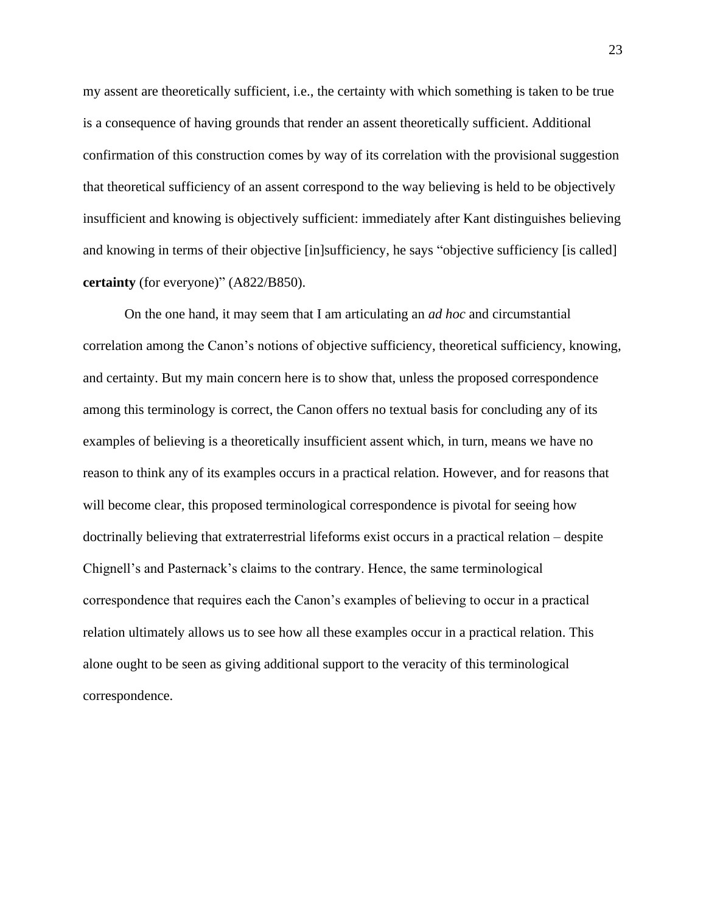my assent are theoretically sufficient, i.e., the certainty with which something is taken to be true is a consequence of having grounds that render an assent theoretically sufficient. Additional confirmation of this construction comes by way of its correlation with the provisional suggestion that theoretical sufficiency of an assent correspond to the way believing is held to be objectively insufficient and knowing is objectively sufficient: immediately after Kant distinguishes believing and knowing in terms of their objective [in]sufficiency, he says "objective sufficiency [is called] **certainty** (for everyone)" (A822/B850).

On the one hand, it may seem that I am articulating an *ad hoc* and circumstantial correlation among the Canon's notions of objective sufficiency, theoretical sufficiency, knowing, and certainty. But my main concern here is to show that, unless the proposed correspondence among this terminology is correct, the Canon offers no textual basis for concluding any of its examples of believing is a theoretically insufficient assent which, in turn, means we have no reason to think any of its examples occurs in a practical relation. However, and for reasons that will become clear, this proposed terminological correspondence is pivotal for seeing how doctrinally believing that extraterrestrial lifeforms exist occurs in a practical relation – despite Chignell's and Pasternack's claims to the contrary. Hence, the same terminological correspondence that requires each the Canon's examples of believing to occur in a practical relation ultimately allows us to see how all these examples occur in a practical relation. This alone ought to be seen as giving additional support to the veracity of this terminological correspondence.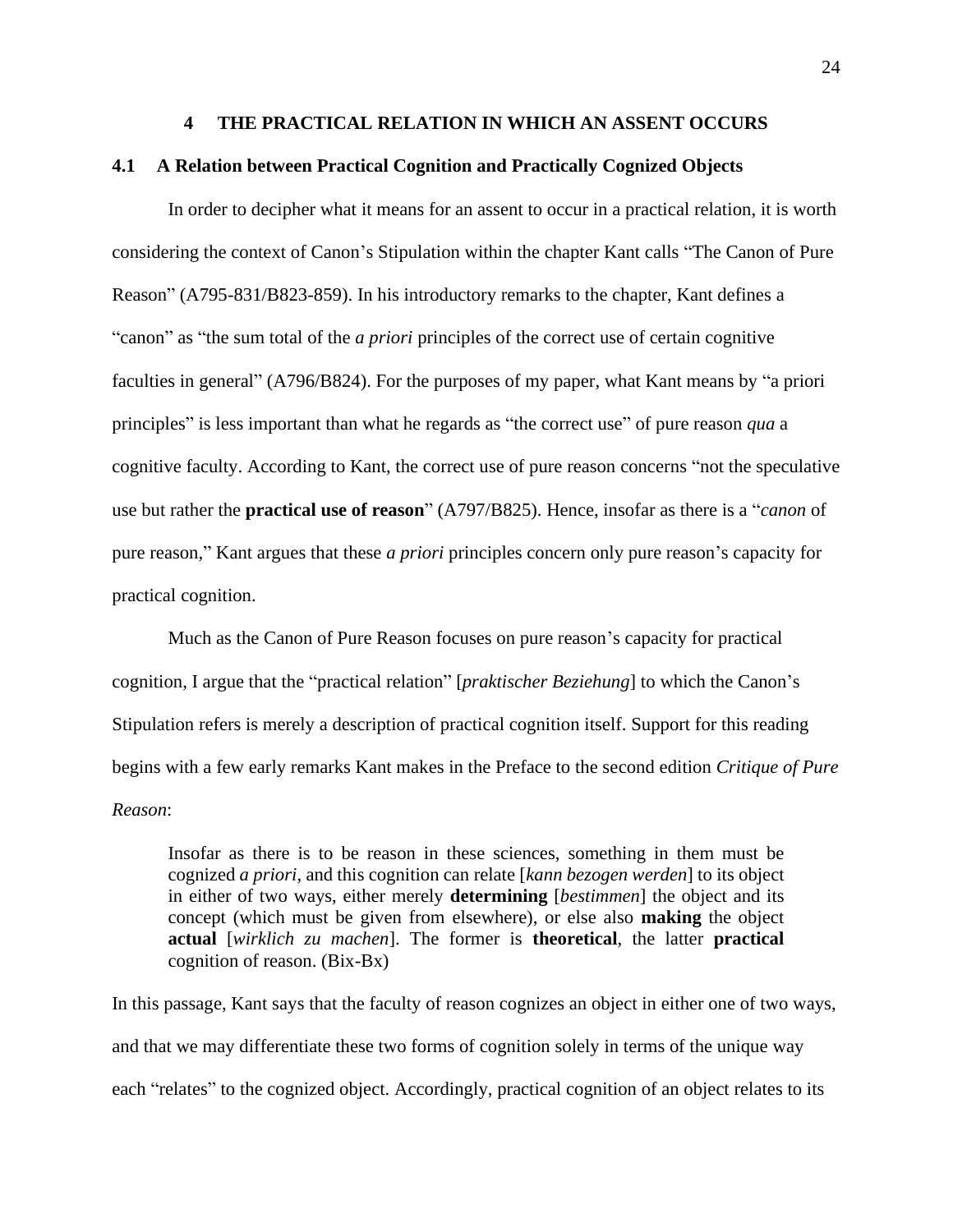# 4 THE PRACTICAL RELATION IN WHICH AN ASSENT OCCURS

## 4.1 A Relation between Practical Cognition and Practically Cognized Objects

In order to decipher what it means for an assent to occur in a practical relation, it is worth considering the context of Canon's Stipulation within the chapter Kant calls "The Canon of Pure Reason" (A795-831/B823-859). In his introductory remarks to the chapter, Kant defines a "canon" as "the sum total of the *a priori* principles of the correct use of certain cognitive faculties in general" (A796/B824). For the purposes of my paper, what Kant means by "a priori principles" is less important than what he regards as "the correct use" of pure reason *qua* a cognitive faculty. According to Kant, the correct use of pure reason concerns "not the speculative use but rather the **practical use of reason**" (A797/B825). Hence, insofar as there is a "*canon* of pure reason," Kant argues that these *a priori* principles concern only pure reason's capacity for practical cognition.

Much as the Canon of Pure Reason focuses on pure reason's capacity for practical cognition, I argue that the "practical relation" [*praktischer Beziehung*] to which the Canon's Stipulation refers is merely a description of practical cognition itself. Support for this reading begins with a few early remarks Kant makes in the Preface to the second edition *Critique of Pure Reason*:

> Insofar as there is to be reason in these sciences, something in them must be cognized *a priori*, and this cognition can relate [*kann bezogen werden*] to its object in either of two ways, either merely **determining** [*bestimmen*] the object and its concept (which must be given from elsewhere), or else also **making** the object **actual** [*wirklich zu machen*]. The former is **theoretical**, the latter **practical** cognition of reason. (Bix-Bx)

In this passage, Kant says that the faculty of reason cognizes an object in either one of two ways, and that we may differentiate these two forms of cognition solely in terms of the unique way each "relates" to the cognized object. Accordingly, practical cognition of an object relates to its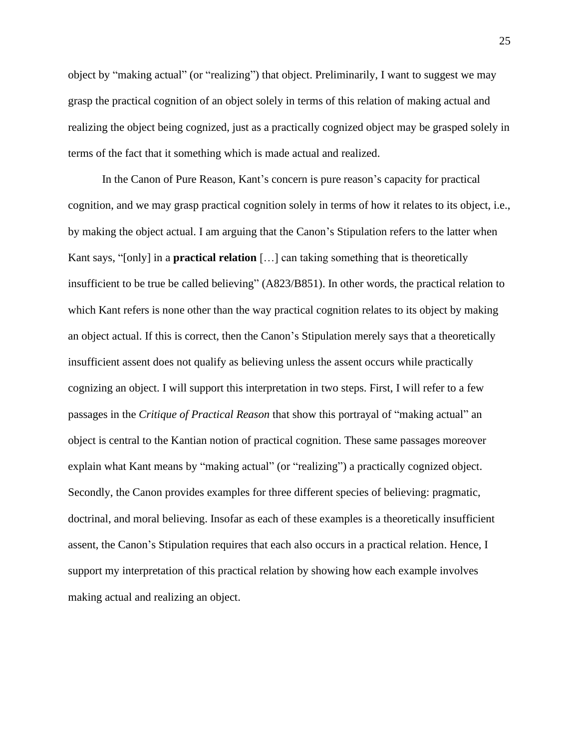object by "making actual" (or "realizing") that object. Preliminarily, I want to suggest we may grasp the practical cognition of an object solely in terms of this relation of making actual and realizing the object being cognized, just as a practically cognized object may be grasped solely in terms of the fact that it something which is made actual and realized.

In the Canon of Pure Reason, Kant's concern is pure reason's capacity for practical cognition, and we may grasp practical cognition solely in terms of how it relates to its object, i.e., by making the object actual. I am arguing that the Canon's Stipulation refers to the latter when Kant says, "[only] in a **practical relation** […] can taking something that is theoretically insufficient to be true be called believing" (A823/B851). In other words, the practical relation to which Kant refers is none other than the way practical cognition relates to its object by making an object actual. If this is correct, then the Canon's Stipulation merely says that a theoretically insufficient assent does not qualify as believing unless the assent occurs while practically cognizing an object. I will support this interpretation in two steps. First, I will refer to a few passages in the *Critique of Practical Reason* that show this portrayal of "making actual" an object is central to the Kantian notion of practical cognition. These same passages moreover explain what Kant means by "making actual" (or "realizing") a practically cognized object. Secondly, the Canon provides examples for three different species of believing: pragmatic, doctrinal, and moral believing. Insofar as each of these examples is a theoretically insufficient assent, the Canon's Stipulation requires that each also occurs in a practical relation. Hence, I support my interpretation of this practical relation by showing how each example involves making actual and realizing an object.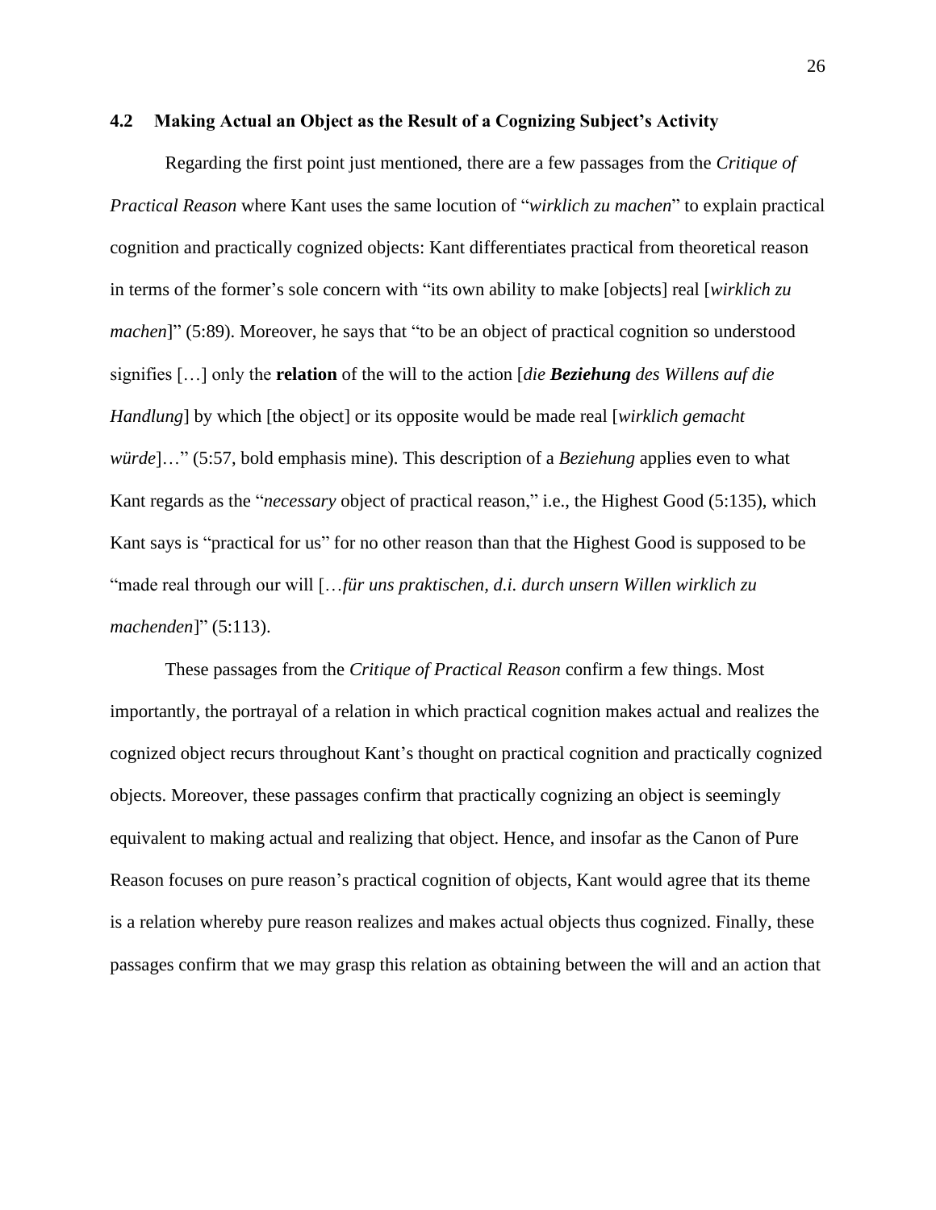## 4.2 Making Actual an Object as the Result of a Cognizing Subject's Activity

Regarding the first point just mentioned, there are a few passages from the *Critique of Practical Reason* where Kant uses the same locution of "*wirklich zu machen*" to explain practical cognition and practically cognized objects: Kant differentiates practical from theoretical reason in terms of the former's sole concern with "its own ability to make [objects] real [*wirklich zu machen*]" (5:89). Moreover, he says that "to be an object of practical cognition so understood signifies […] only the **relation** of the will to the action [*die **Beziehung** des Willens auf die Handlung*] by which [the object] or its opposite would be made real [*wirklich gemacht würde*]…" (5:57, bold emphasis mine). This description of a *Beziehung* applies even to what Kant regards as the "*necessary* object of practical reason," i.e., the Highest Good (5:135), which Kant says is "practical for us" for no other reason than that the Highest Good is supposed to be "made real through our will […*für uns praktischen, d.i. durch unsern Willen wirklich zu machenden*]" (5:113).

These passages from the *Critique of Practical Reason* confirm a few things. Most importantly, the portrayal of a relation in which practical cognition makes actual and realizes the cognized object recurs throughout Kant's thought on practical cognition and practically cognized objects. Moreover, these passages confirm that practically cognizing an object is seemingly equivalent to making actual and realizing that object. Hence, and insofar as the Canon of Pure Reason focuses on pure reason's practical cognition of objects, Kant would agree that its theme is a relation whereby pure reason realizes and makes actual objects thus cognized. Finally, these passages confirm that we may grasp this relation as obtaining between the will and an action that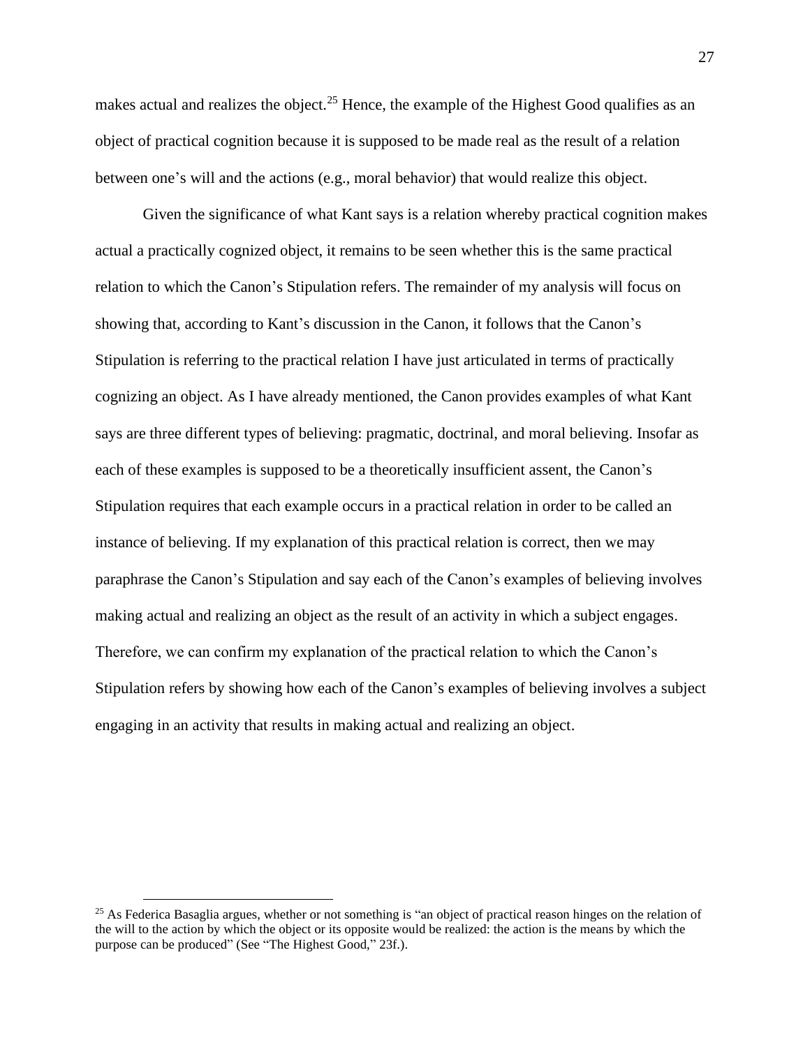makes actual and realizes the object.[25] Hence, the example of the Highest Good qualifies as an object of practical cognition because it is supposed to be made real as the result of a relation between one's will and the actions (e.g., moral behavior) that would realize this object.

Given the significance of what Kant says is a relation whereby practical cognition makes actual a practically cognized object, it remains to be seen whether this is the same practical relation to which the Canon's Stipulation refers. The remainder of my analysis will focus on showing that, according to Kant's discussion in the Canon, it follows that the Canon's Stipulation is referring to the practical relation I have just articulated in terms of practically cognizing an object. As I have already mentioned, the Canon provides examples of what Kant says are three different types of believing: pragmatic, doctrinal, and moral believing. Insofar as each of these examples is supposed to be a theoretically insufficient assent, the Canon's Stipulation requires that each example occurs in a practical relation in order to be called an instance of believing. If my explanation of this practical relation is correct, then we may paraphrase the Canon's Stipulation and say each of the Canon's examples of believing involves making actual and realizing an object as the result of an activity in which a subject engages. Therefore, we can confirm my explanation of the practical relation to which the Canon's Stipulation refers by showing how each of the Canon's examples of believing involves a subject engaging in an activity that results in making actual and realizing an object.

[25] As Federica Basaglia argues, whether or not something is "an object of practical reason hinges on the relation of the will to the action by which the object or its opposite would be realized: the action is the means by which the purpose can be produced" (See "The Highest Good," 23f.).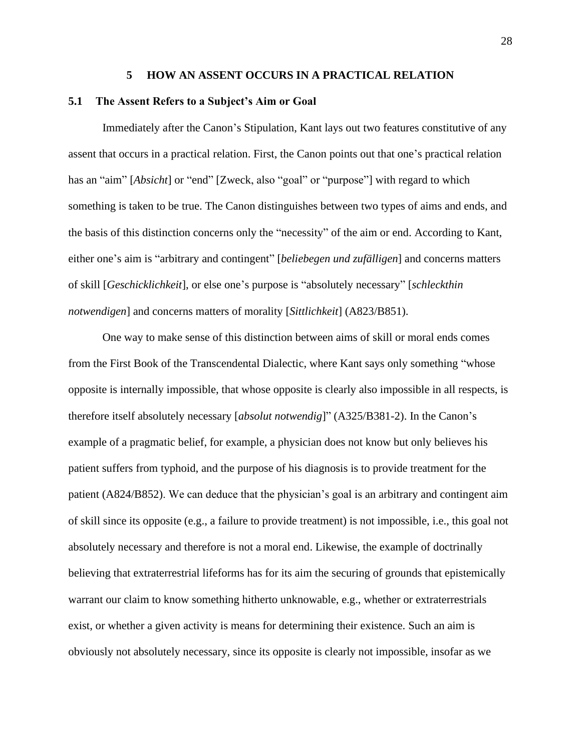# 5 HOW AN ASSENT OCCURS IN A PRACTICAL RELATION

## 5.1 The Assent Refers to a Subject's Aim or Goal

Immediately after the Canon's Stipulation, Kant lays out two features constitutive of any assent that occurs in a practical relation. First, the Canon points out that one's practical relation has an "aim" [*Absicht*] or "end" [Zweck, also "goal" or "purpose"] with regard to which something is taken to be true. The Canon distinguishes between two types of aims and ends, and the basis of this distinction concerns only the "necessity" of the aim or end. According to Kant, either one's aim is "arbitrary and contingent" [*beliebegen und zufälligen*] and concerns matters of skill [*Geschicklichkeit*], or else one's purpose is "absolutely necessary" [*schleckthin notwendigen*] and concerns matters of morality [*Sittlichkeit*] (A823/B851).

One way to make sense of this distinction between aims of skill or moral ends comes from the First Book of the Transcendental Dialectic, where Kant says only something "whose opposite is internally impossible, that whose opposite is clearly also impossible in all respects, is therefore itself absolutely necessary [*absolut notwendig*]" (A325/B381-2). In the Canon's example of a pragmatic belief, for example, a physician does not know but only believes his patient suffers from typhoid, and the purpose of his diagnosis is to provide treatment for the patient (A824/B852). We can deduce that the physician's goal is an arbitrary and contingent aim of skill since its opposite (e.g., a failure to provide treatment) is not impossible, i.e., this goal not absolutely necessary and therefore is not a moral end. Likewise, the example of doctrinally believing that extraterrestrial lifeforms has for its aim the securing of grounds that epistemically warrant our claim to know something hitherto unknowable, e.g., whether or extraterrestrials exist, or whether a given activity is means for determining their existence. Such an aim is obviously not absolutely necessary, since its opposite is clearly not impossible, insofar as we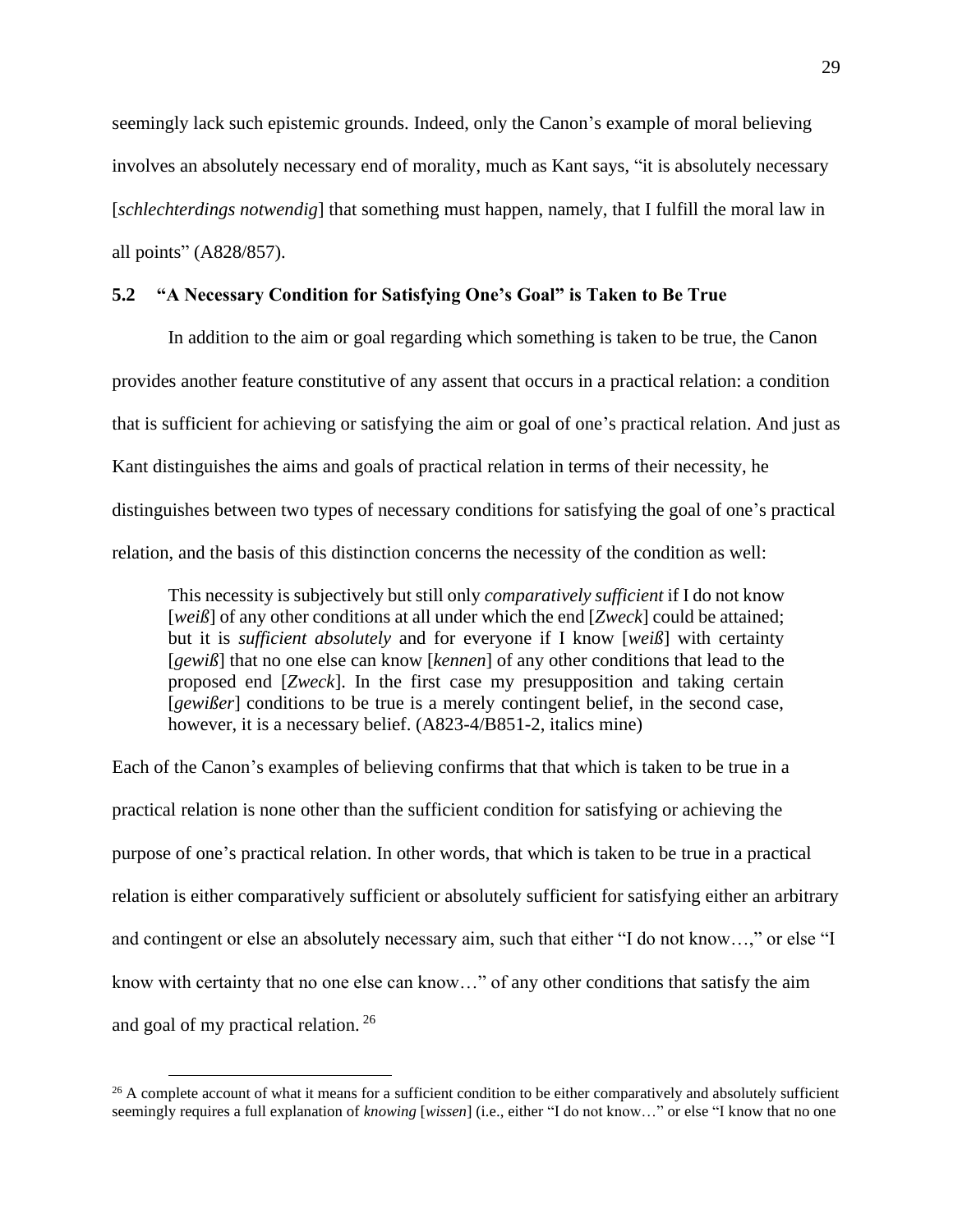seemingly lack such epistemic grounds. Indeed, only the Canon's example of moral believing involves an absolutely necessary end of morality, much as Kant says, "it is absolutely necessary [*schlechterdings notwendig*] that something must happen, namely, that I fulfill the moral law in all points" (A828/857).

### 5.2 "A Necessary Condition for Satisfying One's Goal" is Taken to Be True

In addition to the aim or goal regarding which something is taken to be true, the Canon provides another feature constitutive of any assent that occurs in a practical relation: a condition that is sufficient for achieving or satisfying the aim or goal of one's practical relation. And just as Kant distinguishes the aims and goals of practical relation in terms of their necessity, he distinguishes between two types of necessary conditions for satisfying the goal of one's practical relation, and the basis of this distinction concerns the necessity of the condition as well:

> This necessity is subjectively but still only *comparatively sufficient* if I do not know [*weiß*] of any other conditions at all under which the end [*Zweck*] could be attained; but it is *sufficient absolutely* and for everyone if I know [*weiß*] with certainty [*gewiß*] that no one else can know [*kennen*] of any other conditions that lead to the proposed end [*Zweck*]. In the first case my presupposition and taking certain [*gewißer*] conditions to be true is a merely contingent belief, in the second case, however, it is a necessary belief. (A823-4/B851-2, italics mine)

Each of the Canon's examples of believing confirms that that which is taken to be true in a practical relation is none other than the sufficient condition for satisfying or achieving the purpose of one's practical relation. In other words, that which is taken to be true in a practical relation is either comparatively sufficient or absolutely sufficient for satisfying either an arbitrary and contingent or else an absolutely necessary aim, such that either "I do not know…," or else "I know with certainty that no one else can know…" of any other conditions that satisfy the aim and goal of my practical relation.[26]

[26] A complete account of what it means for a sufficient condition to be either comparatively and absolutely sufficient seemingly requires a full explanation of *knowing* [*wissen*] (i.e., either "I do not know…" or else "I know that no one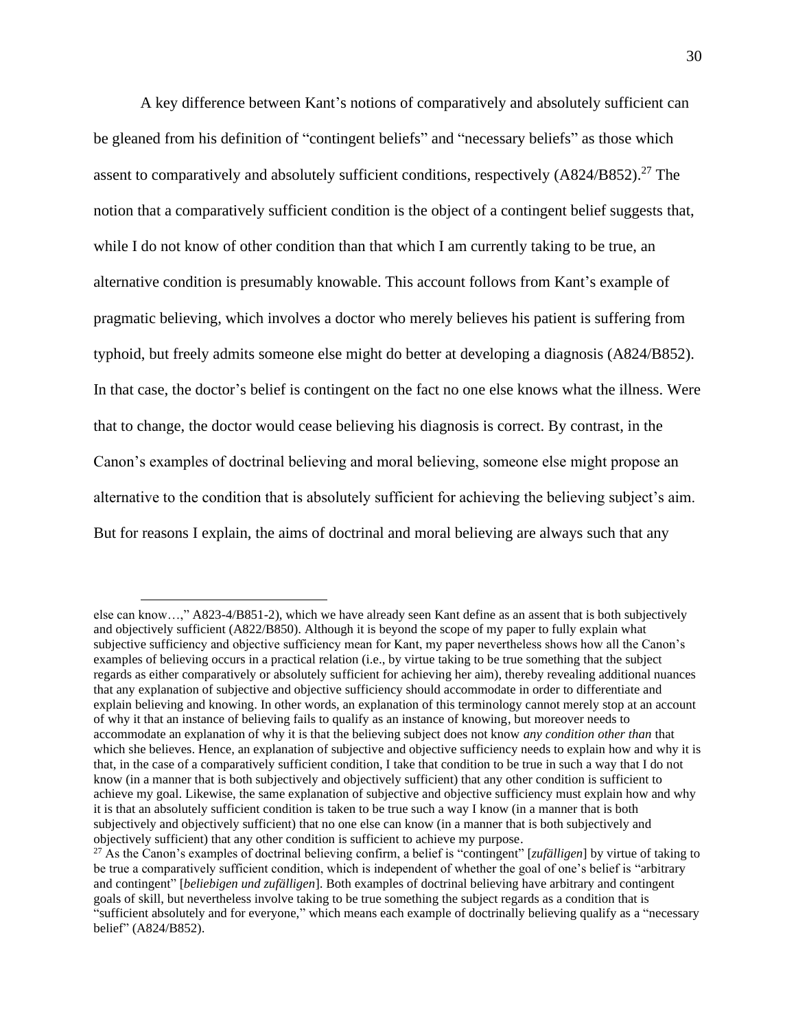A key difference between Kant's notions of comparatively and absolutely sufficient can be gleaned from his definition of "contingent beliefs" and "necessary beliefs" as those which assent to comparatively and absolutely sufficient conditions, respectively (A824/B852).[27] The notion that a comparatively sufficient condition is the object of a contingent belief suggests that, while I do not know of other condition than that which I am currently taking to be true, an alternative condition is presumably knowable. This account follows from Kant's example of pragmatic believing, which involves a doctor who merely believes his patient is suffering from typhoid, but freely admits someone else might do better at developing a diagnosis (A824/B852). In that case, the doctor's belief is contingent on the fact no one else knows what the illness. Were that to change, the doctor would cease believing his diagnosis is correct. By contrast, in the Canon's examples of doctrinal believing and moral believing, someone else might propose an alternative to the condition that is absolutely sufficient for achieving the believing subject's aim. But for reasons I explain, the aims of doctrinal and moral believing are always such that any

---

else can know…," A823-4/B851-2), which we have already seen Kant define as an assent that is both subjectively and objectively sufficient (A822/B850). Although it is beyond the scope of my paper to fully explain what subjective sufficiency and objective sufficiency mean for Kant, my paper nevertheless shows how all the Canon's examples of believing occurs in a practical relation (i.e., by virtue taking to be true something that the subject regards as either comparatively or absolutely sufficient for achieving her aim), thereby revealing additional nuances that any explanation of subjective and objective sufficiency should accommodate in order to differentiate and explain believing and knowing. In other words, an explanation of this terminology cannot merely stop at an account of why it that an instance of believing fails to qualify as an instance of knowing, but moreover needs to accommodate an explanation of why it is that the believing subject does not know *any condition other than* that which she believes. Hence, an explanation of subjective and objective sufficiency needs to explain how and why it is that, in the case of a comparatively sufficient condition, I take that condition to be true in such a way that I do not know (in a manner that is both subjectively and objectively sufficient) that any other condition is sufficient to achieve my goal. Likewise, the same explanation of subjective and objective sufficiency must explain how and why it is that an absolutely sufficient condition is taken to be true such a way I know (in a manner that is both subjectively and objectively sufficient) that no one else can know (in a manner that is both subjectively and objectively sufficient) that any other condition is sufficient to achieve my purpose.

[27] As the Canon's examples of doctrinal believing confirm, a belief is "contingent" [*zufälligen*] by virtue of taking to be true a comparatively sufficient condition, which is independent of whether the goal of one's belief is "arbitrary and contingent" [*beliebigen und zufälligen*]. Both examples of doctrinal believing have arbitrary and contingent goals of skill, but nevertheless involve taking to be true something the subject regards as a condition that is "sufficient absolutely and for everyone," which means each example of doctrinally believing qualify as a "necessary belief" (A824/B852).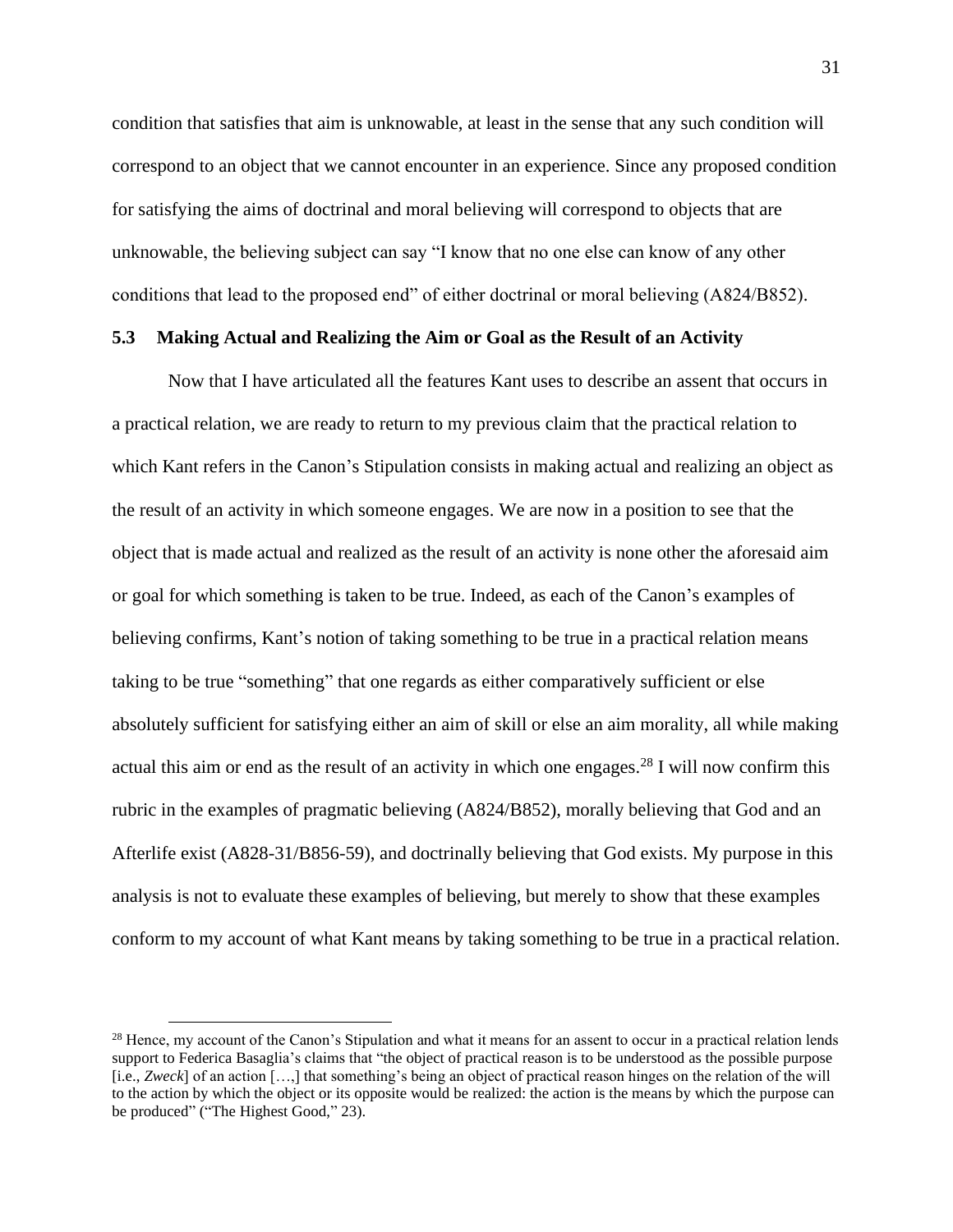condition that satisfies that aim is unknowable, at least in the sense that any such condition will correspond to an object that we cannot encounter in an experience. Since any proposed condition for satisfying the aims of doctrinal and moral believing will correspond to objects that are unknowable, the believing subject can say "I know that no one else can know of any other conditions that lead to the proposed end" of either doctrinal or moral believing (A824/B852).

### 5.3 Making Actual and Realizing the Aim or Goal as the Result of an Activity

Now that I have articulated all the features Kant uses to describe an assent that occurs in a practical relation, we are ready to return to my previous claim that the practical relation to which Kant refers in the Canon's Stipulation consists in making actual and realizing an object as the result of an activity in which someone engages. We are now in a position to see that the object that is made actual and realized as the result of an activity is none other the aforesaid aim or goal for which something is taken to be true. Indeed, as each of the Canon's examples of believing confirms, Kant's notion of taking something to be true in a practical relation means taking to be true "something" that one regards as either comparatively sufficient or else absolutely sufficient for satisfying either an aim of skill or else an aim morality, all while making actual this aim or end as the result of an activity in which one engages.[28] I will now confirm this rubric in the examples of pragmatic believing (A824/B852), morally believing that God and an Afterlife exist (A828-31/B856-59), and doctrinally believing that God exists. My purpose in this analysis is not to evaluate these examples of believing, but merely to show that these examples conform to my account of what Kant means by taking something to be true in a practical relation.

[28] Hence, my account of the Canon's Stipulation and what it means for an assent to occur in a practical relation lends support to Federica Basaglia's claims that "the object of practical reason is to be understood as the possible purpose [i.e., *Zweck*] of an action […,] that something's being an object of practical reason hinges on the relation of the will to the action by which the object or its opposite would be realized: the action is the means by which the purpose can be produced" ("The Highest Good," 23).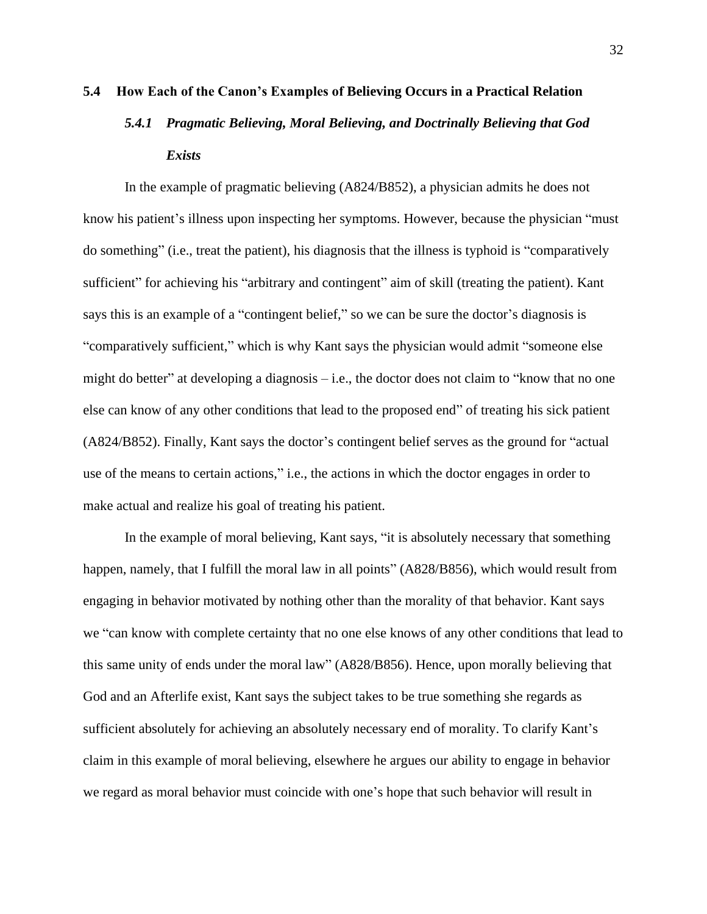## 5.4 How Each of the Canon's Examples of Believing Occurs in a Practical Relation

### *5.4.1 Pragmatic Believing, Moral Believing, and Doctrinally Believing that God Exists*

In the example of pragmatic believing (A824/B852), a physician admits he does not know his patient's illness upon inspecting her symptoms. However, because the physician "must do something" (i.e., treat the patient), his diagnosis that the illness is typhoid is "comparatively sufficient" for achieving his "arbitrary and contingent" aim of skill (treating the patient). Kant says this is an example of a "contingent belief," so we can be sure the doctor's diagnosis is "comparatively sufficient," which is why Kant says the physician would admit "someone else might do better" at developing a diagnosis – i.e., the doctor does not claim to "know that no one else can know of any other conditions that lead to the proposed end" of treating his sick patient (A824/B852). Finally, Kant says the doctor's contingent belief serves as the ground for "actual use of the means to certain actions," i.e., the actions in which the doctor engages in order to make actual and realize his goal of treating his patient.

In the example of moral believing, Kant says, "it is absolutely necessary that something happen, namely, that I fulfill the moral law in all points" (A828/B856), which would result from engaging in behavior motivated by nothing other than the morality of that behavior. Kant says we "can know with complete certainty that no one else knows of any other conditions that lead to this same unity of ends under the moral law" (A828/B856). Hence, upon morally believing that God and an Afterlife exist, Kant says the subject takes to be true something she regards as sufficient absolutely for achieving an absolutely necessary end of morality. To clarify Kant's claim in this example of moral believing, elsewhere he argues our ability to engage in behavior we regard as moral behavior must coincide with one's hope that such behavior will result in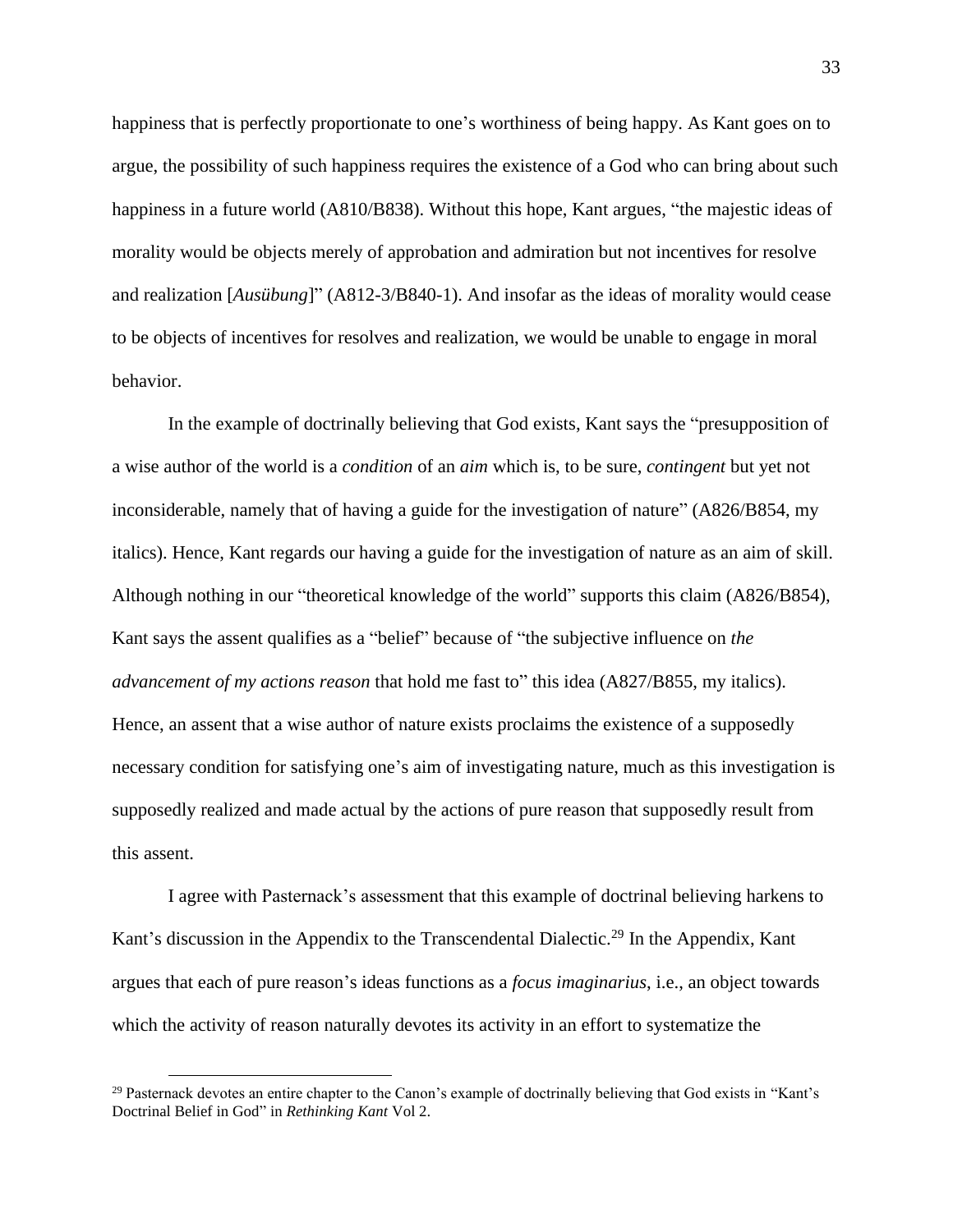happiness that is perfectly proportionate to one's worthiness of being happy. As Kant goes on to argue, the possibility of such happiness requires the existence of a God who can bring about such happiness in a future world (A810/B838). Without this hope, Kant argues, "the majestic ideas of morality would be objects merely of approbation and admiration but not incentives for resolve and realization [*Ausübung*]" (A812-3/B840-1). And insofar as the ideas of morality would cease to be objects of incentives for resolves and realization, we would be unable to engage in moral behavior.

In the example of doctrinally believing that God exists, Kant says the "presupposition of a wise author of the world is a *condition* of an *aim* which is, to be sure, *contingent* but yet not inconsiderable, namely that of having a guide for the investigation of nature" (A826/B854, my italics). Hence, Kant regards our having a guide for the investigation of nature as an aim of skill. Although nothing in our "theoretical knowledge of the world" supports this claim (A826/B854), Kant says the assent qualifies as a "belief" because of "the subjective influence on *the advancement of my actions reason* that hold me fast to" this idea (A827/B855, my italics). Hence, an assent that a wise author of nature exists proclaims the existence of a supposedly necessary condition for satisfying one's aim of investigating nature, much as this investigation is supposedly realized and made actual by the actions of pure reason that supposedly result from this assent.

I agree with Pasternack's assessment that this example of doctrinal believing harkens to Kant's discussion in the Appendix to the Transcendental Dialectic.[29] In the Appendix, Kant argues that each of pure reason's ideas functions as a *focus imaginarius*, i.e., an object towards which the activity of reason naturally devotes its activity in an effort to systematize the

[29] Pasternack devotes an entire chapter to the Canon's example of doctrinally believing that God exists in "Kant's Doctrinal Belief in God" in *Rethinking Kant* Vol 2.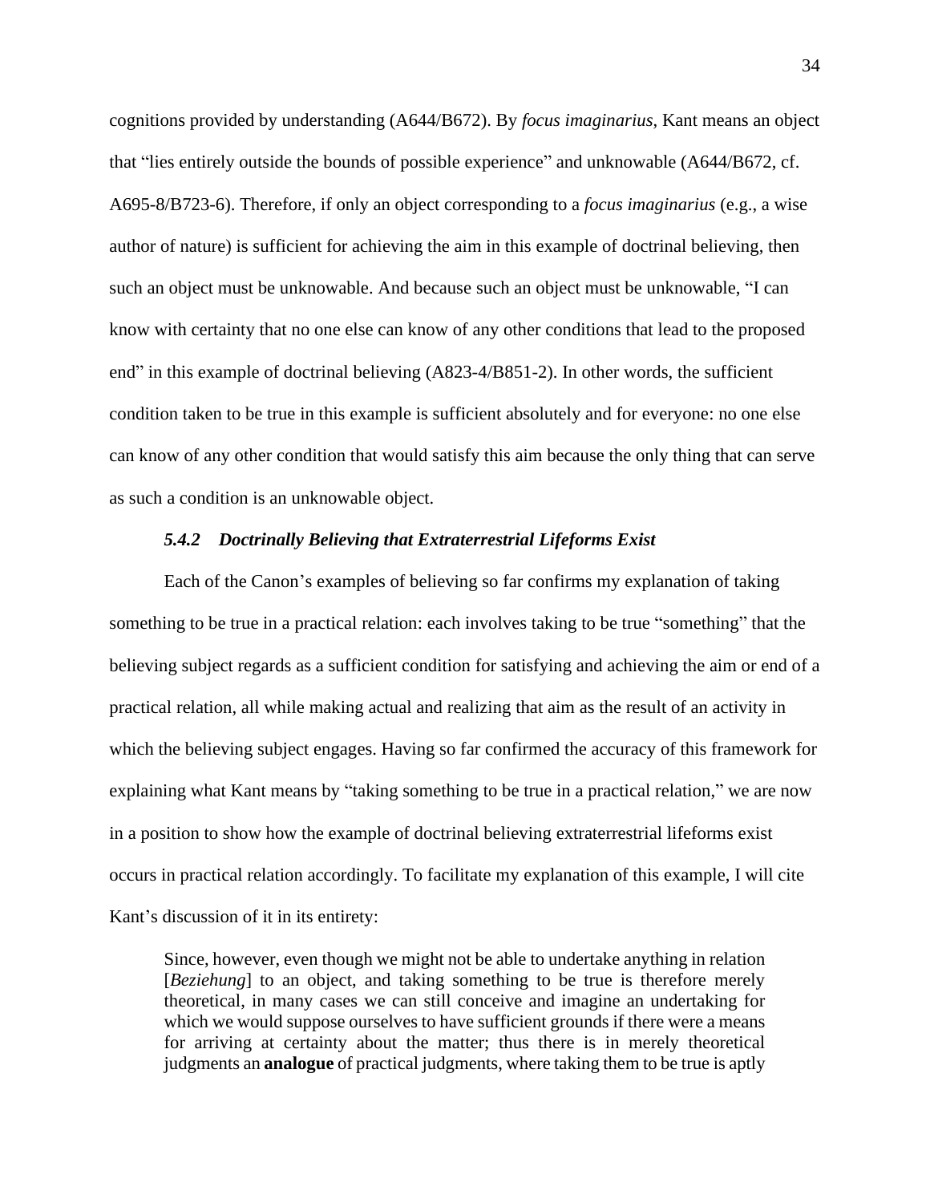cognitions provided by understanding (A644/B672). By *focus imaginarius*, Kant means an object that "lies entirely outside the bounds of possible experience" and unknowable (A644/B672, cf. A695-8/B723-6). Therefore, if only an object corresponding to a *focus imaginarius* (e.g., a wise author of nature) is sufficient for achieving the aim in this example of doctrinal believing, then such an object must be unknowable. And because such an object must be unknowable, "I can know with certainty that no one else can know of any other conditions that lead to the proposed end" in this example of doctrinal believing (A823-4/B851-2). In other words, the sufficient condition taken to be true in this example is sufficient absolutely and for everyone: no one else can know of any other condition that would satisfy this aim because the only thing that can serve as such a condition is an unknowable object.

#### *5.4.2 Doctrinally Believing that Extraterrestrial Lifeforms Exist*

Each of the Canon's examples of believing so far confirms my explanation of taking something to be true in a practical relation: each involves taking to be true "something" that the believing subject regards as a sufficient condition for satisfying and achieving the aim or end of a practical relation, all while making actual and realizing that aim as the result of an activity in which the believing subject engages. Having so far confirmed the accuracy of this framework for explaining what Kant means by "taking something to be true in a practical relation," we are now in a position to show how the example of doctrinal believing extraterrestrial lifeforms exist occurs in practical relation accordingly. To facilitate my explanation of this example, I will cite Kant's discussion of it in its entirety:

> Since, however, even though we might not be able to undertake anything in relation [*Beziehung*] to an object, and taking something to be true is therefore merely theoretical, in many cases we can still conceive and imagine an undertaking for which we would suppose ourselves to have sufficient grounds if there were a means for arriving at certainty about the matter; thus there is in merely theoretical judgments an **analogue** of practical judgments, where taking them to be true is aptly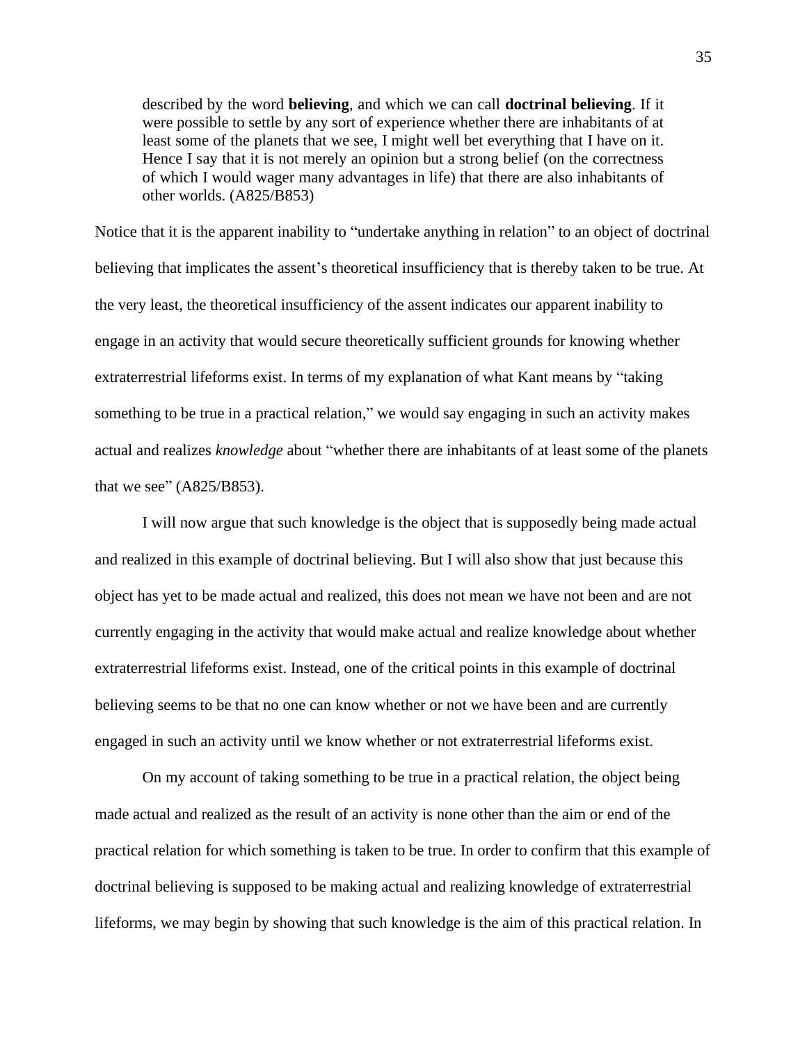> described by the word **believing**, and which we can call **doctrinal believing**. If it were possible to settle by any sort of experience whether there are inhabitants of at least some of the planets that we see, I might well bet everything that I have on it. Hence I say that it is not merely an opinion but a strong belief (on the correctness of which I would wager many advantages in life) that there are also inhabitants of other worlds. (A825/B853)

Notice that it is the apparent inability to "undertake anything in relation" to an object of doctrinal believing that implicates the assent's theoretical insufficiency that is thereby taken to be true. At the very least, the theoretical insufficiency of the assent indicates our apparent inability to engage in an activity that would secure theoretically sufficient grounds for knowing whether extraterrestrial lifeforms exist. In terms of my explanation of what Kant means by "taking something to be true in a practical relation," we would say engaging in such an activity makes actual and realizes *knowledge* about "whether there are inhabitants of at least some of the planets that we see" (A825/B853).

I will now argue that such knowledge is the object that is supposedly being made actual and realized in this example of doctrinal believing. But I will also show that just because this object has yet to be made actual and realized, this does not mean we have not been and are not currently engaging in the activity that would make actual and realize knowledge about whether extraterrestrial lifeforms exist. Instead, one of the critical points in this example of doctrinal believing seems to be that no one can know whether or not we have been and are currently engaged in such an activity until we know whether or not extraterrestrial lifeforms exist.

On my account of taking something to be true in a practical relation, the object being made actual and realized as the result of an activity is none other than the aim or end of the practical relation for which something is taken to be true. In order to confirm that this example of doctrinal believing is supposed to be making actual and realizing knowledge of extraterrestrial lifeforms, we may begin by showing that such knowledge is the aim of this practical relation. In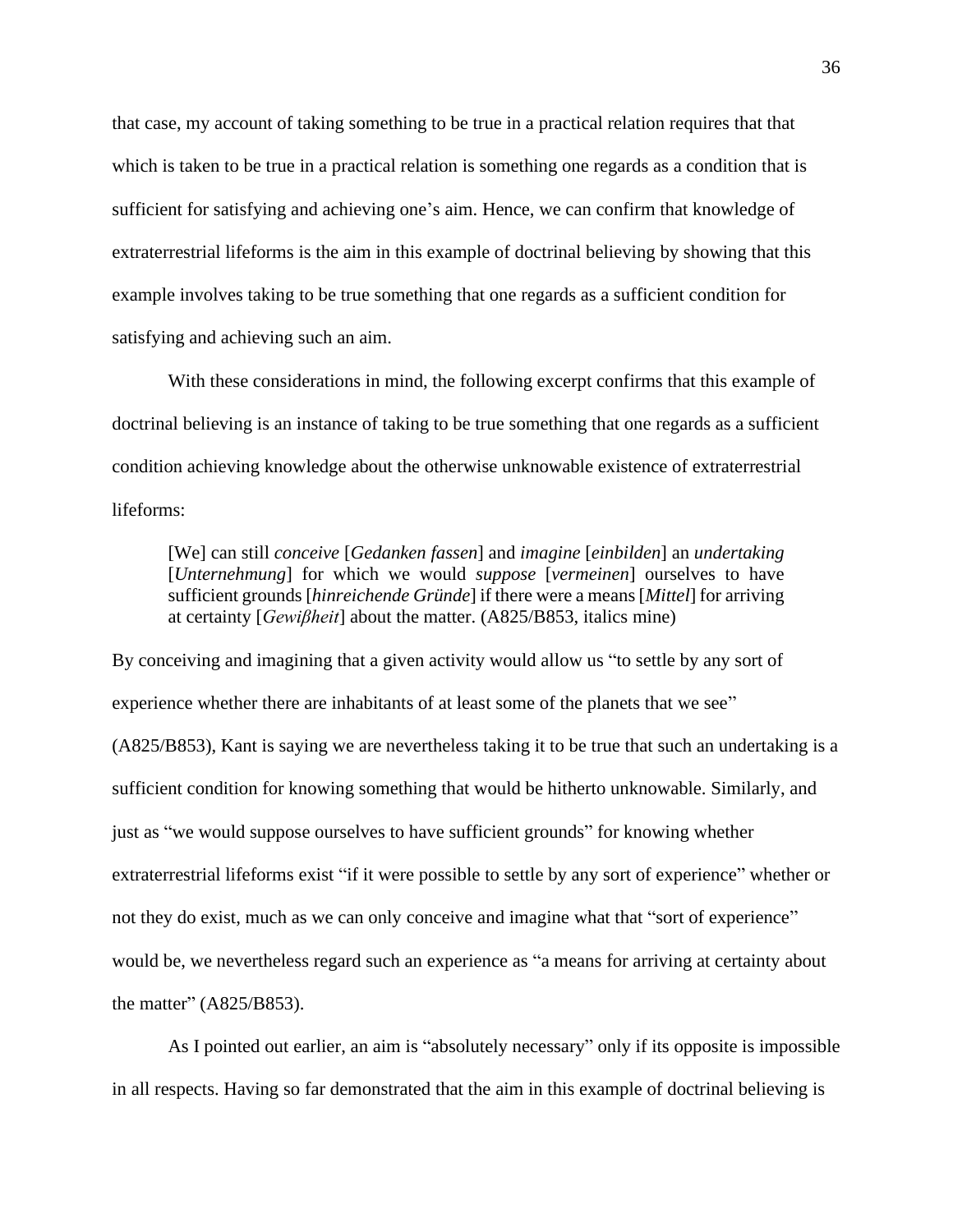that case, my account of taking something to be true in a practical relation requires that that which is taken to be true in a practical relation is something one regards as a condition that is sufficient for satisfying and achieving one's aim. Hence, we can confirm that knowledge of extraterrestrial lifeforms is the aim in this example of doctrinal believing by showing that this example involves taking to be true something that one regards as a sufficient condition for satisfying and achieving such an aim.

With these considerations in mind, the following excerpt confirms that this example of doctrinal believing is an instance of taking to be true something that one regards as a sufficient condition achieving knowledge about the otherwise unknowable existence of extraterrestrial lifeforms:

> [We] can still *conceive* [*Gedanken fassen*] and *imagine* [*einbilden*] an *undertaking* [*Unternehmung*] for which we would *suppose* [*vermeinen*] ourselves to have sufficient grounds [*hinreichende Gründe*] if there were a means [*Mittel*] for arriving at certainty [*Gewißheit*] about the matter. (A825/B853, italics mine)

By conceiving and imagining that a given activity would allow us "to settle by any sort of experience whether there are inhabitants of at least some of the planets that we see" (A825/B853), Kant is saying we are nevertheless taking it to be true that such an undertaking is a sufficient condition for knowing something that would be hitherto unknowable. Similarly, and just as "we would suppose ourselves to have sufficient grounds" for knowing whether extraterrestrial lifeforms exist "if it were possible to settle by any sort of experience" whether or not they do exist, much as we can only conceive and imagine what that "sort of experience" would be, we nevertheless regard such an experience as "a means for arriving at certainty about the matter" (A825/B853).

As I pointed out earlier, an aim is "absolutely necessary" only if its opposite is impossible in all respects. Having so far demonstrated that the aim in this example of doctrinal believing is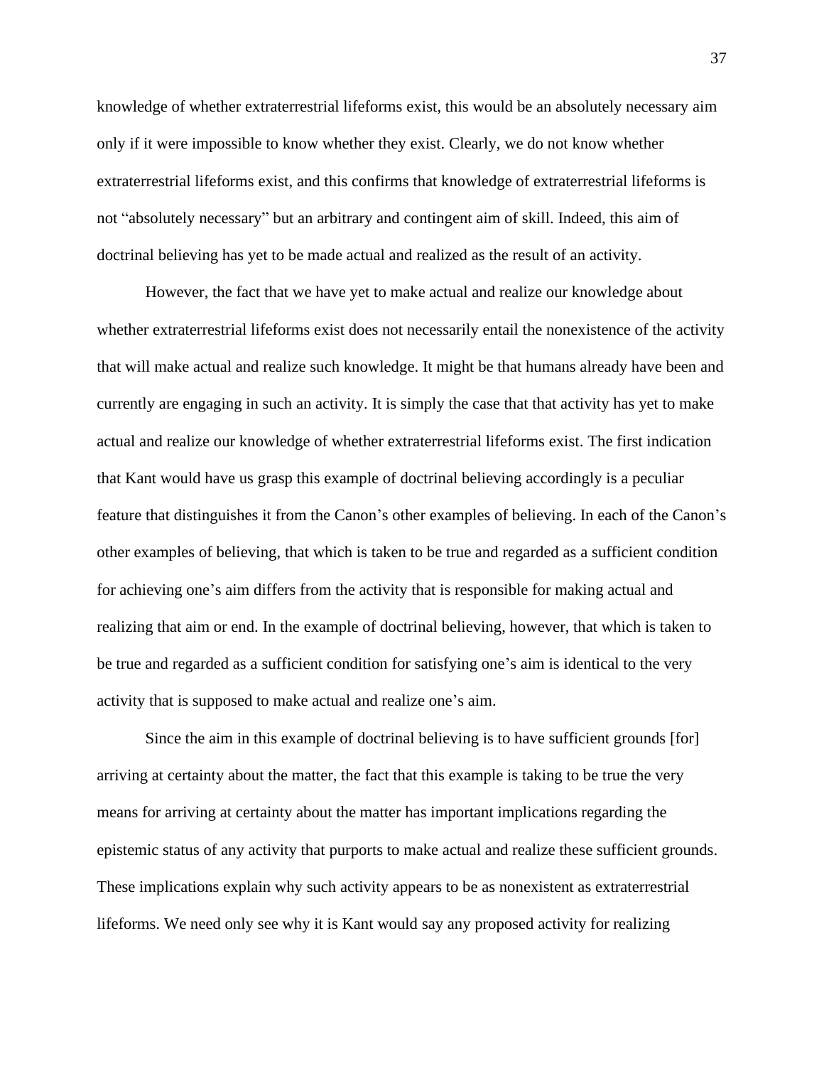knowledge of whether extraterrestrial lifeforms exist, this would be an absolutely necessary aim only if it were impossible to know whether they exist. Clearly, we do not know whether extraterrestrial lifeforms exist, and this confirms that knowledge of extraterrestrial lifeforms is not "absolutely necessary" but an arbitrary and contingent aim of skill. Indeed, this aim of doctrinal believing has yet to be made actual and realized as the result of an activity.

However, the fact that we have yet to make actual and realize our knowledge about whether extraterrestrial lifeforms exist does not necessarily entail the nonexistence of the activity that will make actual and realize such knowledge. It might be that humans already have been and currently are engaging in such an activity. It is simply the case that that activity has yet to make actual and realize our knowledge of whether extraterrestrial lifeforms exist. The first indication that Kant would have us grasp this example of doctrinal believing accordingly is a peculiar feature that distinguishes it from the Canon's other examples of believing. In each of the Canon's other examples of believing, that which is taken to be true and regarded as a sufficient condition for achieving one's aim differs from the activity that is responsible for making actual and realizing that aim or end. In the example of doctrinal believing, however, that which is taken to be true and regarded as a sufficient condition for satisfying one's aim is identical to the very activity that is supposed to make actual and realize one's aim.

Since the aim in this example of doctrinal believing is to have sufficient grounds [for] arriving at certainty about the matter, the fact that this example is taking to be true the very means for arriving at certainty about the matter has important implications regarding the epistemic status of any activity that purports to make actual and realize these sufficient grounds. These implications explain why such activity appears to be as nonexistent as extraterrestrial lifeforms. We need only see why it is Kant would say any proposed activity for realizing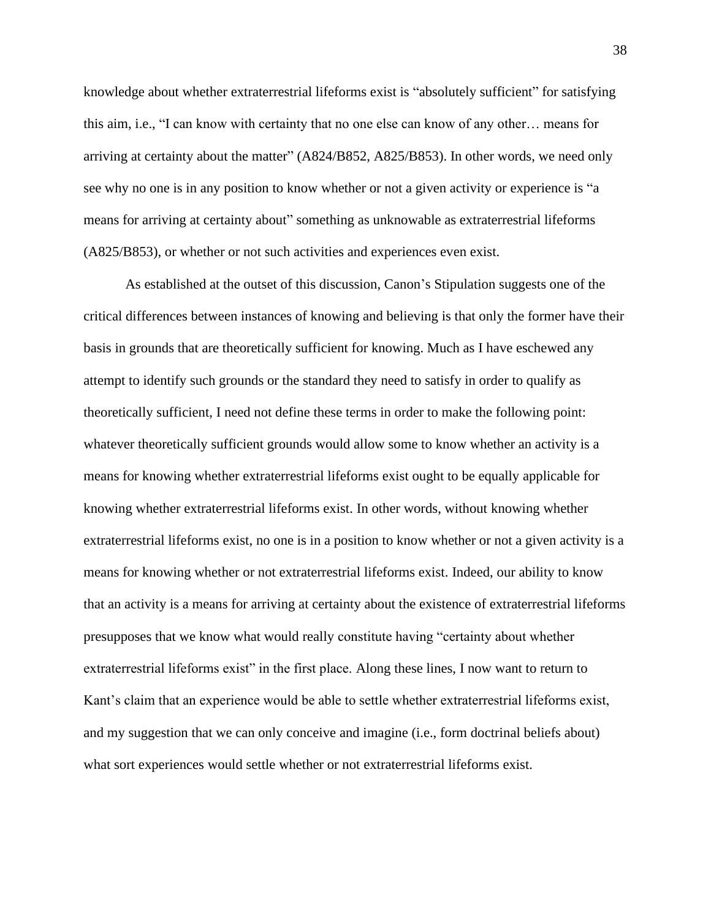knowledge about whether extraterrestrial lifeforms exist is "absolutely sufficient" for satisfying this aim, i.e., "I can know with certainty that no one else can know of any other… means for arriving at certainty about the matter" (A824/B852, A825/B853). In other words, we need only see why no one is in any position to know whether or not a given activity or experience is "a means for arriving at certainty about" something as unknowable as extraterrestrial lifeforms (A825/B853), or whether or not such activities and experiences even exist.

As established at the outset of this discussion, Canon's Stipulation suggests one of the critical differences between instances of knowing and believing is that only the former have their basis in grounds that are theoretically sufficient for knowing. Much as I have eschewed any attempt to identify such grounds or the standard they need to satisfy in order to qualify as theoretically sufficient, I need not define these terms in order to make the following point: whatever theoretically sufficient grounds would allow some to know whether an activity is a means for knowing whether extraterrestrial lifeforms exist ought to be equally applicable for knowing whether extraterrestrial lifeforms exist. In other words, without knowing whether extraterrestrial lifeforms exist, no one is in a position to know whether or not a given activity is a means for knowing whether or not extraterrestrial lifeforms exist. Indeed, our ability to know that an activity is a means for arriving at certainty about the existence of extraterrestrial lifeforms presupposes that we know what would really constitute having "certainty about whether extraterrestrial lifeforms exist" in the first place. Along these lines, I now want to return to Kant's claim that an experience would be able to settle whether extraterrestrial lifeforms exist, and my suggestion that we can only conceive and imagine (i.e., form doctrinal beliefs about) what sort experiences would settle whether or not extraterrestrial lifeforms exist.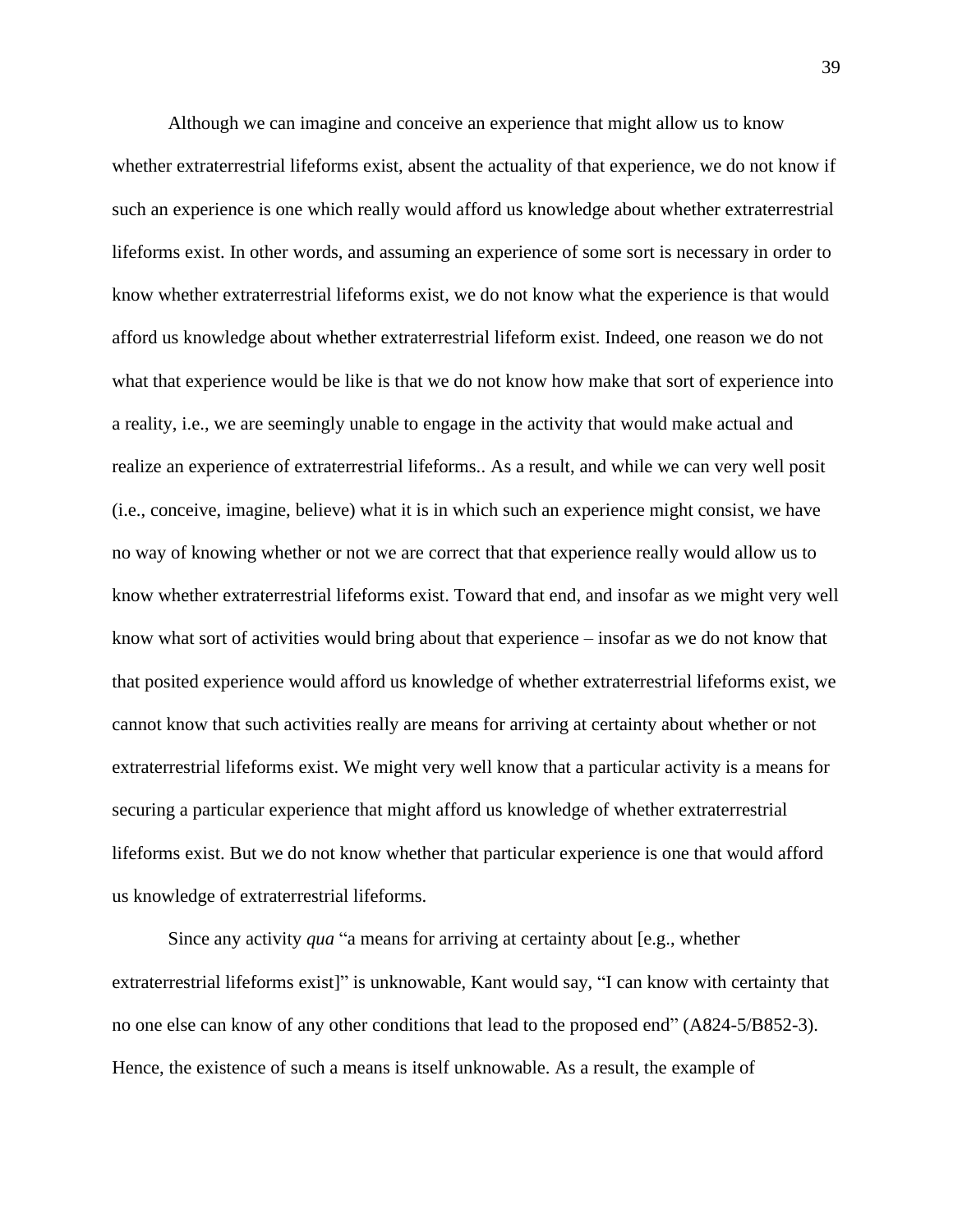Although we can imagine and conceive an experience that might allow us to know whether extraterrestrial lifeforms exist, absent the actuality of that experience, we do not know if such an experience is one which really would afford us knowledge about whether extraterrestrial lifeforms exist. In other words, and assuming an experience of some sort is necessary in order to know whether extraterrestrial lifeforms exist, we do not know what the experience is that would afford us knowledge about whether extraterrestrial lifeform exist. Indeed, one reason we do not what that experience would be like is that we do not know how make that sort of experience into a reality, i.e., we are seemingly unable to engage in the activity that would make actual and realize an experience of extraterrestrial lifeforms.. As a result, and while we can very well posit (i.e., conceive, imagine, believe) what it is in which such an experience might consist, we have no way of knowing whether or not we are correct that that experience really would allow us to know whether extraterrestrial lifeforms exist. Toward that end, and insofar as we might very well know what sort of activities would bring about that experience – insofar as we do not know that that posited experience would afford us knowledge of whether extraterrestrial lifeforms exist, we cannot know that such activities really are means for arriving at certainty about whether or not extraterrestrial lifeforms exist. We might very well know that a particular activity is a means for securing a particular experience that might afford us knowledge of whether extraterrestrial lifeforms exist. But we do not know whether that particular experience is one that would afford us knowledge of extraterrestrial lifeforms.

Since any activity *qua* "a means for arriving at certainty about [e.g., whether extraterrestrial lifeforms exist]" is unknowable, Kant would say, "I can know with certainty that no one else can know of any other conditions that lead to the proposed end" (A824-5/B852-3). Hence, the existence of such a means is itself unknowable. As a result, the example of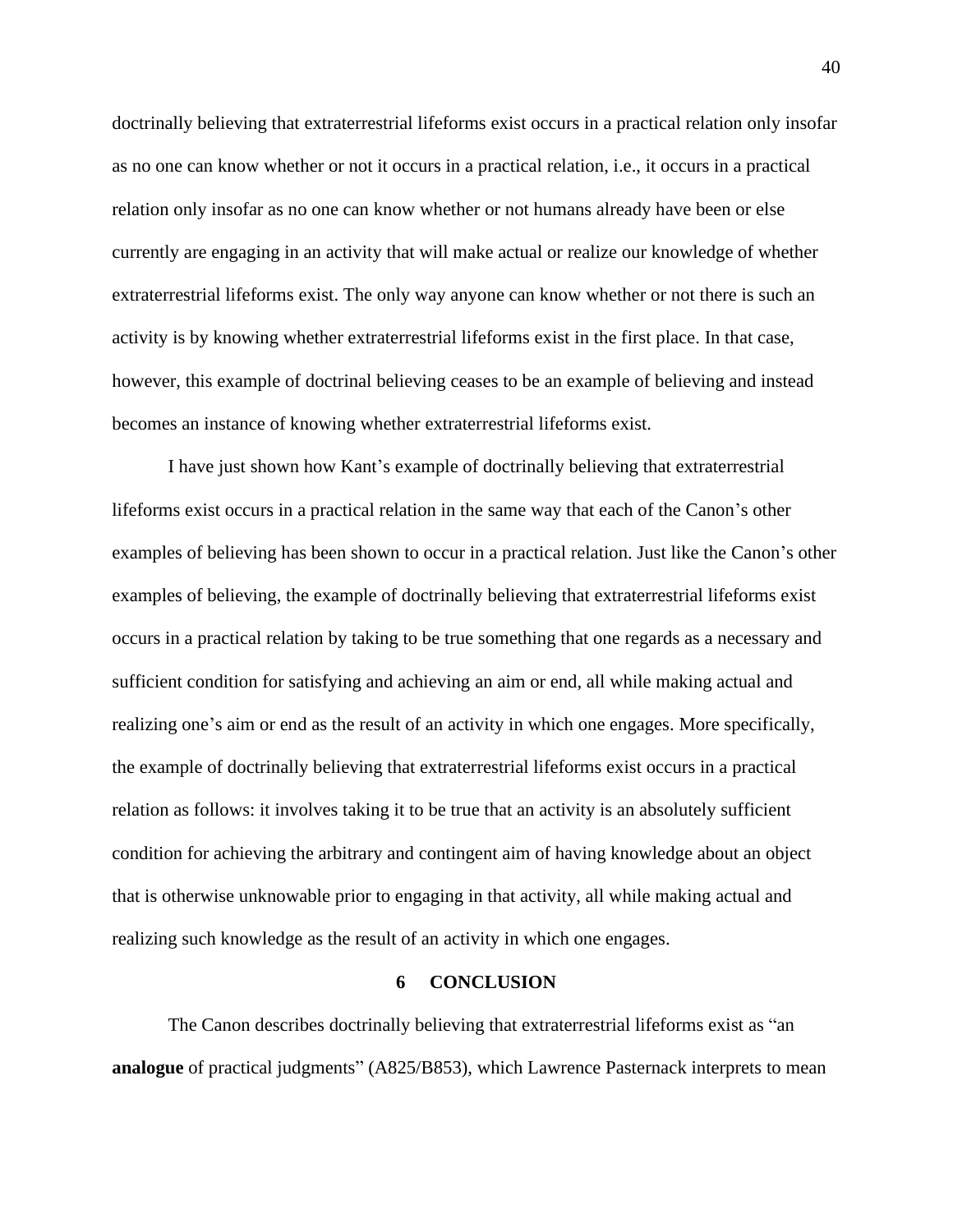doctrinally believing that extraterrestrial lifeforms exist occurs in a practical relation only insofar as no one can know whether or not it occurs in a practical relation, i.e., it occurs in a practical relation only insofar as no one can know whether or not humans already have been or else currently are engaging in an activity that will make actual or realize our knowledge of whether extraterrestrial lifeforms exist. The only way anyone can know whether or not there is such an activity is by knowing whether extraterrestrial lifeforms exist in the first place. In that case, however, this example of doctrinal believing ceases to be an example of believing and instead becomes an instance of knowing whether extraterrestrial lifeforms exist.

I have just shown how Kant's example of doctrinally believing that extraterrestrial lifeforms exist occurs in a practical relation in the same way that each of the Canon's other examples of believing has been shown to occur in a practical relation. Just like the Canon's other examples of believing, the example of doctrinally believing that extraterrestrial lifeforms exist occurs in a practical relation by taking to be true something that one regards as a necessary and sufficient condition for satisfying and achieving an aim or end, all while making actual and realizing one's aim or end as the result of an activity in which one engages. More specifically, the example of doctrinally believing that extraterrestrial lifeforms exist occurs in a practical relation as follows: it involves taking it to be true that an activity is an absolutely sufficient condition for achieving the arbitrary and contingent aim of having knowledge about an object that is otherwise unknowable prior to engaging in that activity, all while making actual and realizing such knowledge as the result of an activity in which one engages.

## 6 CONCLUSION

The Canon describes doctrinally believing that extraterrestrial lifeforms exist as "an **analogue** of practical judgments" (A825/B853), which Lawrence Pasternack interprets to mean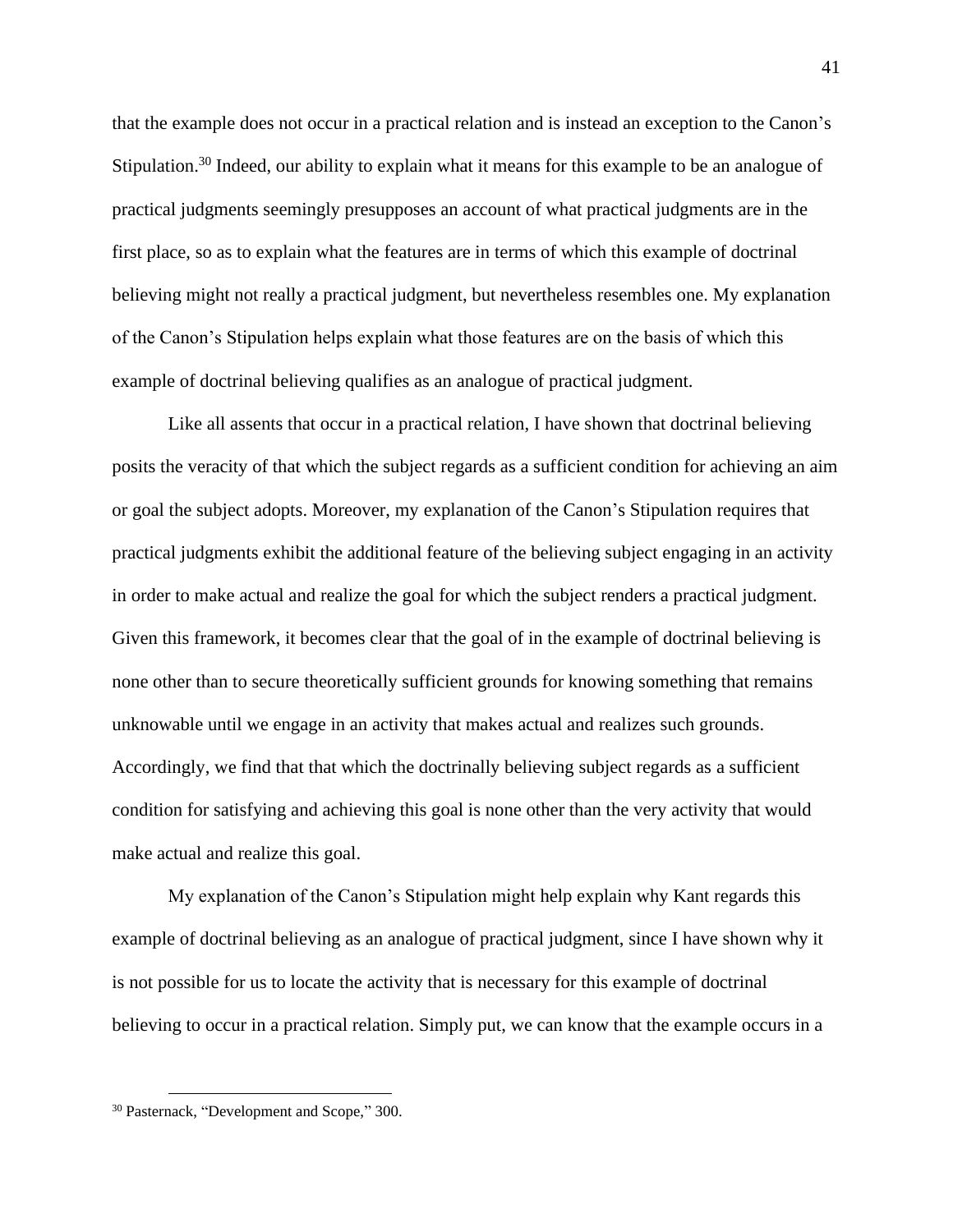that the example does not occur in a practical relation and is instead an exception to the Canon's Stipulation.[30] Indeed, our ability to explain what it means for this example to be an analogue of practical judgments seemingly presupposes an account of what practical judgments are in the first place, so as to explain what the features are in terms of which this example of doctrinal believing might not really a practical judgment, but nevertheless resembles one. My explanation of the Canon's Stipulation helps explain what those features are on the basis of which this example of doctrinal believing qualifies as an analogue of practical judgment.

Like all assents that occur in a practical relation, I have shown that doctrinal believing posits the veracity of that which the subject regards as a sufficient condition for achieving an aim or goal the subject adopts. Moreover, my explanation of the Canon's Stipulation requires that practical judgments exhibit the additional feature of the believing subject engaging in an activity in order to make actual and realize the goal for which the subject renders a practical judgment. Given this framework, it becomes clear that the goal of in the example of doctrinal believing is none other than to secure theoretically sufficient grounds for knowing something that remains unknowable until we engage in an activity that makes actual and realizes such grounds. Accordingly, we find that that which the doctrinally believing subject regards as a sufficient condition for satisfying and achieving this goal is none other than the very activity that would make actual and realize this goal.

My explanation of the Canon's Stipulation might help explain why Kant regards this example of doctrinal believing as an analogue of practical judgment, since I have shown why it is not possible for us to locate the activity that is necessary for this example of doctrinal believing to occur in a practical relation. Simply put, we can know that the example occurs in a

[30] Pasternack, "Development and Scope," 300.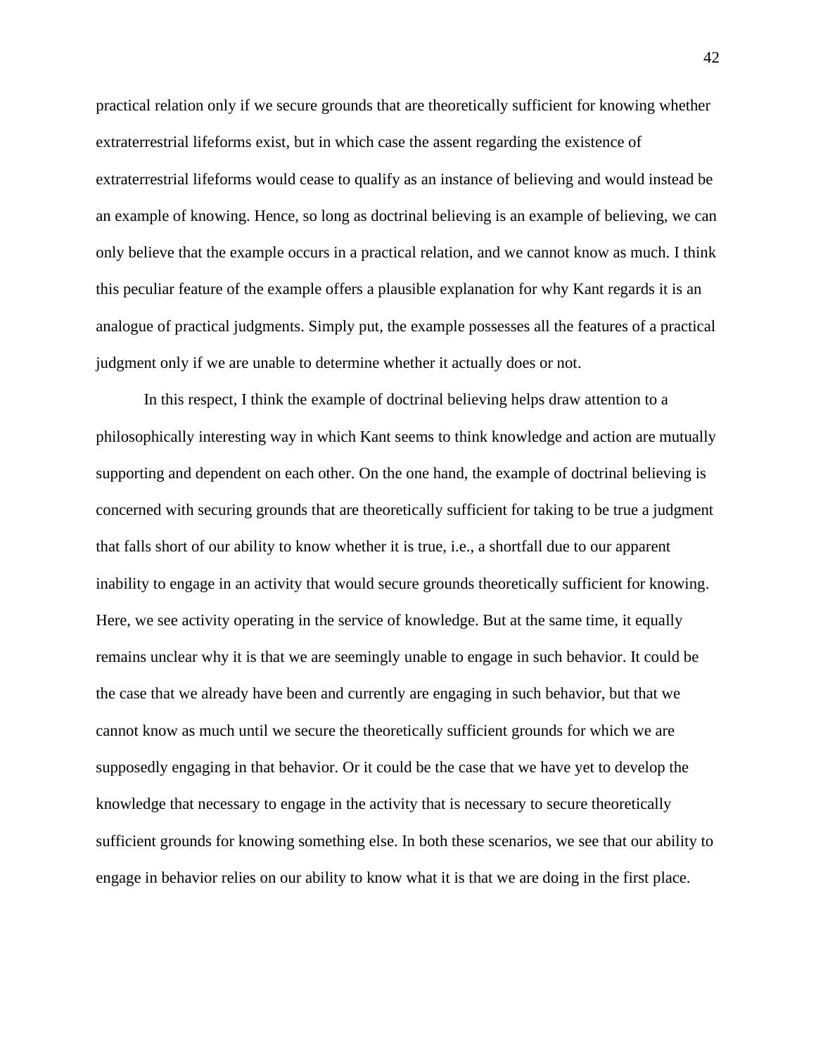practical relation only if we secure grounds that are theoretically sufficient for knowing whether extraterrestrial lifeforms exist, but in which case the assent regarding the existence of extraterrestrial lifeforms would cease to qualify as an instance of believing and would instead be an example of knowing. Hence, so long as doctrinal believing is an example of believing, we can only believe that the example occurs in a practical relation, and we cannot know as much. I think this peculiar feature of the example offers a plausible explanation for why Kant regards it is an analogue of practical judgments. Simply put, the example possesses all the features of a practical judgment only if we are unable to determine whether it actually does or not.

In this respect, I think the example of doctrinal believing helps draw attention to a philosophically interesting way in which Kant seems to think knowledge and action are mutually supporting and dependent on each other. On the one hand, the example of doctrinal believing is concerned with securing grounds that are theoretically sufficient for taking to be true a judgment that falls short of our ability to know whether it is true, i.e., a shortfall due to our apparent inability to engage in an activity that would secure grounds theoretically sufficient for knowing. Here, we see activity operating in the service of knowledge. But at the same time, it equally remains unclear why it is that we are seemingly unable to engage in such behavior. It could be the case that we already have been and currently are engaging in such behavior, but that we cannot know as much until we secure the theoretically sufficient grounds for which we are supposedly engaging in that behavior. Or it could be the case that we have yet to develop the knowledge that necessary to engage in the activity that is necessary to secure theoretically sufficient grounds for knowing something else. In both these scenarios, we see that our ability to engage in behavior relies on our ability to know what it is that we are doing in the first place.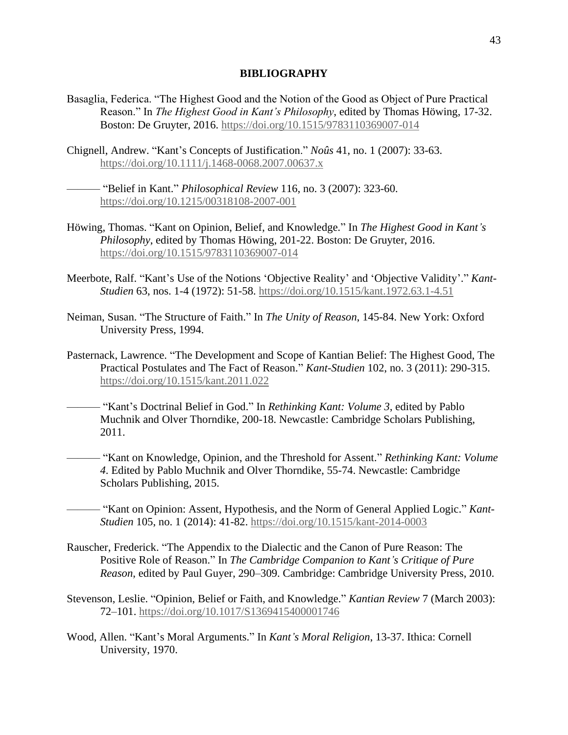# BIBLIOGRAPHY

Basaglia, Federica. "The Highest Good and the Notion of the Good as Object of Pure Practical Reason." In *The Highest Good in Kant's Philosophy*, edited by Thomas Höwing, 17-32. Boston: De Gruyter, 2016. https://doi.org/10.1515/9783110369007-014

Chignell, Andrew. "Kant's Concepts of Justification." *Noûs* 41, no. 1 (2007): 33-63. https://doi.org/10.1111/j.1468-0068.2007.00637.x

——— "Belief in Kant." *Philosophical Review* 116, no. 3 (2007): 323-60. https://doi.org/10.1215/00318108-2007-001

Höwing, Thomas. "Kant on Opinion, Belief, and Knowledge." In *The Highest Good in Kant's Philosophy*, edited by Thomas Höwing, 201-22. Boston: De Gruyter, 2016. https://doi.org/10.1515/9783110369007-014

Meerbote, Ralf. "Kant's Use of the Notions 'Objective Reality' and 'Objective Validity'." *Kant-Studien* 63, nos. 1-4 (1972): 51-58. https://doi.org/10.1515/kant.1972.63.1-4.51

Neiman, Susan. "The Structure of Faith." In *The Unity of Reason*, 145-84. New York: Oxford University Press, 1994.

Pasternack, Lawrence. "The Development and Scope of Kantian Belief: The Highest Good, The Practical Postulates and The Fact of Reason." *Kant-Studien* 102, no. 3 (2011): 290-315. https://doi.org/10.1515/kant.2011.022

——— "Kant's Doctrinal Belief in God." In *Rethinking Kant: Volume 3*, edited by Pablo Muchnik and Olver Thorndike, 200-18. Newcastle: Cambridge Scholars Publishing, 2011.

——— "Kant on Knowledge, Opinion, and the Threshold for Assent." *Rethinking Kant: Volume 4*. Edited by Pablo Muchnik and Olver Thorndike, 55-74. Newcastle: Cambridge Scholars Publishing, 2015.

——— "Kant on Opinion: Assent, Hypothesis, and the Norm of General Applied Logic." *Kant-Studien* 105, no. 1 (2014): 41-82. https://doi.org/10.1515/kant-2014-0003

Rauscher, Frederick. "The Appendix to the Dialectic and the Canon of Pure Reason: The Positive Role of Reason." In *The Cambridge Companion to Kant's Critique of Pure Reason*, edited by Paul Guyer, 290–309. Cambridge: Cambridge University Press, 2010.

Stevenson, Leslie. "Opinion, Belief or Faith, and Knowledge." *Kantian Review* 7 (March 2003): 72–101. https://doi.org/10.1017/S1369415400001746

Wood, Allen. "Kant's Moral Arguments." In *Kant's Moral Religion*, 13-37. Ithica: Cornell University, 1970.